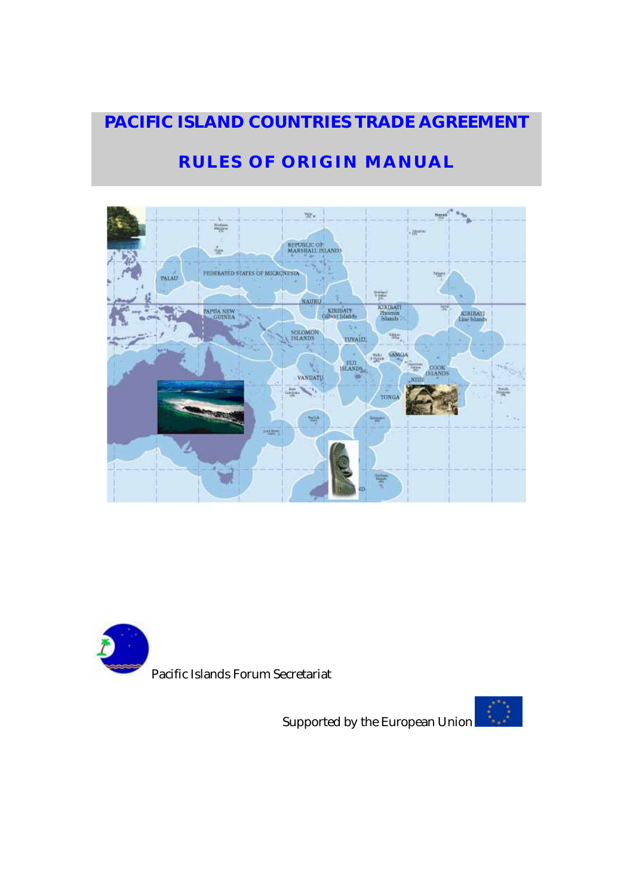# PACIFIC ISLAND COUNTRIES TRADE AGREEMENT

## RULES OF ORIGIN MANUAL

Pacific Islands Forum Secretariat

Supported by the European Union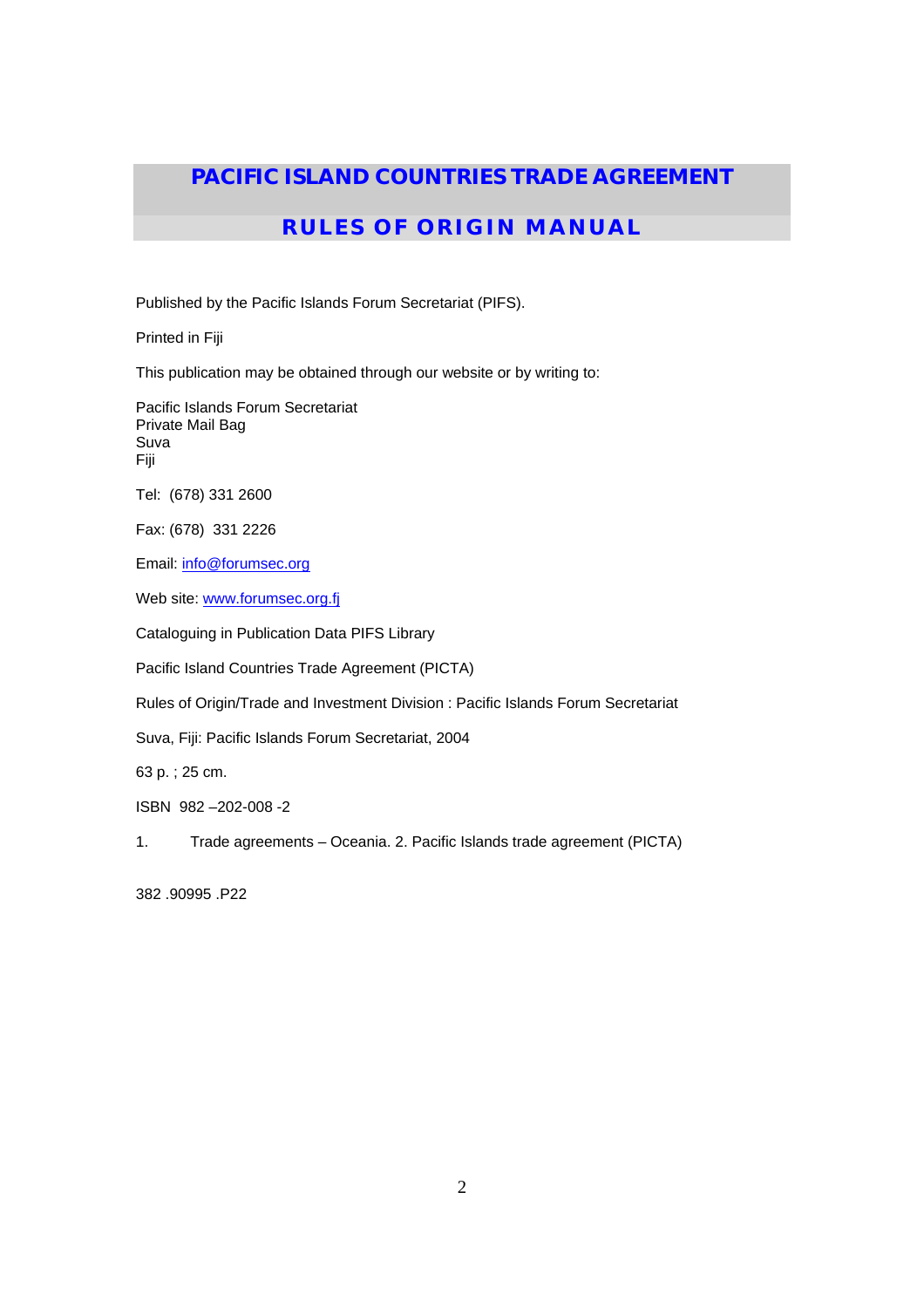# PACIFIC ISLAND COUNTRIES TRADE AGREEMENT

## RULES OF ORIGIN MANUAL

Published by the Pacific Islands Forum Secretariat (PIFS).

Printed in Fiji

This publication may be obtained through our website or by writing to:

Pacific Islands Forum Secretariat
Private Mail Bag
Suva
Fiji

Tel: (678) 331 2600

Fax: (678) 331 2226

Email: info@forumsec.org

Web site: www.forumsec.org.fj

Cataloguing in Publication Data PIFS Library

Pacific Island Countries Trade Agreement (PICTA)

Rules of Origin/Trade and Investment Division : Pacific Islands Forum Secretariat

Suva, Fiji: Pacific Islands Forum Secretariat, 2004

63 p. ; 25 cm.

ISBN 982 –202-008 -2

1. Trade agreements – Oceania. 2. Pacific Islands trade agreement (PICTA)

382 .90995 .P22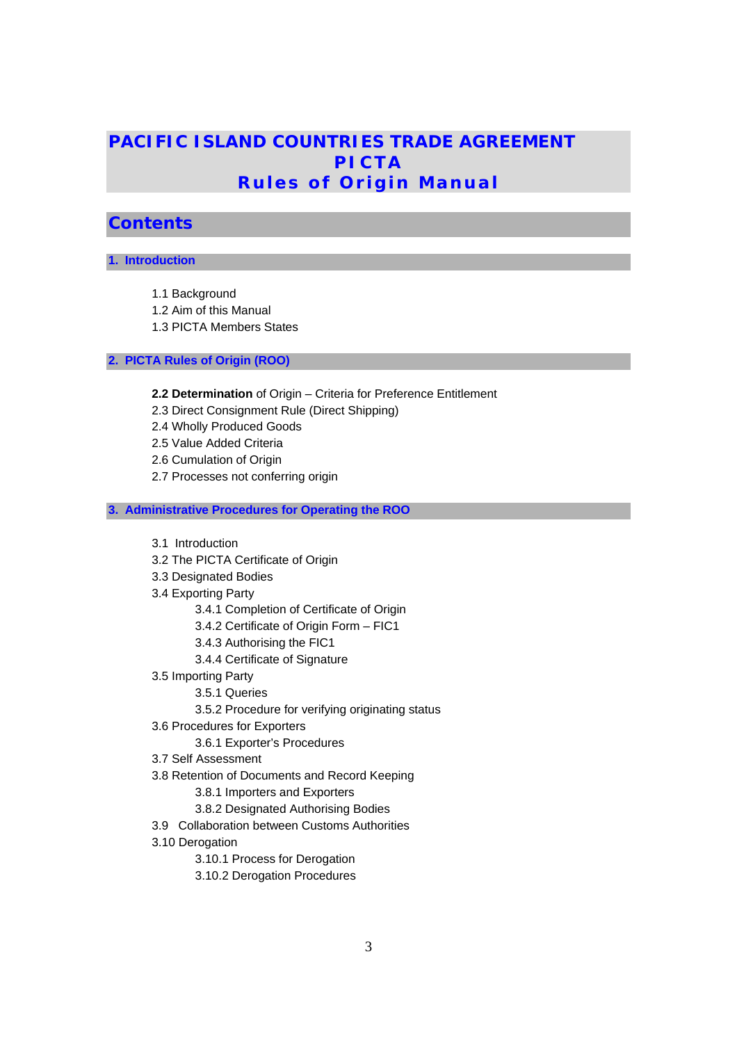# PACIFIC ISLAND COUNTRIES TRADE AGREEMENT
# PICTA
# Rules of Origin Manual

## Contents

### 1. Introduction

1.1 Background
1.2 Aim of this Manual
1.3 PICTA Members States

### 2. PICTA Rules of Origin (ROO)

**2.2 Determination** of Origin – Criteria for Preference Entitlement
2.3 Direct Consignment Rule (Direct Shipping)
2.4 Wholly Produced Goods
2.5 Value Added Criteria
2.6 Cumulation of Origin
2.7 Processes not conferring origin

### 3. Administrative Procedures for Operating the ROO

3.1 Introduction
3.2 The PICTA Certificate of Origin
3.3 Designated Bodies
3.4 Exporting Party
- 3.4.1 Completion of Certificate of Origin
- 3.4.2 Certificate of Origin Form – FIC1
- 3.4.3 Authorising the FIC1
- 3.4.4 Certificate of Signature

3.5 Importing Party
- 3.5.1 Queries
- 3.5.2 Procedure for verifying originating status

3.6 Procedures for Exporters
- 3.6.1 Exporter's Procedures

3.7 Self Assessment
3.8 Retention of Documents and Record Keeping
- 3.8.1 Importers and Exporters
- 3.8.2 Designated Authorising Bodies

3.9 Collaboration between Customs Authorities
3.10 Derogation
- 3.10.1 Process for Derogation
- 3.10.2 Derogation Procedures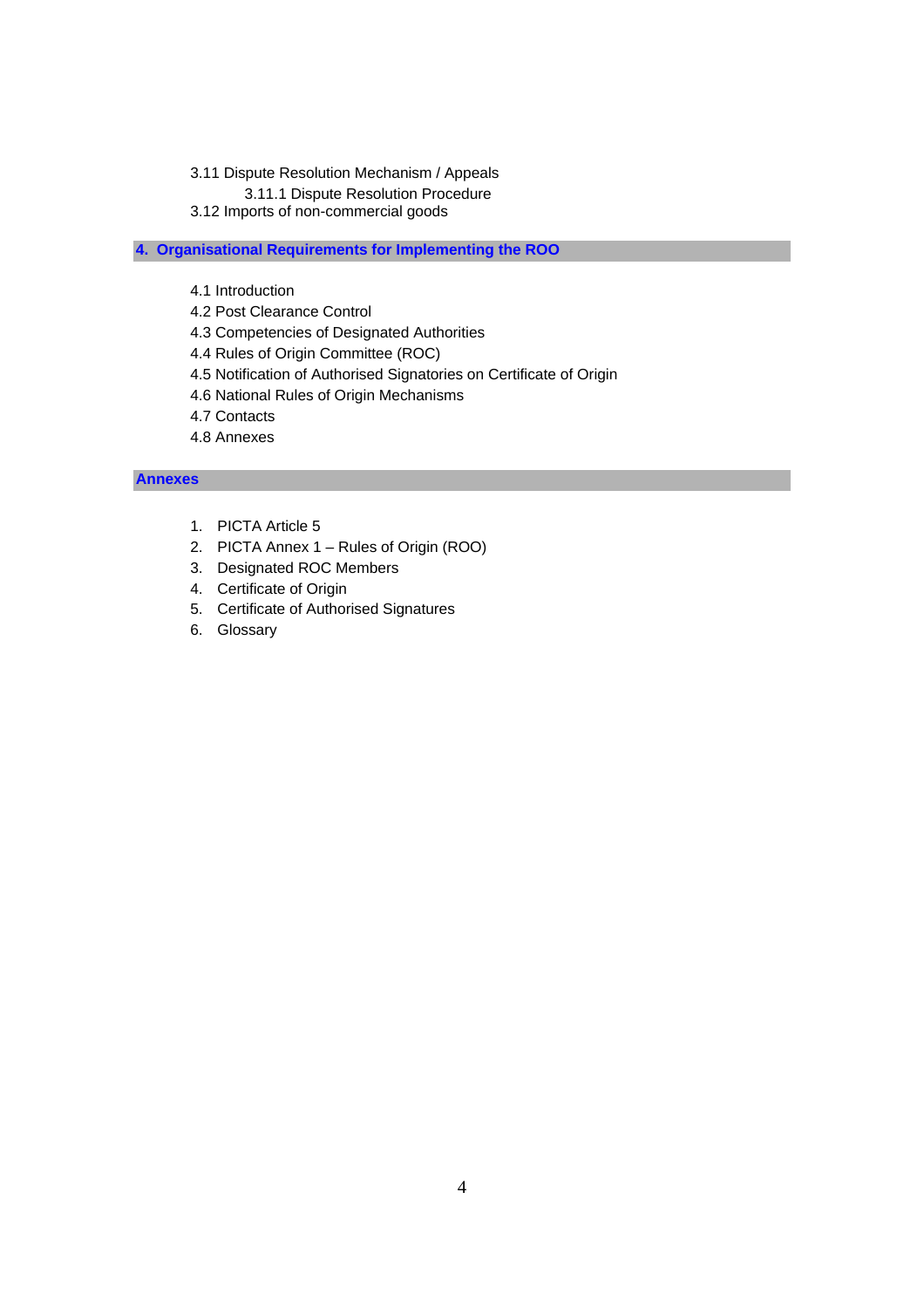3.11 Dispute Resolution Mechanism / Appeals

  3.11.1 Dispute Resolution Procedure

3.12 Imports of non-commercial goods

## 4. Organisational Requirements for Implementing the ROO

4.1 Introduction

4.2 Post Clearance Control

4.3 Competencies of Designated Authorities

4.4 Rules of Origin Committee (ROC)

4.5 Notification of Authorised Signatories on Certificate of Origin

4.6 National Rules of Origin Mechanisms

4.7 Contacts

4.8 Annexes

## Annexes

1. PICTA Article 5
2. PICTA Annex 1 – Rules of Origin (ROO)
3. Designated ROC Members
4. Certificate of Origin
5. Certificate of Authorised Signatures
6. Glossary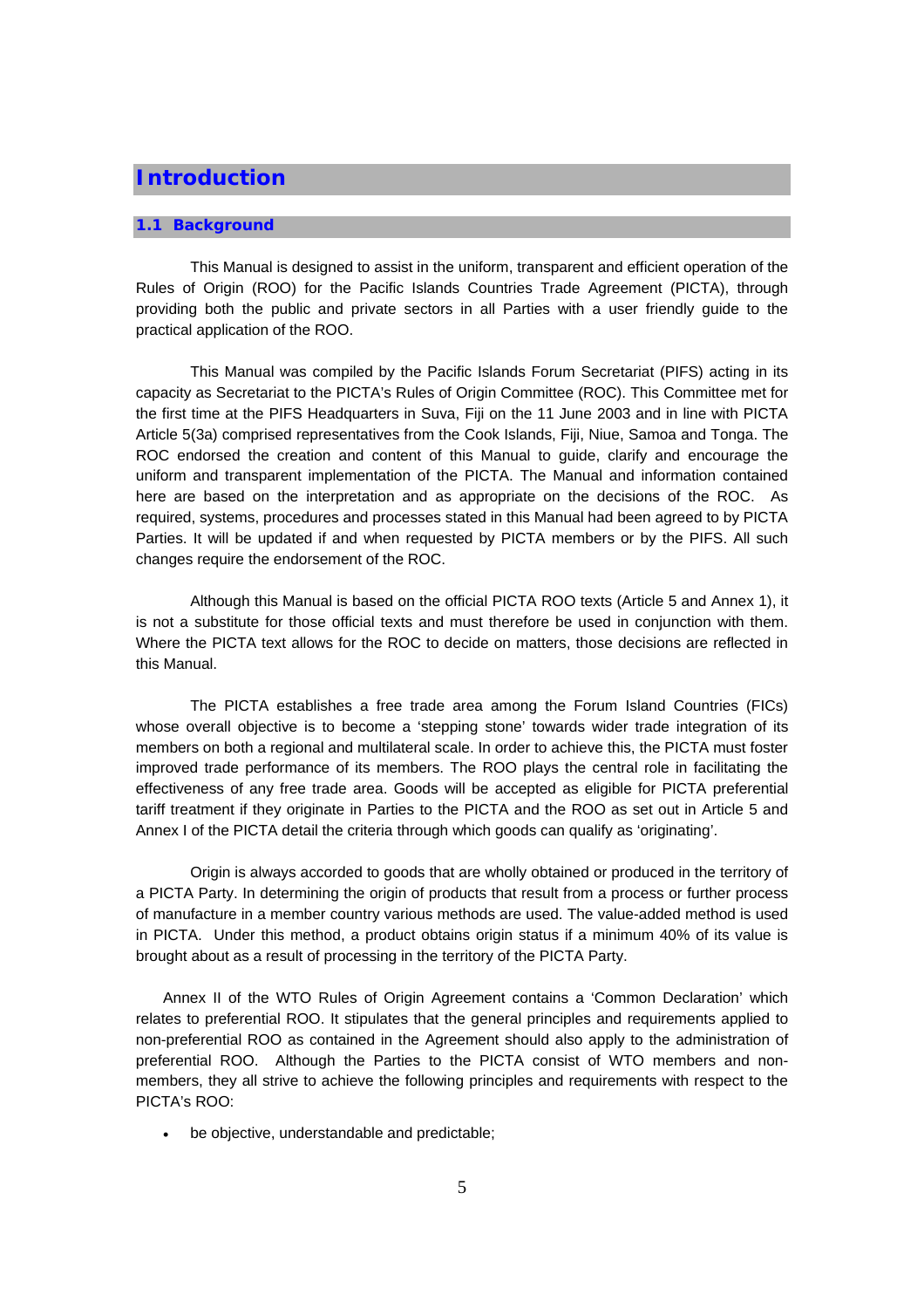# Introduction

## 1.1 Background

This Manual is designed to assist in the uniform, transparent and efficient operation of the Rules of Origin (ROO) for the Pacific Islands Countries Trade Agreement (PICTA), through providing both the public and private sectors in all Parties with a user friendly guide to the practical application of the ROO.

This Manual was compiled by the Pacific Islands Forum Secretariat (PIFS) acting in its capacity as Secretariat to the PICTA's Rules of Origin Committee (ROC). This Committee met for the first time at the PIFS Headquarters in Suva, Fiji on the 11 June 2003 and in line with PICTA Article 5(3a) comprised representatives from the Cook Islands, Fiji, Niue, Samoa and Tonga. The ROC endorsed the creation and content of this Manual to guide, clarify and encourage the uniform and transparent implementation of the PICTA. The Manual and information contained here are based on the interpretation and as appropriate on the decisions of the ROC. As required, systems, procedures and processes stated in this Manual had been agreed to by PICTA Parties. It will be updated if and when requested by PICTA members or by the PIFS. All such changes require the endorsement of the ROC.

Although this Manual is based on the official PICTA ROO texts (Article 5 and Annex 1), it is not a substitute for those official texts and must therefore be used in conjunction with them. Where the PICTA text allows for the ROC to decide on matters, those decisions are reflected in this Manual.

The PICTA establishes a free trade area among the Forum Island Countries (FICs) whose overall objective is to become a 'stepping stone' towards wider trade integration of its members on both a regional and multilateral scale. In order to achieve this, the PICTA must foster improved trade performance of its members. The ROO plays the central role in facilitating the effectiveness of any free trade area. Goods will be accepted as eligible for PICTA preferential tariff treatment if they originate in Parties to the PICTA and the ROO as set out in Article 5 and Annex I of the PICTA detail the criteria through which goods can qualify as 'originating'.

Origin is always accorded to goods that are wholly obtained or produced in the territory of a PICTA Party. In determining the origin of products that result from a process or further process of manufacture in a member country various methods are used. The value-added method is used in PICTA. Under this method, a product obtains origin status if a minimum 40% of its value is brought about as a result of processing in the territory of the PICTA Party.

Annex II of the WTO Rules of Origin Agreement contains a 'Common Declaration' which relates to preferential ROO. It stipulates that the general principles and requirements applied to non-preferential ROO as contained in the Agreement should also apply to the administration of preferential ROO. Although the Parties to the PICTA consist of WTO members and non-members, they all strive to achieve the following principles and requirements with respect to the PICTA's ROO:

- be objective, understandable and predictable;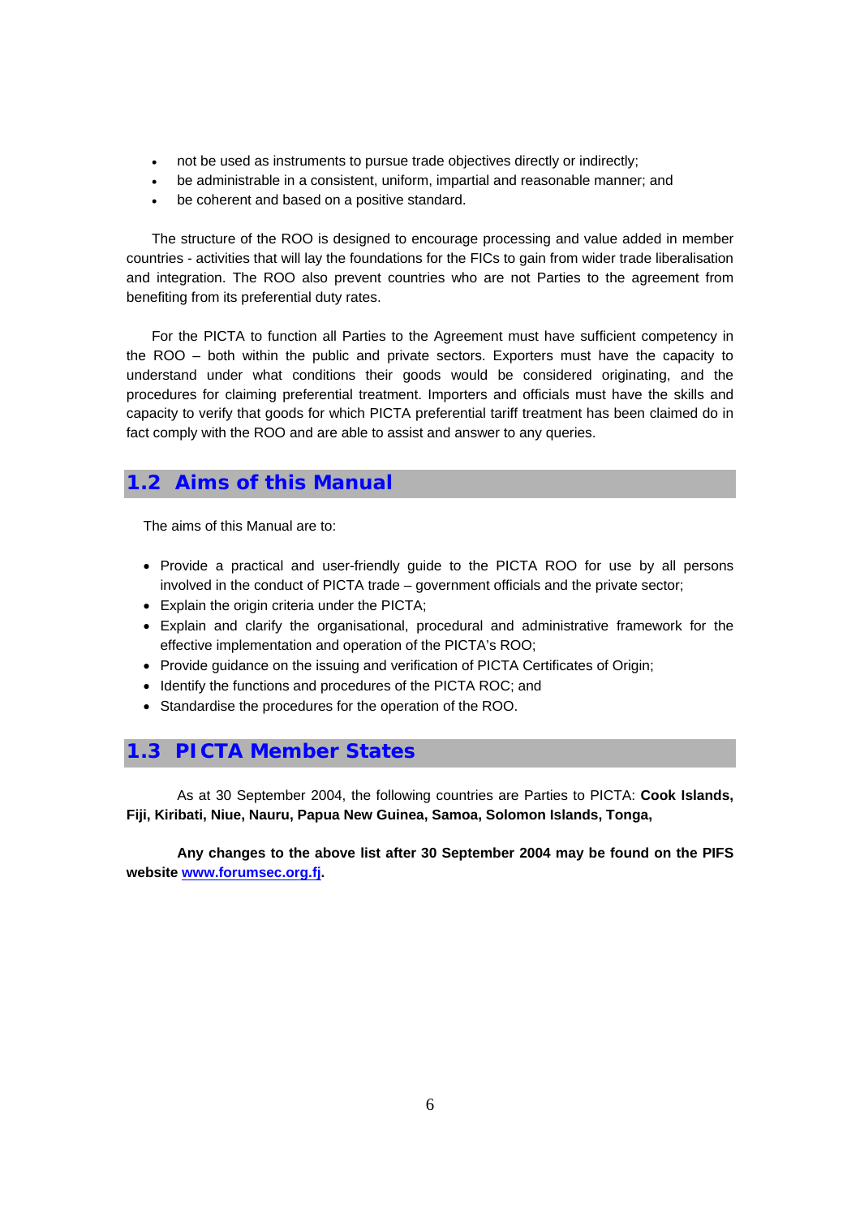- not be used as instruments to pursue trade objectives directly or indirectly;
- be administrable in a consistent, uniform, impartial and reasonable manner; and
- be coherent and based on a positive standard.

The structure of the ROO is designed to encourage processing and value added in member countries - activities that will lay the foundations for the FICs to gain from wider trade liberalisation and integration. The ROO also prevent countries who are not Parties to the agreement from benefiting from its preferential duty rates.

For the PICTA to function all Parties to the Agreement must have sufficient competency in the ROO – both within the public and private sectors. Exporters must have the capacity to understand under what conditions their goods would be considered originating, and the procedures for claiming preferential treatment. Importers and officials must have the skills and capacity to verify that goods for which PICTA preferential tariff treatment has been claimed do in fact comply with the ROO and are able to assist and answer to any queries.

## 1.2 Aims of this Manual

The aims of this Manual are to:

- Provide a practical and user-friendly guide to the PICTA ROO for use by all persons involved in the conduct of PICTA trade – government officials and the private sector;
- Explain the origin criteria under the PICTA;
- Explain and clarify the organisational, procedural and administrative framework for the effective implementation and operation of the PICTA's ROO;
- Provide guidance on the issuing and verification of PICTA Certificates of Origin;
- Identify the functions and procedures of the PICTA ROC; and
- Standardise the procedures for the operation of the ROO.

## 1.3 PICTA Member States

As at 30 September 2004, the following countries are Parties to PICTA: **Cook Islands, Fiji, Kiribati, Niue, Nauru, Papua New Guinea, Samoa, Solomon Islands, Tonga,**

**Any changes to the above list after 30 September 2004 may be found on the PIFS website [www.forumsec.org.fj](http://www.forumsec.org.fj).**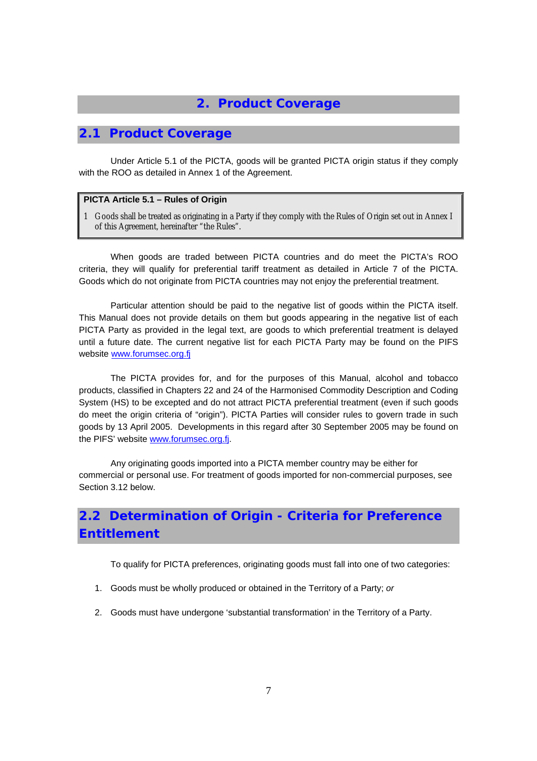# 2. Product Coverage

## 2.1 Product Coverage

Under Article 5.1 of the PICTA, goods will be granted PICTA origin status if they comply with the ROO as detailed in Annex 1 of the Agreement.

> **PICTA Article 5.1 – Rules of Origin**
>
> 1 Goods shall be treated as originating in a Party if they comply with the Rules of Origin set out in Annex I of this Agreement, hereinafter "the Rules".

When goods are traded between PICTA countries and do meet the PICTA's ROO criteria, they will qualify for preferential tariff treatment as detailed in Article 7 of the PICTA. Goods which do not originate from PICTA countries may not enjoy the preferential treatment.

Particular attention should be paid to the negative list of goods within the PICTA itself. This Manual does not provide details on them but goods appearing in the negative list of each PICTA Party as provided in the legal text, are goods to which preferential treatment is delayed until a future date. The current negative list for each PICTA Party may be found on the PIFS website [www.forumsec.org.fj](http://www.forumsec.org.fj)

The PICTA provides for, and for the purposes of this Manual, alcohol and tobacco products, classified in Chapters 22 and 24 of the Harmonised Commodity Description and Coding System (HS) to be excepted and do not attract PICTA preferential treatment (even if such goods do meet the origin criteria of "origin"). PICTA Parties will consider rules to govern trade in such goods by 13 April 2005. Developments in this regard after 30 September 2005 may be found on the PIFS' website [www.forumsec.org.fj](http://www.forumsec.org.fj).

Any originating goods imported into a PICTA member country may be either for commercial or personal use. For treatment of goods imported for non-commercial purposes, see Section 3.12 below.

## 2.2 Determination of Origin - Criteria for Preference Entitlement

To qualify for PICTA preferences, originating goods must fall into one of two categories:

1. Goods must be wholly produced or obtained in the Territory of a Party; *or*

2. Goods must have undergone 'substantial transformation' in the Territory of a Party.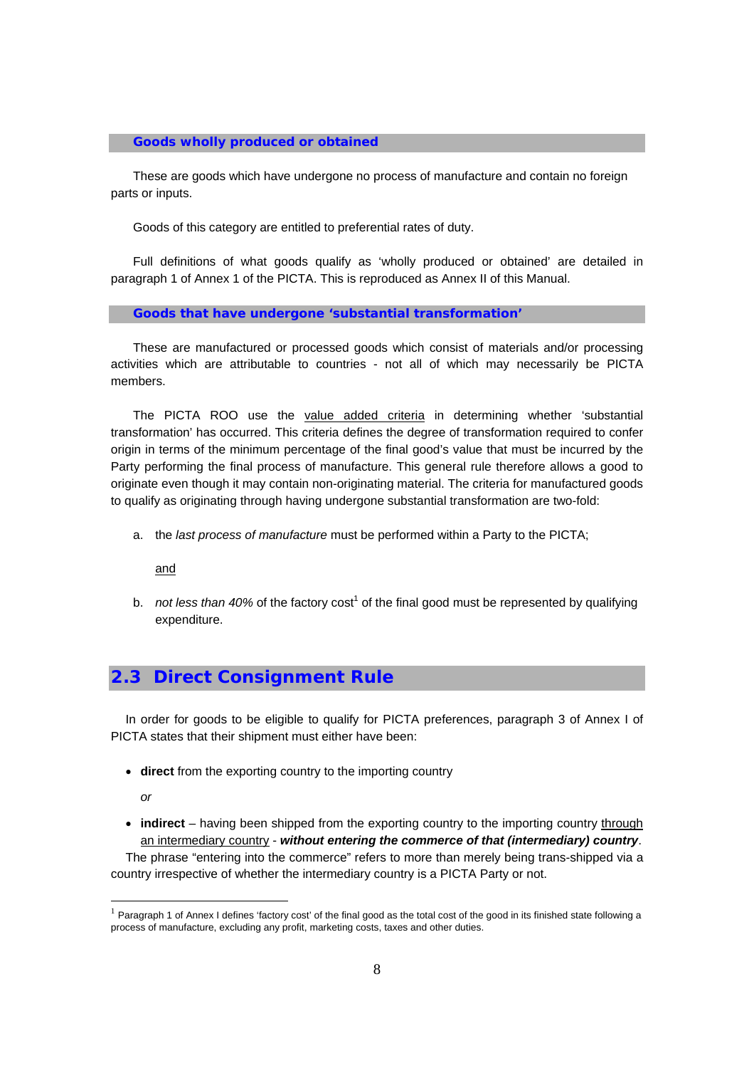### Goods wholly produced or obtained

These are goods which have undergone no process of manufacture and contain no foreign parts or inputs.

Goods of this category are entitled to preferential rates of duty.

Full definitions of what goods qualify as 'wholly produced or obtained' are detailed in paragraph 1 of Annex 1 of the PICTA. This is reproduced as Annex II of this Manual.

### Goods that have undergone 'substantial transformation'

These are manufactured or processed goods which consist of materials and/or processing activities which are attributable to countries - not all of which may necessarily be PICTA members.

The PICTA ROO use the value added criteria in determining whether 'substantial transformation' has occurred. This criteria defines the degree of transformation required to confer origin in terms of the minimum percentage of the final good's value that must be incurred by the Party performing the final process of manufacture. This general rule therefore allows a good to originate even though it may contain non-originating material. The criteria for manufactured goods to qualify as originating through having undergone substantial transformation are two-fold:

a. the *last process of manufacture* must be performed within a Party to the PICTA;

   and

b. *not less than 40%* of the factory cost[1] of the final good must be represented by qualifying expenditure.

## 2.3 Direct Consignment Rule

In order for goods to be eligible to qualify for PICTA preferences, paragraph 3 of Annex I of PICTA states that their shipment must either have been:

- **direct** from the exporting country to the importing country

  *or*

- **indirect** – having been shipped from the exporting country to the importing country through an intermediary country - ***without entering the commerce of that (intermediary) country***.

The phrase "entering into the commerce" refers to more than merely being trans-shipped via a country irrespective of whether the intermediary country is a PICTA Party or not.

[1] Paragraph 1 of Annex I defines 'factory cost' of the final good as the total cost of the good in its finished state following a process of manufacture, excluding any profit, marketing costs, taxes and other duties.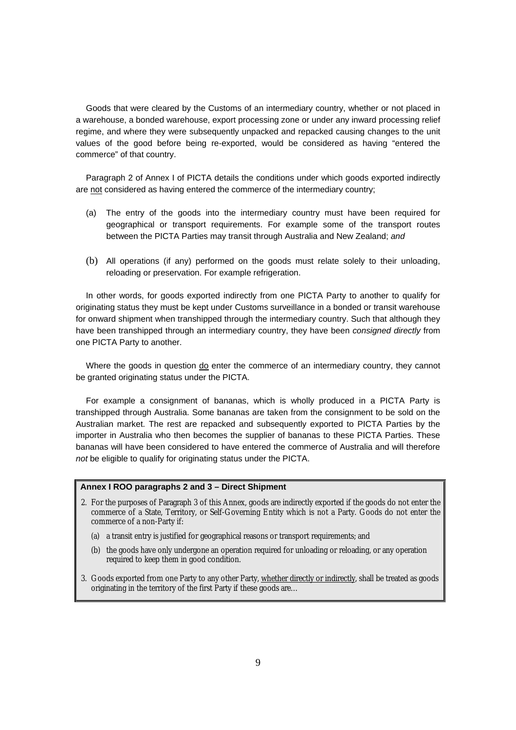Goods that were cleared by the Customs of an intermediary country, whether or not placed in a warehouse, a bonded warehouse, export processing zone or under any inward processing relief regime, and where they were subsequently unpacked and repacked causing changes to the unit values of the good before being re-exported, would be considered as having "entered the commerce" of that country.

Paragraph 2 of Annex I of PICTA details the conditions under which goods exported indirectly are <u>not</u> considered as having entered the commerce of the intermediary country;

(a) The entry of the goods into the intermediary country must have been required for geographical or transport requirements. For example some of the transport routes between the PICTA Parties may transit through Australia and New Zealand; *and*

(b) All operations (if any) performed on the goods must relate solely to their unloading, reloading or preservation. For example refrigeration.

In other words, for goods exported indirectly from one PICTA Party to another to qualify for originating status they must be kept under Customs surveillance in a bonded or transit warehouse for onward shipment when transhipped through the intermediary country. Such that although they have been transhipped through an intermediary country, they have been *consigned directly* from one PICTA Party to another.

Where the goods in question <u>do</u> enter the commerce of an intermediary country, they cannot be granted originating status under the PICTA.

For example a consignment of bananas, which is wholly produced in a PICTA Party is transhipped through Australia. Some bananas are taken from the consignment to be sold on the Australian market. The rest are repacked and subsequently exported to PICTA Parties by the importer in Australia who then becomes the supplier of bananas to these PICTA Parties. These bananas will have been considered to have entered the commerce of Australia and will therefore *not* be eligible to qualify for originating status under the PICTA.

> **Annex I ROO paragraphs 2 and 3 – Direct Shipment**
>
> 2. For the purposes of Paragraph 3 of this Annex, goods are indirectly exported if the goods do not enter the commerce of a State, Territory, or Self-Governing Entity which is not a Party. Goods do not enter the commerce of a non-Party if:
>
>    (a) a transit entry is justified for geographical reasons or transport requirements; and
>
>    (b) the goods have only undergone an operation required for unloading or reloading, or any operation required to keep them in good condition.
>
> 3. Goods exported from one Party to any other Party, <u>whether directly or indirectly</u>, shall be treated as goods originating in the territory of the first Party if these goods are…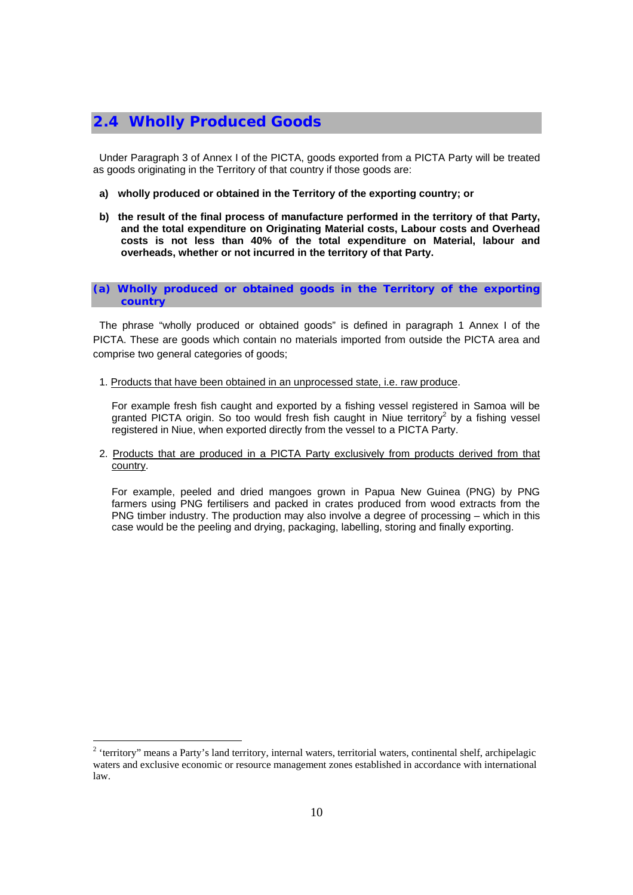## 2.4 Wholly Produced Goods

Under Paragraph 3 of Annex I of the PICTA, goods exported from a PICTA Party will be treated as goods originating in the Territory of that country if those goods are:

a) **wholly produced or obtained in the Territory of the exporting country; or**

b) **the result of the final process of manufacture performed in the territory of that Party, and the total expenditure on Originating Material costs, Labour costs and Overhead costs is not less than 40% of the total expenditure on Material, labour and overheads, whether or not incurred in the territory of that Party.**

### (a) Wholly produced or obtained goods in the Territory of the exporting country

The phrase "wholly produced or obtained goods" is defined in paragraph 1 Annex I of the PICTA. These are goods which contain no materials imported from outside the PICTA area and comprise two general categories of goods;

1. Products that have been obtained in an unprocessed state, i.e. raw produce.

   For example fresh fish caught and exported by a fishing vessel registered in Samoa will be granted PICTA origin. So too would fresh fish caught in Niue territory[2] by a fishing vessel registered in Niue, when exported directly from the vessel to a PICTA Party.

2. Products that are produced in a PICTA Party exclusively from products derived from that country.

   For example, peeled and dried mangoes grown in Papua New Guinea (PNG) by PNG farmers using PNG fertilisers and packed in crates produced from wood extracts from the PNG timber industry. The production may also involve a degree of processing – which in this case would be the peeling and drying, packaging, labelling, storing and finally exporting.

[2] 'territory" means a Party's land territory, internal waters, territorial waters, continental shelf, archipelagic waters and exclusive economic or resource management zones established in accordance with international law.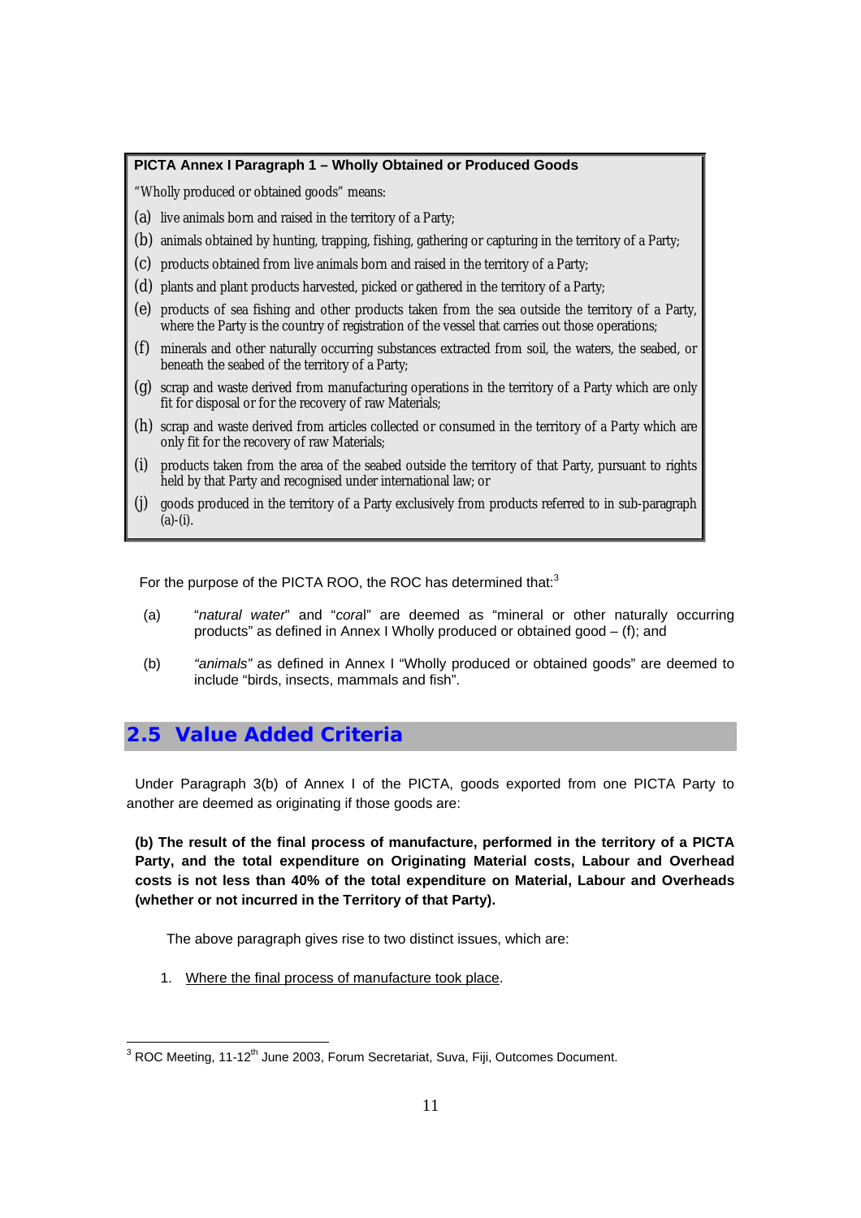**PICTA Annex I Paragraph 1 – Wholly Obtained or Produced Goods**

"Wholly produced or obtained goods" means:

(a) live animals born and raised in the territory of a Party;

(b) animals obtained by hunting, trapping, fishing, gathering or capturing in the territory of a Party;

(c) products obtained from live animals born and raised in the territory of a Party;

(d) plants and plant products harvested, picked or gathered in the territory of a Party;

(e) products of sea fishing and other products taken from the sea outside the territory of a Party, where the Party is the country of registration of the vessel that carries out those operations;

(f) minerals and other naturally occurring substances extracted from soil, the waters, the seabed, or beneath the seabed of the territory of a Party;

(g) scrap and waste derived from manufacturing operations in the territory of a Party which are only fit for disposal or for the recovery of raw Materials;

(h) scrap and waste derived from articles collected or consumed in the territory of a Party which are only fit for the recovery of raw Materials;

(i) products taken from the area of the seabed outside the territory of that Party, pursuant to rights held by that Party and recognised under international law; or

(j) goods produced in the territory of a Party exclusively from products referred to in sub-paragraph (a)-(i).

For the purpose of the PICTA ROO, the ROC has determined that:[3]

(a) "*natural water*" and "*coral*" are deemed as "mineral or other naturally occurring products" as defined in Annex I Wholly produced or obtained good – (f); and

(b) *"animals"* as defined in Annex I "Wholly produced or obtained goods" are deemed to include "birds, insects, mammals and fish".

## 2.5 Value Added Criteria

Under Paragraph 3(b) of Annex I of the PICTA, goods exported from one PICTA Party to another are deemed as originating if those goods are:

**(b) The result of the final process of manufacture, performed in the territory of a PICTA Party, and the total expenditure on Originating Material costs, Labour and Overhead costs is not less than 40% of the total expenditure on Material, Labour and Overheads (whether or not incurred in the Territory of that Party).**

The above paragraph gives rise to two distinct issues, which are:

1. Where the final process of manufacture took place.

[3] ROC Meeting, 11-12th June 2003, Forum Secretariat, Suva, Fiji, Outcomes Document.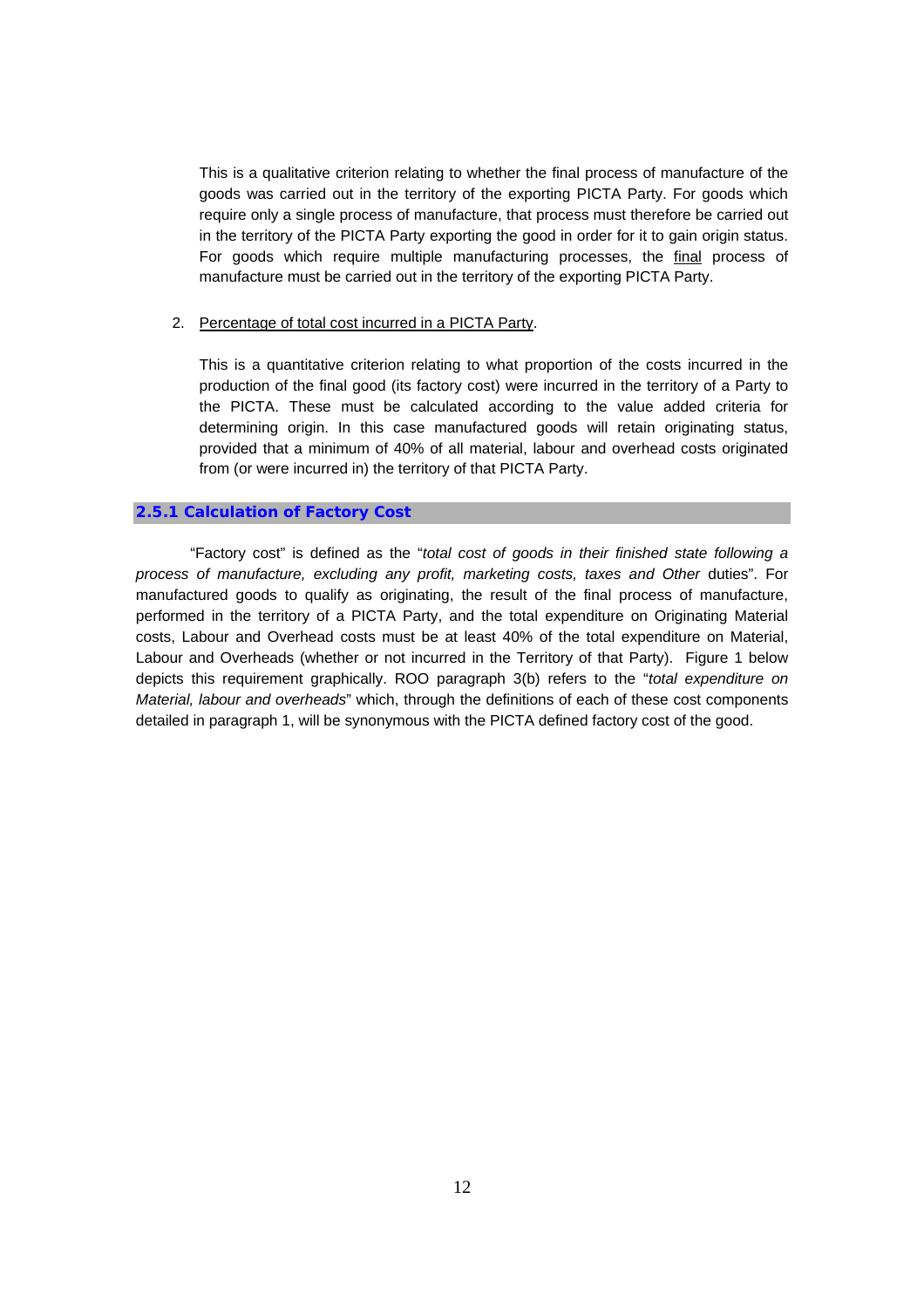This is a qualitative criterion relating to whether the final process of manufacture of the goods was carried out in the territory of the exporting PICTA Party. For goods which require only a single process of manufacture, that process must therefore be carried out in the territory of the PICTA Party exporting the good in order for it to gain origin status. For goods which require multiple manufacturing processes, the final process of manufacture must be carried out in the territory of the exporting PICTA Party.

2. Percentage of total cost incurred in a PICTA Party.

   This is a quantitative criterion relating to what proportion of the costs incurred in the production of the final good (its factory cost) were incurred in the territory of a Party to the PICTA. These must be calculated according to the value added criteria for determining origin. In this case manufactured goods will retain originating status, provided that a minimum of 40% of all material, labour and overhead costs originated from (or were incurred in) the territory of that PICTA Party.

### 2.5.1 Calculation of Factory Cost

"Factory cost" is defined as the "*total cost of goods in their finished state following a process of manufacture, excluding any profit, marketing costs, taxes and Other* duties". For manufactured goods to qualify as originating, the result of the final process of manufacture, performed in the territory of a PICTA Party, and the total expenditure on Originating Material costs, Labour and Overhead costs must be at least 40% of the total expenditure on Material, Labour and Overheads (whether or not incurred in the Territory of that Party). Figure 1 below depicts this requirement graphically. ROO paragraph 3(b) refers to the "*total expenditure on Material, labour and overheads*" which, through the definitions of each of these cost components detailed in paragraph 1, will be synonymous with the PICTA defined factory cost of the good.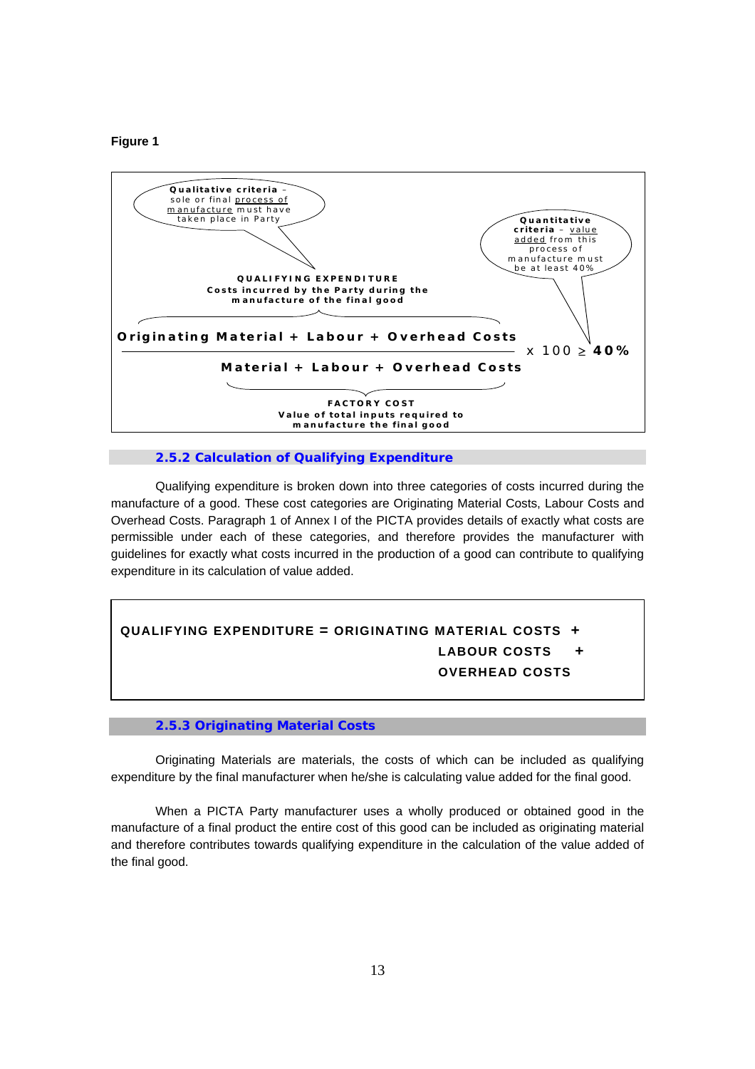**Figure 1**

**Qualitative criteria** – sole or final process of manufacture must have taken place in Party

**Quantitative criteria** – value added from this process of manufacture must be at least 40%

**QUALIFYING EXPENDITURE**
**Costs incurred by the Party during the manufacture of the final good**

$$\frac{\text{Originating Material + Labour + Overhead Costs}}{\text{Material + Labour + Overhead Costs}} \times 100 \geq \mathbf{40\%}$$

**FACTORY COST**
**Value of total inputs required to manufacture the final good**

### 2.5.2 Calculation of Qualifying Expenditure

Qualifying expenditure is broken down into three categories of costs incurred during the manufacture of a good. These cost categories are Originating Material Costs, Labour Costs and Overhead Costs. Paragraph 1 of Annex I of the PICTA provides details of exactly what costs are permissible under each of these categories, and therefore provides the manufacturer with guidelines for exactly what costs incurred in the production of a good can contribute to qualifying expenditure in its calculation of value added.

**QUALIFYING EXPENDITURE = ORIGINATING MATERIAL COSTS +**
**LABOUR COSTS +**
**OVERHEAD COSTS**

### 2.5.3 Originating Material Costs

Originating Materials are materials, the costs of which can be included as qualifying expenditure by the final manufacturer when he/she is calculating value added for the final good.

When a PICTA Party manufacturer uses a wholly produced or obtained good in the manufacture of a final product the entire cost of this good can be included as originating material and therefore contributes towards qualifying expenditure in the calculation of the value added of the final good.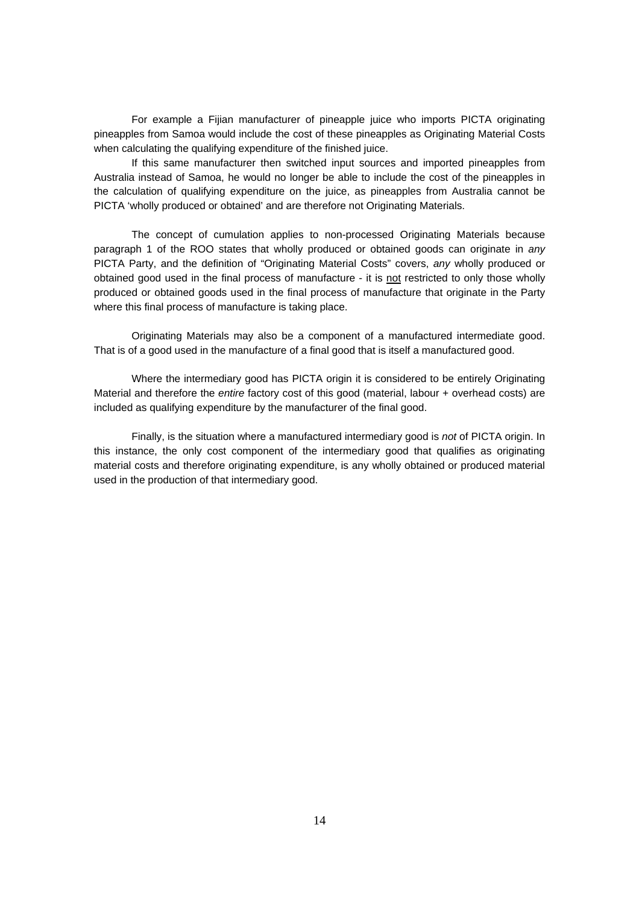For example a Fijian manufacturer of pineapple juice who imports PICTA originating pineapples from Samoa would include the cost of these pineapples as Originating Material Costs when calculating the qualifying expenditure of the finished juice.

If this same manufacturer then switched input sources and imported pineapples from Australia instead of Samoa, he would no longer be able to include the cost of the pineapples in the calculation of qualifying expenditure on the juice, as pineapples from Australia cannot be PICTA 'wholly produced or obtained' and are therefore not Originating Materials.

The concept of cumulation applies to non-processed Originating Materials because paragraph 1 of the ROO states that wholly produced or obtained goods can originate in *any* PICTA Party, and the definition of "Originating Material Costs" covers, *any* wholly produced or obtained good used in the final process of manufacture - it is <u>not</u> restricted to only those wholly produced or obtained goods used in the final process of manufacture that originate in the Party where this final process of manufacture is taking place.

Originating Materials may also be a component of a manufactured intermediate good. That is of a good used in the manufacture of a final good that is itself a manufactured good.

Where the intermediary good has PICTA origin it is considered to be entirely Originating Material and therefore the *entire* factory cost of this good (material, labour + overhead costs) are included as qualifying expenditure by the manufacturer of the final good.

Finally, is the situation where a manufactured intermediary good is *not* of PICTA origin. In this instance, the only cost component of the intermediary good that qualifies as originating material costs and therefore originating expenditure, is any wholly obtained or produced material used in the production of that intermediary good.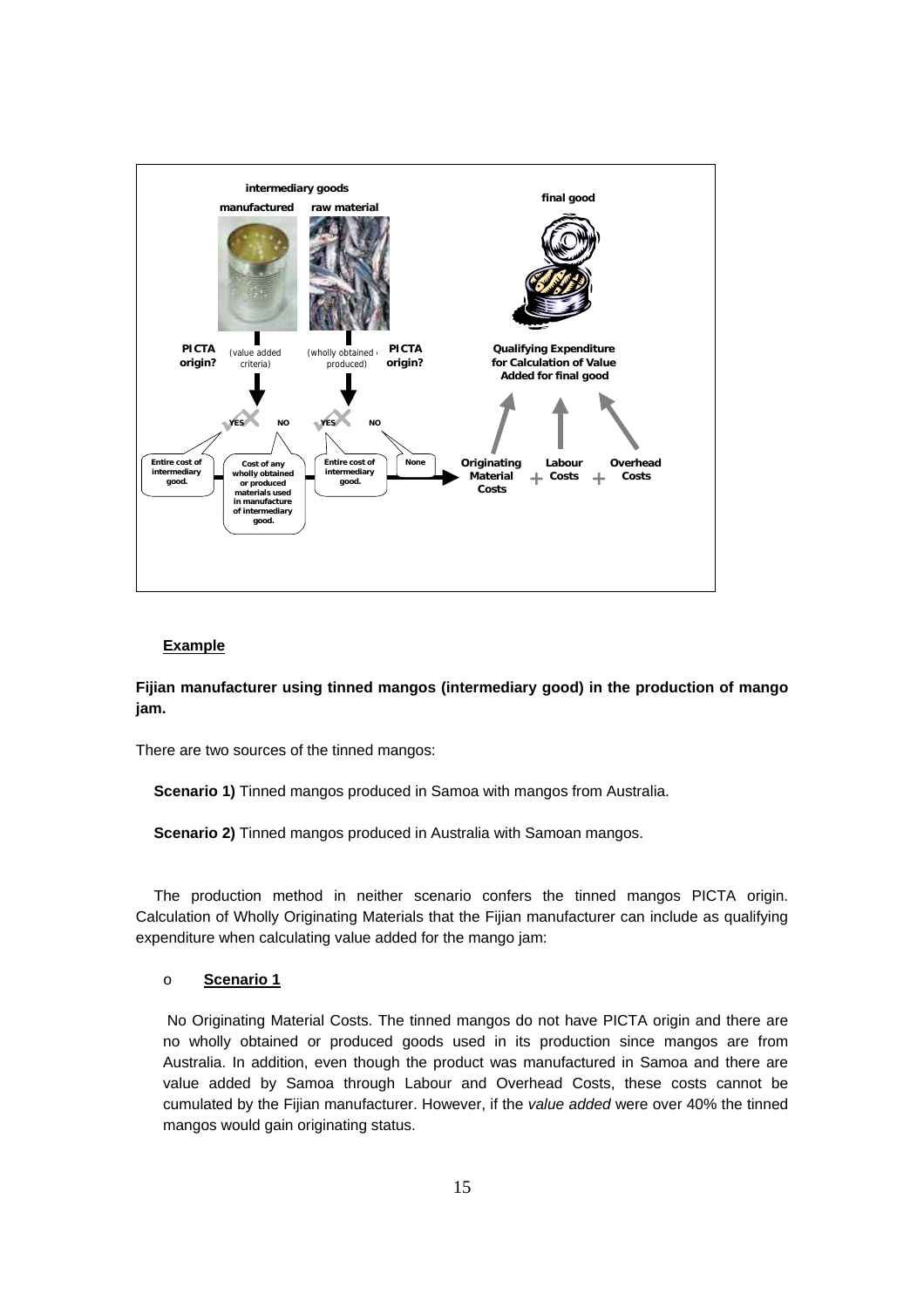intermediary goods

manufactured raw material

final good

PICTA origin? (value added criteria)

(wholly obtained or produced) PICTA origin?

YES NO YES NO

Entire cost of intermediary good.

Cost of any wholly obtained or produced materials used in manufacture of intermediary good.

Entire cost of intermediary good.

None

Qualifying Expenditure for Calculation of Value Added for final good

Originating Material Costs + Labour Costs + Overhead Costs

**Example**

**Fijian manufacturer using tinned mangos (intermediary good) in the production of mango jam.**

There are two sources of the tinned mangos:

**Scenario 1)** Tinned mangos produced in Samoa with mangos from Australia.

**Scenario 2)** Tinned mangos produced in Australia with Samoan mangos.

The production method in neither scenario confers the tinned mangos PICTA origin. Calculation of Wholly Originating Materials that the Fijian manufacturer can include as qualifying expenditure when calculating value added for the mango jam:

- **Scenario 1**

  No Originating Material Costs. The tinned mangos do not have PICTA origin and there are no wholly obtained or produced goods used in its production since mangos are from Australia. In addition, even though the product was manufactured in Samoa and there are value added by Samoa through Labour and Overhead Costs, these costs cannot be cumulated by the Fijian manufacturer. However, if the *value added* were over 40% the tinned mangos would gain originating status.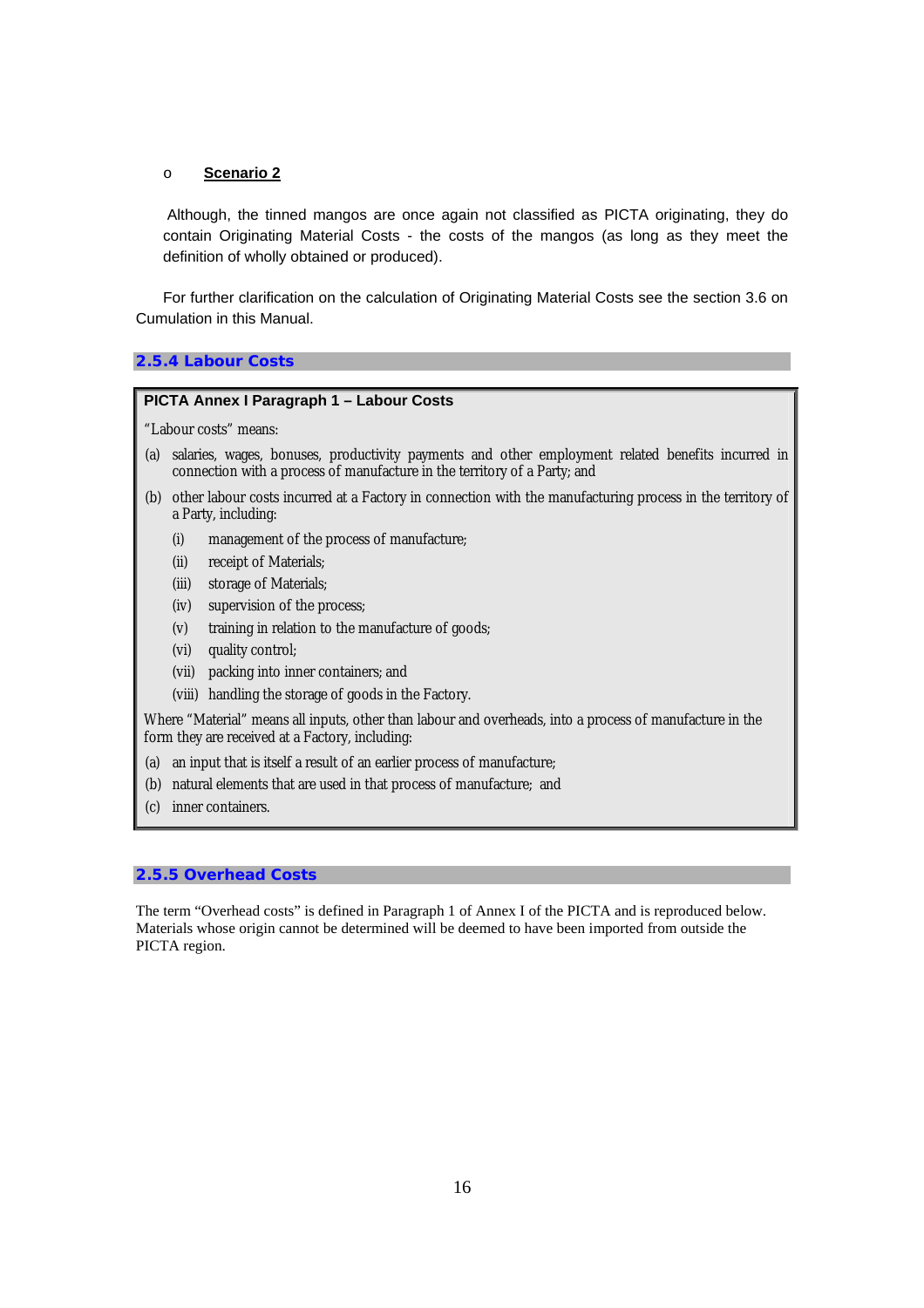- **Scenario 2**

Although, the tinned mangos are once again not classified as PICTA originating, they do contain Originating Material Costs - the costs of the mangos (as long as they meet the definition of wholly obtained or produced).

For further clarification on the calculation of Originating Material Costs see the section 3.6 on Cumulation in this Manual.

### 2.5.4 Labour Costs

> **PICTA Annex I Paragraph 1 – Labour Costs**
>
> "Labour costs" means:
>
> (a) salaries, wages, bonuses, productivity payments and other employment related benefits incurred in connection with a process of manufacture in the territory of a Party; and
>
> (b) other labour costs incurred at a Factory in connection with the manufacturing process in the territory of a Party, including:
>
> (i) management of the process of manufacture;
> (ii) receipt of Materials;
> (iii) storage of Materials;
> (iv) supervision of the process;
> (v) training in relation to the manufacture of goods;
> (vi) quality control;
> (vii) packing into inner containers; and
> (viii) handling the storage of goods in the Factory.
>
> Where "Material" means all inputs, other than labour and overheads, into a process of manufacture in the form they are received at a Factory, including:
>
> (a) an input that is itself a result of an earlier process of manufacture;
> (b) natural elements that are used in that process of manufacture; and
> (c) inner containers.

### 2.5.5 Overhead Costs

The term "Overhead costs" is defined in Paragraph 1 of Annex I of the PICTA and is reproduced below. Materials whose origin cannot be determined will be deemed to have been imported from outside the PICTA region.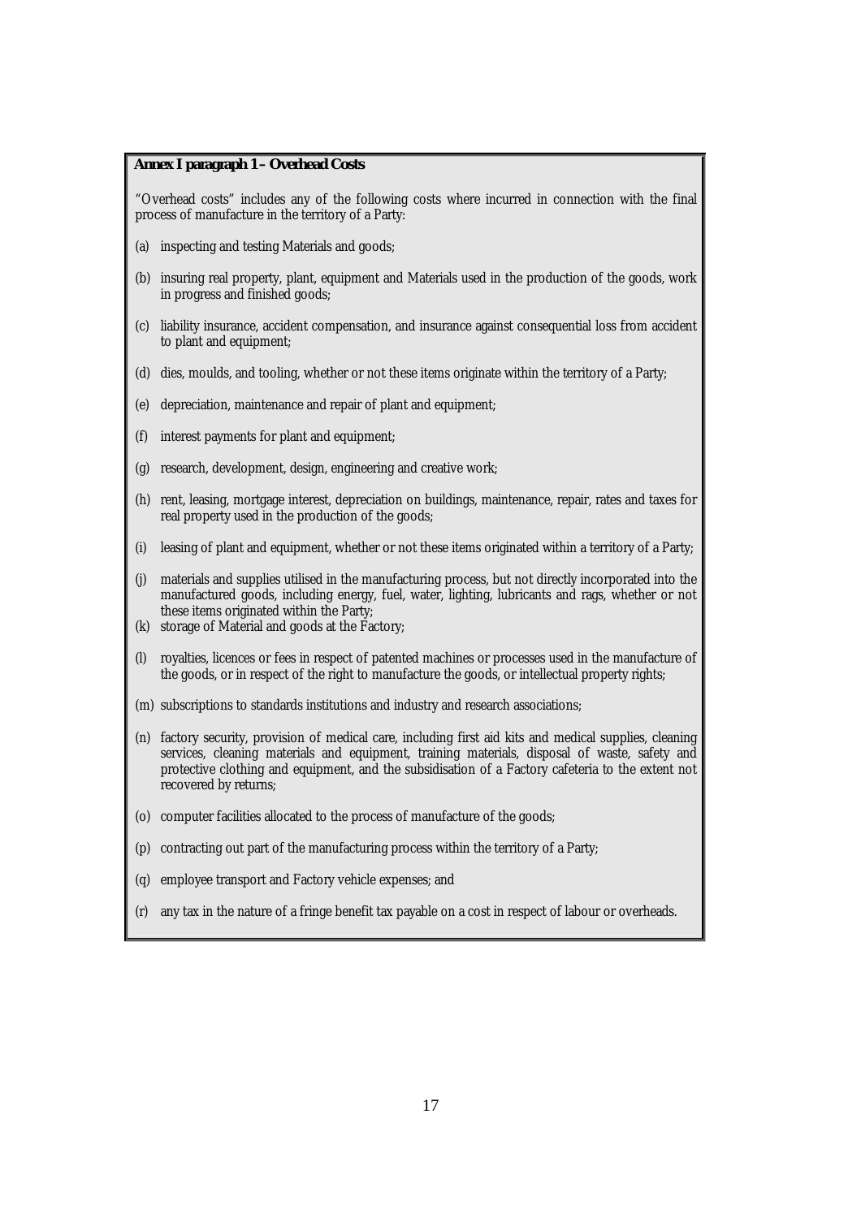**Annex I paragraph 1 – Overhead Costs**

"Overhead costs" includes any of the following costs where incurred in connection with the final process of manufacture in the territory of a Party:

(a) inspecting and testing Materials and goods;

(b) insuring real property, plant, equipment and Materials used in the production of the goods, work in progress and finished goods;

(c) liability insurance, accident compensation, and insurance against consequential loss from accident to plant and equipment;

(d) dies, moulds, and tooling, whether or not these items originate within the territory of a Party;

(e) depreciation, maintenance and repair of plant and equipment;

(f) interest payments for plant and equipment;

(g) research, development, design, engineering and creative work;

(h) rent, leasing, mortgage interest, depreciation on buildings, maintenance, repair, rates and taxes for real property used in the production of the goods;

(i) leasing of plant and equipment, whether or not these items originated within a territory of a Party;

(j) materials and supplies utilised in the manufacturing process, but not directly incorporated into the manufactured goods, including energy, fuel, water, lighting, lubricants and rags, whether or not these items originated within the Party;

(k) storage of Material and goods at the Factory;

(l) royalties, licences or fees in respect of patented machines or processes used in the manufacture of the goods, or in respect of the right to manufacture the goods, or intellectual property rights;

(m) subscriptions to standards institutions and industry and research associations;

(n) factory security, provision of medical care, including first aid kits and medical supplies, cleaning services, cleaning materials and equipment, training materials, disposal of waste, safety and protective clothing and equipment, and the subsidisation of a Factory cafeteria to the extent not recovered by returns;

(o) computer facilities allocated to the process of manufacture of the goods;

(p) contracting out part of the manufacturing process within the territory of a Party;

(q) employee transport and Factory vehicle expenses; and

(r) any tax in the nature of a fringe benefit tax payable on a cost in respect of labour or overheads.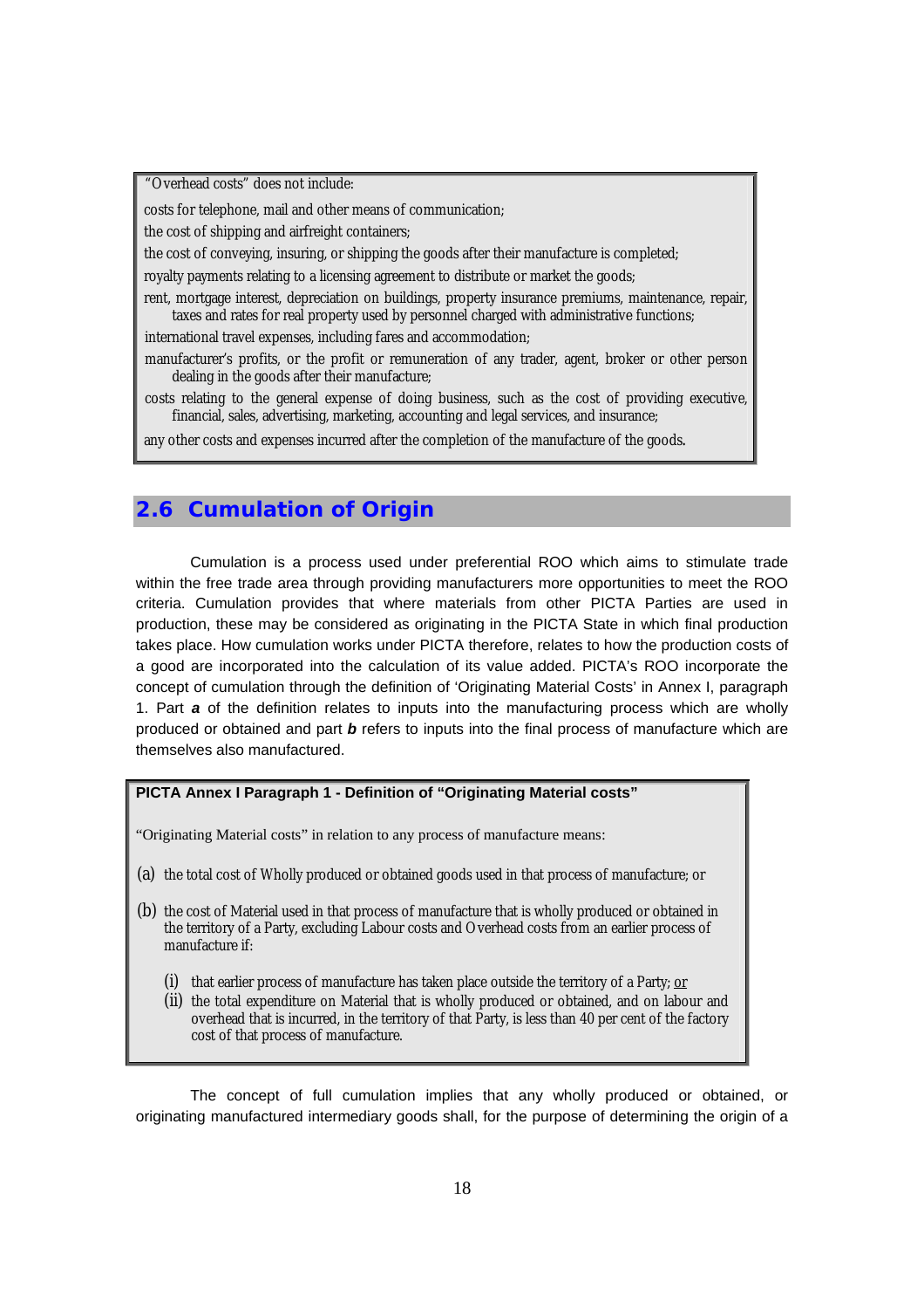"Overhead costs" does not include:

costs for telephone, mail and other means of communication;

the cost of shipping and airfreight containers;

the cost of conveying, insuring, or shipping the goods after their manufacture is completed;

royalty payments relating to a licensing agreement to distribute or market the goods;

rent, mortgage interest, depreciation on buildings, property insurance premiums, maintenance, repair, taxes and rates for real property used by personnel charged with administrative functions;

international travel expenses, including fares and accommodation;

manufacturer's profits, or the profit or remuneration of any trader, agent, broker or other person dealing in the goods after their manufacture;

costs relating to the general expense of doing business, such as the cost of providing executive, financial, sales, advertising, marketing, accounting and legal services, and insurance;

any other costs and expenses incurred after the completion of the manufacture of the goods.

## 2.6 Cumulation of Origin

Cumulation is a process used under preferential ROO which aims to stimulate trade within the free trade area through providing manufacturers more opportunities to meet the ROO criteria. Cumulation provides that where materials from other PICTA Parties are used in production, these may be considered as originating in the PICTA State in which final production takes place. How cumulation works under PICTA therefore, relates to how the production costs of a good are incorporated into the calculation of its value added. PICTA's ROO incorporate the concept of cumulation through the definition of 'Originating Material Costs' in Annex I, paragraph 1. Part ***a*** of the definition relates to inputs into the manufacturing process which are wholly produced or obtained and part ***b*** refers to inputs into the final process of manufacture which are themselves also manufactured.

**PICTA Annex I Paragraph 1 - Definition of "Originating Material costs"**

"Originating Material costs" in relation to any process of manufacture means:

(a) the total cost of Wholly produced or obtained goods used in that process of manufacture; or

(b) the cost of Material used in that process of manufacture that is wholly produced or obtained in the territory of a Party, excluding Labour costs and Overhead costs from an earlier process of manufacture if:

  (i) that earlier process of manufacture has taken place outside the territory of a Party; or
  (ii) the total expenditure on Material that is wholly produced or obtained, and on labour and overhead that is incurred, in the territory of that Party, is less than 40 per cent of the factory cost of that process of manufacture.

The concept of full cumulation implies that any wholly produced or obtained, or originating manufactured intermediary goods shall, for the purpose of determining the origin of a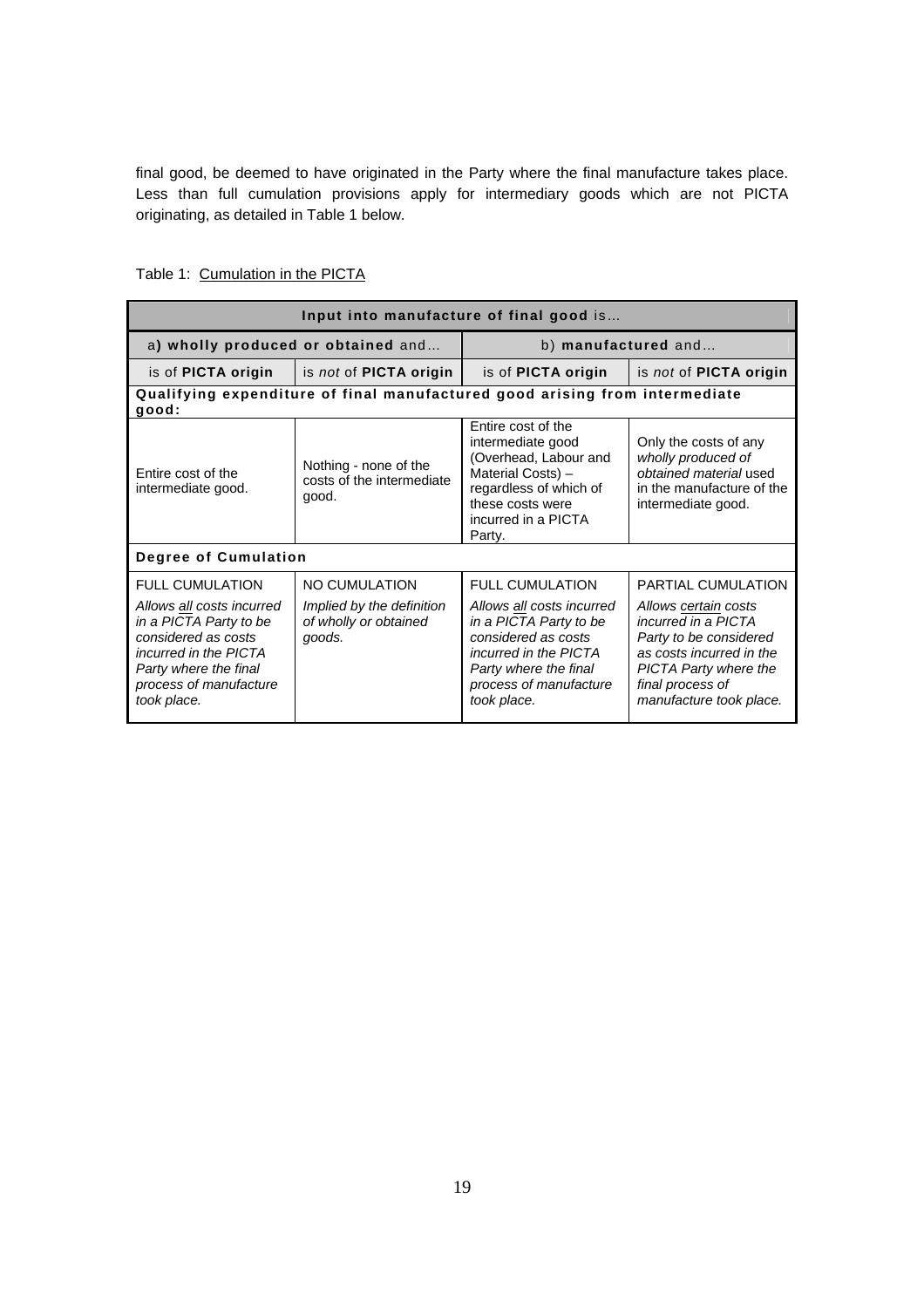final good, be deemed to have originated in the Party where the final manufacture takes place. Less than full cumulation provisions apply for intermediary goods which are not PICTA originating, as detailed in Table 1 below.

Table 1: Cumulation in the PICTA

| **Input into manufacture of final good** is… | | | |
|---|---|---|---|
| a) **wholly produced or obtained** and… | | b) **manufactured** and… | |
| is of **PICTA origin** | is *not* of **PICTA origin** | is of **PICTA origin** | is *not* of **PICTA origin** |
| **Qualifying expenditure of final manufactured good arising from intermediate good:** | | | |
| Entire cost of the intermediate good. | Nothing - none of the costs of the intermediate good. | Entire cost of the intermediate good (Overhead, Labour and Material Costs) – regardless of which of these costs were incurred in a PICTA Party. | Only the costs of any *wholly produced of obtained material* used in the manufacture of the intermediate good. |
| **Degree of Cumulation** | | | |
| FULL CUMULATION *Allows all costs incurred in a PICTA Party to be considered as costs incurred in the PICTA Party where the final process of manufacture took place.* | NO CUMULATION *Implied by the definition of wholly or obtained goods.* | FULL CUMULATION *Allows all costs incurred in a PICTA Party to be considered as costs incurred in the PICTA Party where the final process of manufacture took place.* | PARTIAL CUMULATION *Allows certain costs incurred in a PICTA Party to be considered as costs incurred in the PICTA Party where the final process of manufacture took place.* |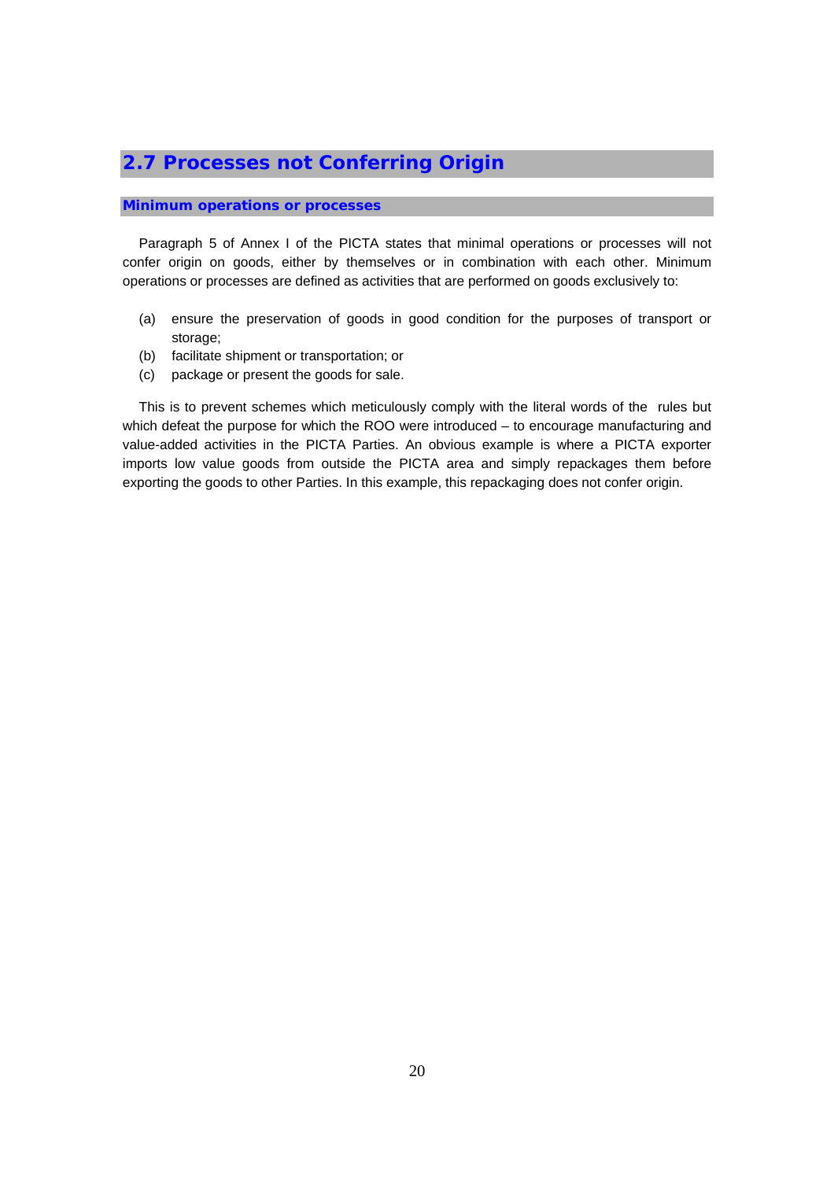## 2.7 Processes not Conferring Origin

### Minimum operations or processes

Paragraph 5 of Annex I of the PICTA states that minimal operations or processes will not confer origin on goods, either by themselves or in combination with each other. Minimum operations or processes are defined as activities that are performed on goods exclusively to:

(a) ensure the preservation of goods in good condition for the purposes of transport or storage;
(b) facilitate shipment or transportation; or
(c) package or present the goods for sale.

This is to prevent schemes which meticulously comply with the literal words of the rules but which defeat the purpose for which the ROO were introduced – to encourage manufacturing and value-added activities in the PICTA Parties. An obvious example is where a PICTA exporter imports low value goods from outside the PICTA area and simply repackages them before exporting the goods to other Parties. In this example, this repackaging does not confer origin.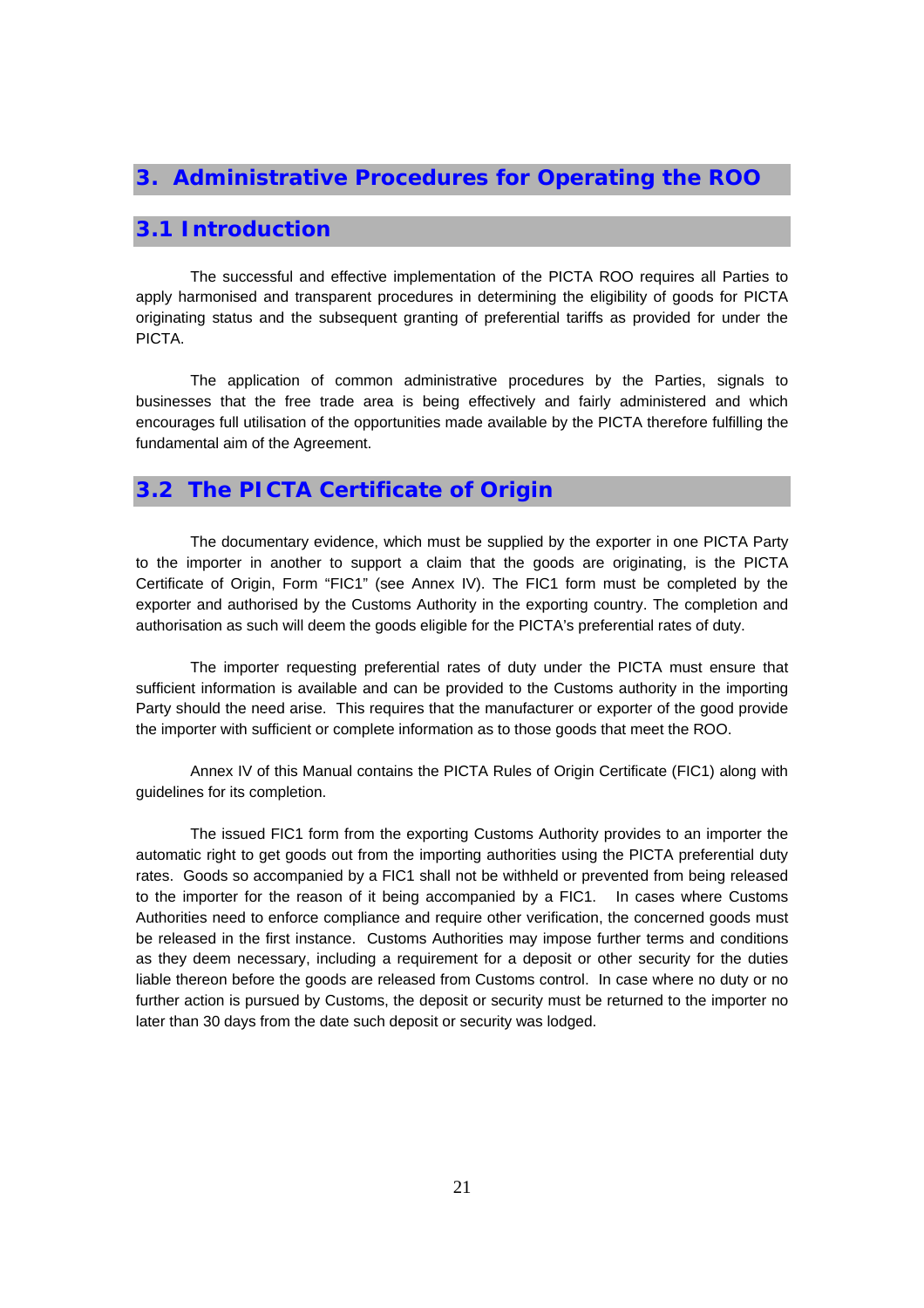# 3. Administrative Procedures for Operating the ROO

## 3.1 Introduction

The successful and effective implementation of the PICTA ROO requires all Parties to apply harmonised and transparent procedures in determining the eligibility of goods for PICTA originating status and the subsequent granting of preferential tariffs as provided for under the PICTA.

The application of common administrative procedures by the Parties, signals to businesses that the free trade area is being effectively and fairly administered and which encourages full utilisation of the opportunities made available by the PICTA therefore fulfilling the fundamental aim of the Agreement.

## 3.2 The PICTA Certificate of Origin

The documentary evidence, which must be supplied by the exporter in one PICTA Party to the importer in another to support a claim that the goods are originating, is the PICTA Certificate of Origin, Form "FIC1" (see Annex IV). The FIC1 form must be completed by the exporter and authorised by the Customs Authority in the exporting country. The completion and authorisation as such will deem the goods eligible for the PICTA's preferential rates of duty.

The importer requesting preferential rates of duty under the PICTA must ensure that sufficient information is available and can be provided to the Customs authority in the importing Party should the need arise. This requires that the manufacturer or exporter of the good provide the importer with sufficient or complete information as to those goods that meet the ROO.

Annex IV of this Manual contains the PICTA Rules of Origin Certificate (FIC1) along with guidelines for its completion.

The issued FIC1 form from the exporting Customs Authority provides to an importer the automatic right to get goods out from the importing authorities using the PICTA preferential duty rates. Goods so accompanied by a FIC1 shall not be withheld or prevented from being released to the importer for the reason of it being accompanied by a FIC1. In cases where Customs Authorities need to enforce compliance and require other verification, the concerned goods must be released in the first instance. Customs Authorities may impose further terms and conditions as they deem necessary, including a requirement for a deposit or other security for the duties liable thereon before the goods are released from Customs control. In case where no duty or no further action is pursued by Customs, the deposit or security must be returned to the importer no later than 30 days from the date such deposit or security was lodged.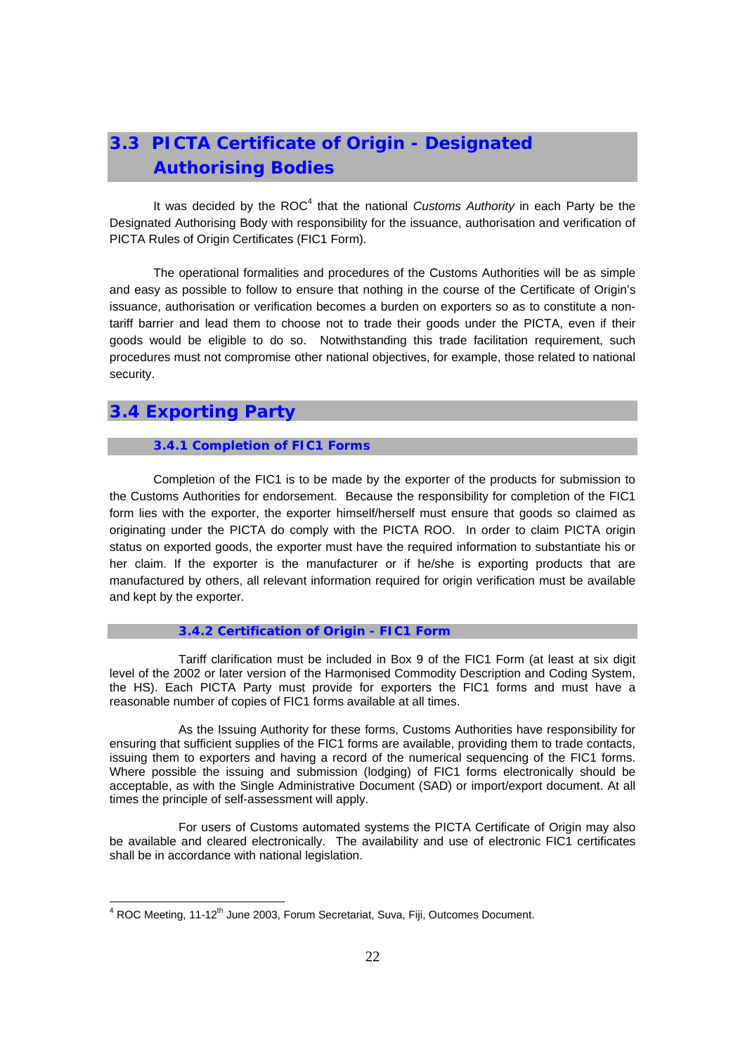## 3.3 PICTA Certificate of Origin - Designated Authorising Bodies

It was decided by the ROC[4] that the national *Customs Authority* in each Party be the Designated Authorising Body with responsibility for the issuance, authorisation and verification of PICTA Rules of Origin Certificates (FIC1 Form).

The operational formalities and procedures of the Customs Authorities will be as simple and easy as possible to follow to ensure that nothing in the course of the Certificate of Origin's issuance, authorisation or verification becomes a burden on exporters so as to constitute a non-tariff barrier and lead them to choose not to trade their goods under the PICTA, even if their goods would be eligible to do so. Notwithstanding this trade facilitation requirement, such procedures must not compromise other national objectives, for example, those related to national security.

## 3.4 Exporting Party

### 3.4.1 Completion of FIC1 Forms

Completion of the FIC1 is to be made by the exporter of the products for submission to the Customs Authorities for endorsement. Because the responsibility for completion of the FIC1 form lies with the exporter, the exporter himself/herself must ensure that goods so claimed as originating under the PICTA do comply with the PICTA ROO. In order to claim PICTA origin status on exported goods, the exporter must have the required information to substantiate his or her claim. If the exporter is the manufacturer or if he/she is exporting products that are manufactured by others, all relevant information required for origin verification must be available and kept by the exporter.

### 3.4.2 Certification of Origin - FIC1 Form

Tariff clarification must be included in Box 9 of the FIC1 Form (at least at six digit level of the 2002 or later version of the Harmonised Commodity Description and Coding System, the HS). Each PICTA Party must provide for exporters the FIC1 forms and must have a reasonable number of copies of FIC1 forms available at all times.

As the Issuing Authority for these forms, Customs Authorities have responsibility for ensuring that sufficient supplies of the FIC1 forms are available, providing them to trade contacts, issuing them to exporters and having a record of the numerical sequencing of the FIC1 forms. Where possible the issuing and submission (lodging) of FIC1 forms electronically should be acceptable, as with the Single Administrative Document (SAD) or import/export document. At all times the principle of self-assessment will apply.

For users of Customs automated systems the PICTA Certificate of Origin may also be available and cleared electronically. The availability and use of electronic FIC1 certificates shall be in accordance with national legislation.

[4] ROC Meeting, 11-12th June 2003, Forum Secretariat, Suva, Fiji, Outcomes Document.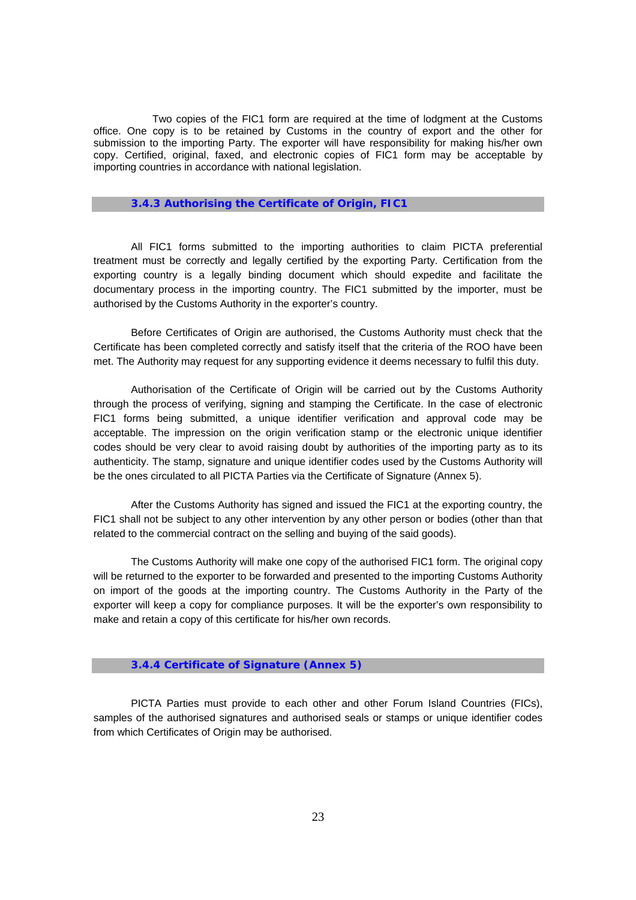Two copies of the FIC1 form are required at the time of lodgment at the Customs office. One copy is to be retained by Customs in the country of export and the other for submission to the importing Party. The exporter will have responsibility for making his/her own copy. Certified, original, faxed, and electronic copies of FIC1 form may be acceptable by importing countries in accordance with national legislation.

### 3.4.3 Authorising the Certificate of Origin, FIC1

All FIC1 forms submitted to the importing authorities to claim PICTA preferential treatment must be correctly and legally certified by the exporting Party. Certification from the exporting country is a legally binding document which should expedite and facilitate the documentary process in the importing country. The FIC1 submitted by the importer, must be authorised by the Customs Authority in the exporter's country.

Before Certificates of Origin are authorised, the Customs Authority must check that the Certificate has been completed correctly and satisfy itself that the criteria of the ROO have been met. The Authority may request for any supporting evidence it deems necessary to fulfil this duty.

Authorisation of the Certificate of Origin will be carried out by the Customs Authority through the process of verifying, signing and stamping the Certificate. In the case of electronic FIC1 forms being submitted, a unique identifier verification and approval code may be acceptable. The impression on the origin verification stamp or the electronic unique identifier codes should be very clear to avoid raising doubt by authorities of the importing party as to its authenticity. The stamp, signature and unique identifier codes used by the Customs Authority will be the ones circulated to all PICTA Parties via the Certificate of Signature (Annex 5).

After the Customs Authority has signed and issued the FIC1 at the exporting country, the FIC1 shall not be subject to any other intervention by any other person or bodies (other than that related to the commercial contract on the selling and buying of the said goods).

The Customs Authority will make one copy of the authorised FIC1 form. The original copy will be returned to the exporter to be forwarded and presented to the importing Customs Authority on import of the goods at the importing country. The Customs Authority in the Party of the exporter will keep a copy for compliance purposes. It will be the exporter's own responsibility to make and retain a copy of this certificate for his/her own records.

### 3.4.4 Certificate of Signature (Annex 5)

PICTA Parties must provide to each other and other Forum Island Countries (FICs), samples of the authorised signatures and authorised seals or stamps or unique identifier codes from which Certificates of Origin may be authorised.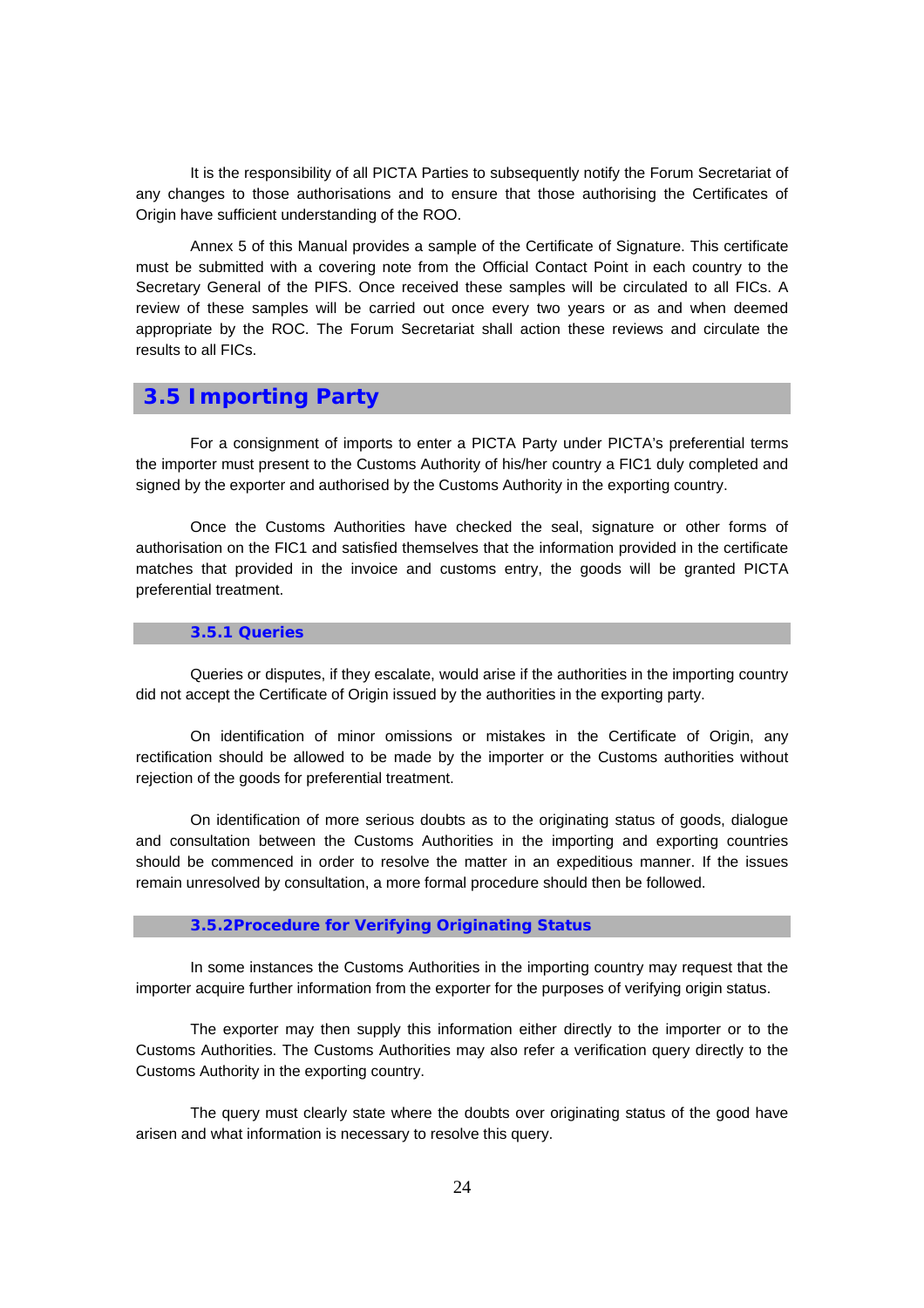It is the responsibility of all PICTA Parties to subsequently notify the Forum Secretariat of any changes to those authorisations and to ensure that those authorising the Certificates of Origin have sufficient understanding of the ROO.

Annex 5 of this Manual provides a sample of the Certificate of Signature. This certificate must be submitted with a covering note from the Official Contact Point in each country to the Secretary General of the PIFS. Once received these samples will be circulated to all FICs. A review of these samples will be carried out once every two years or as and when deemed appropriate by the ROC. The Forum Secretariat shall action these reviews and circulate the results to all FICs.

## 3.5 Importing Party

For a consignment of imports to enter a PICTA Party under PICTA's preferential terms the importer must present to the Customs Authority of his/her country a FIC1 duly completed and signed by the exporter and authorised by the Customs Authority in the exporting country.

Once the Customs Authorities have checked the seal, signature or other forms of authorisation on the FIC1 and satisfied themselves that the information provided in the certificate matches that provided in the invoice and customs entry, the goods will be granted PICTA preferential treatment.

### 3.5.1 Queries

Queries or disputes, if they escalate, would arise if the authorities in the importing country did not accept the Certificate of Origin issued by the authorities in the exporting party.

On identification of minor omissions or mistakes in the Certificate of Origin, any rectification should be allowed to be made by the importer or the Customs authorities without rejection of the goods for preferential treatment.

On identification of more serious doubts as to the originating status of goods, dialogue and consultation between the Customs Authorities in the importing and exporting countries should be commenced in order to resolve the matter in an expeditious manner. If the issues remain unresolved by consultation, a more formal procedure should then be followed.

### 3.5.2Procedure for Verifying Originating Status

In some instances the Customs Authorities in the importing country may request that the importer acquire further information from the exporter for the purposes of verifying origin status.

The exporter may then supply this information either directly to the importer or to the Customs Authorities. The Customs Authorities may also refer a verification query directly to the Customs Authority in the exporting country.

The query must clearly state where the doubts over originating status of the good have arisen and what information is necessary to resolve this query.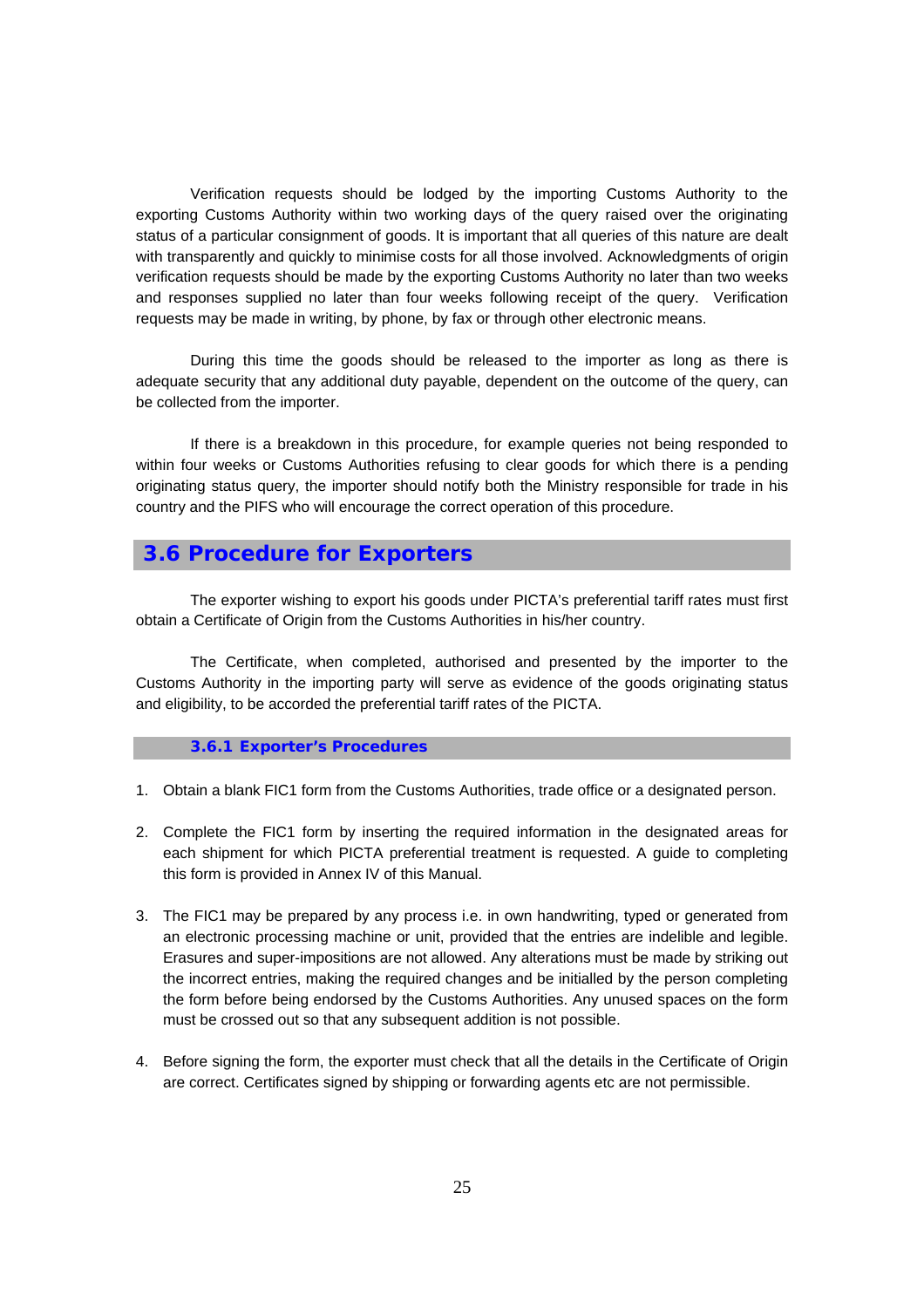Verification requests should be lodged by the importing Customs Authority to the exporting Customs Authority within two working days of the query raised over the originating status of a particular consignment of goods. It is important that all queries of this nature are dealt with transparently and quickly to minimise costs for all those involved. Acknowledgments of origin verification requests should be made by the exporting Customs Authority no later than two weeks and responses supplied no later than four weeks following receipt of the query. Verification requests may be made in writing, by phone, by fax or through other electronic means.

During this time the goods should be released to the importer as long as there is adequate security that any additional duty payable, dependent on the outcome of the query, can be collected from the importer.

If there is a breakdown in this procedure, for example queries not being responded to within four weeks or Customs Authorities refusing to clear goods for which there is a pending originating status query, the importer should notify both the Ministry responsible for trade in his country and the PIFS who will encourage the correct operation of this procedure.

## 3.6 Procedure for Exporters

The exporter wishing to export his goods under PICTA's preferential tariff rates must first obtain a Certificate of Origin from the Customs Authorities in his/her country.

The Certificate, when completed, authorised and presented by the importer to the Customs Authority in the importing party will serve as evidence of the goods originating status and eligibility, to be accorded the preferential tariff rates of the PICTA.

### 3.6.1 Exporter's Procedures

1. Obtain a blank FIC1 form from the Customs Authorities, trade office or a designated person.

2. Complete the FIC1 form by inserting the required information in the designated areas for each shipment for which PICTA preferential treatment is requested. A guide to completing this form is provided in Annex IV of this Manual.

3. The FIC1 may be prepared by any process i.e. in own handwriting, typed or generated from an electronic processing machine or unit, provided that the entries are indelible and legible. Erasures and super-impositions are not allowed. Any alterations must be made by striking out the incorrect entries, making the required changes and be initialled by the person completing the form before being endorsed by the Customs Authorities. Any unused spaces on the form must be crossed out so that any subsequent addition is not possible.

4. Before signing the form, the exporter must check that all the details in the Certificate of Origin are correct. Certificates signed by shipping or forwarding agents etc are not permissible.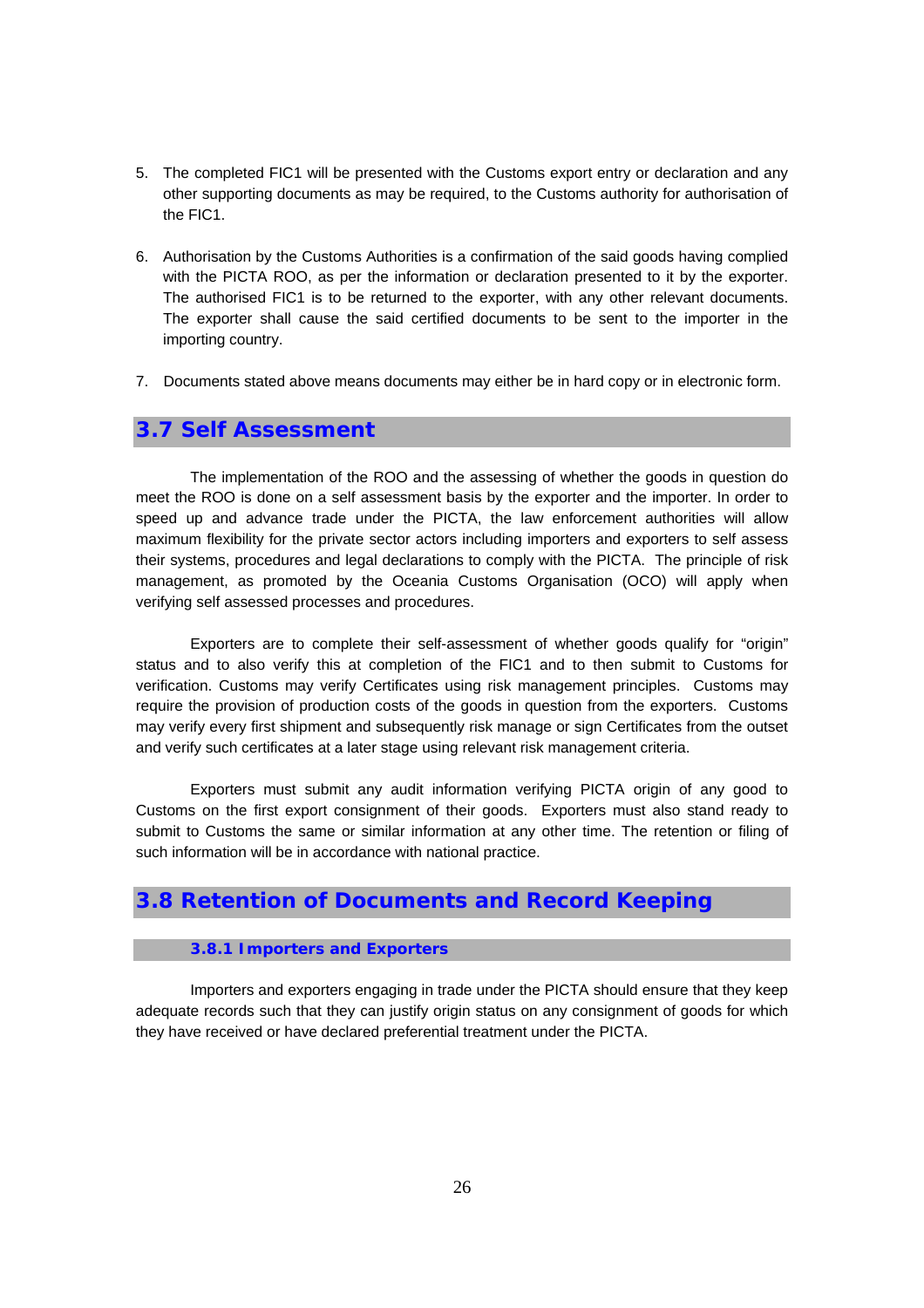5. The completed FIC1 will be presented with the Customs export entry or declaration and any other supporting documents as may be required, to the Customs authority for authorisation of the FIC1.

6. Authorisation by the Customs Authorities is a confirmation of the said goods having complied with the PICTA ROO, as per the information or declaration presented to it by the exporter. The authorised FIC1 is to be returned to the exporter, with any other relevant documents. The exporter shall cause the said certified documents to be sent to the importer in the importing country.

7. Documents stated above means documents may either be in hard copy or in electronic form.

## 3.7 Self Assessment

The implementation of the ROO and the assessing of whether the goods in question do meet the ROO is done on a self assessment basis by the exporter and the importer. In order to speed up and advance trade under the PICTA, the law enforcement authorities will allow maximum flexibility for the private sector actors including importers and exporters to self assess their systems, procedures and legal declarations to comply with the PICTA. The principle of risk management, as promoted by the Oceania Customs Organisation (OCO) will apply when verifying self assessed processes and procedures.

Exporters are to complete their self-assessment of whether goods qualify for "origin" status and to also verify this at completion of the FIC1 and to then submit to Customs for verification. Customs may verify Certificates using risk management principles. Customs may require the provision of production costs of the goods in question from the exporters. Customs may verify every first shipment and subsequently risk manage or sign Certificates from the outset and verify such certificates at a later stage using relevant risk management criteria.

Exporters must submit any audit information verifying PICTA origin of any good to Customs on the first export consignment of their goods. Exporters must also stand ready to submit to Customs the same or similar information at any other time. The retention or filing of such information will be in accordance with national practice.

## 3.8 Retention of Documents and Record Keeping

### 3.8.1 Importers and Exporters

Importers and exporters engaging in trade under the PICTA should ensure that they keep adequate records such that they can justify origin status on any consignment of goods for which they have received or have declared preferential treatment under the PICTA.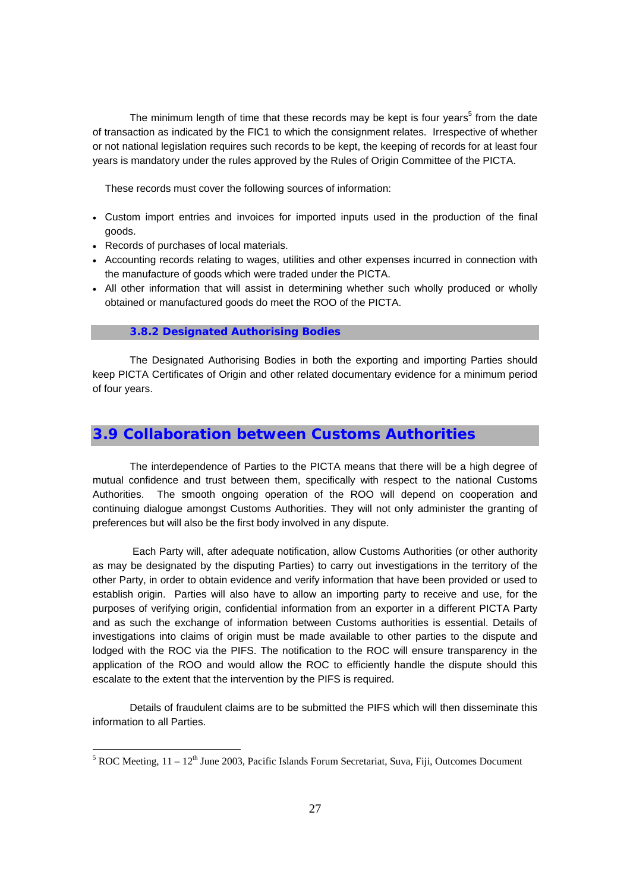The minimum length of time that these records may be kept is four years[5] from the date of transaction as indicated by the FIC1 to which the consignment relates. Irrespective of whether or not national legislation requires such records to be kept, the keeping of records for at least four years is mandatory under the rules approved by the Rules of Origin Committee of the PICTA.

These records must cover the following sources of information:

- Custom import entries and invoices for imported inputs used in the production of the final goods.
- Records of purchases of local materials.
- Accounting records relating to wages, utilities and other expenses incurred in connection with the manufacture of goods which were traded under the PICTA.
- All other information that will assist in determining whether such wholly produced or wholly obtained or manufactured goods do meet the ROO of the PICTA.

### 3.8.2 Designated Authorising Bodies

The Designated Authorising Bodies in both the exporting and importing Parties should keep PICTA Certificates of Origin and other related documentary evidence for a minimum period of four years.

## 3.9 Collaboration between Customs Authorities

The interdependence of Parties to the PICTA means that there will be a high degree of mutual confidence and trust between them, specifically with respect to the national Customs Authorities. The smooth ongoing operation of the ROO will depend on cooperation and continuing dialogue amongst Customs Authorities. They will not only administer the granting of preferences but will also be the first body involved in any dispute.

Each Party will, after adequate notification, allow Customs Authorities (or other authority as may be designated by the disputing Parties) to carry out investigations in the territory of the other Party, in order to obtain evidence and verify information that have been provided or used to establish origin. Parties will also have to allow an importing party to receive and use, for the purposes of verifying origin, confidential information from an exporter in a different PICTA Party and as such the exchange of information between Customs authorities is essential. Details of investigations into claims of origin must be made available to other parties to the dispute and lodged with the ROC via the PIFS. The notification to the ROC will ensure transparency in the application of the ROO and would allow the ROC to efficiently handle the dispute should this escalate to the extent that the intervention by the PIFS is required.

Details of fraudulent claims are to be submitted the PIFS which will then disseminate this information to all Parties.

---

[5] ROC Meeting, 11 – 12th June 2003, Pacific Islands Forum Secretariat, Suva, Fiji, Outcomes Document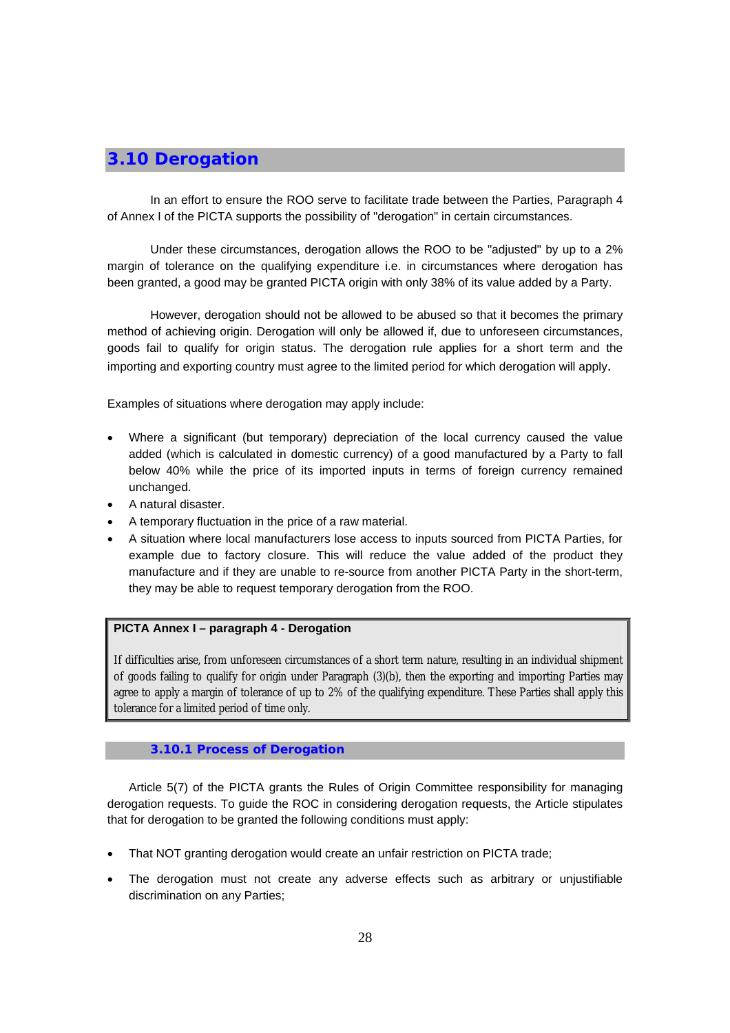## 3.10 Derogation

In an effort to ensure the ROO serve to facilitate trade between the Parties, Paragraph 4 of Annex I of the PICTA supports the possibility of "derogation" in certain circumstances.

Under these circumstances, derogation allows the ROO to be "adjusted" by up to a 2% margin of tolerance on the qualifying expenditure i.e. in circumstances where derogation has been granted, a good may be granted PICTA origin with only 38% of its value added by a Party.

However, derogation should not be allowed to be abused so that it becomes the primary method of achieving origin. Derogation will only be allowed if, due to unforeseen circumstances, goods fail to qualify for origin status. The derogation rule applies for a short term and the importing and exporting country must agree to the limited period for which derogation will apply.

Examples of situations where derogation may apply include:

- Where a significant (but temporary) depreciation of the local currency caused the value added (which is calculated in domestic currency) of a good manufactured by a Party to fall below 40% while the price of its imported inputs in terms of foreign currency remained unchanged.
- A natural disaster.
- A temporary fluctuation in the price of a raw material.
- A situation where local manufacturers lose access to inputs sourced from PICTA Parties, for example due to factory closure. This will reduce the value added of the product they manufacture and if they are unable to re-source from another PICTA Party in the short-term, they may be able to request temporary derogation from the ROO.

> **PICTA Annex I – paragraph 4 - Derogation**
>
> If difficulties arise, from unforeseen circumstances of a short term nature, resulting in an individual shipment of goods failing to qualify for origin under Paragraph (3)(b), then the exporting and importing Parties may agree to apply a margin of tolerance of up to 2% of the qualifying expenditure. These Parties shall apply this tolerance for a limited period of time only.

### 3.10.1 Process of Derogation

Article 5(7) of the PICTA grants the Rules of Origin Committee responsibility for managing derogation requests. To guide the ROC in considering derogation requests, the Article stipulates that for derogation to be granted the following conditions must apply:

- That NOT granting derogation would create an unfair restriction on PICTA trade;
- The derogation must not create any adverse effects such as arbitrary or unjustifiable discrimination on any Parties;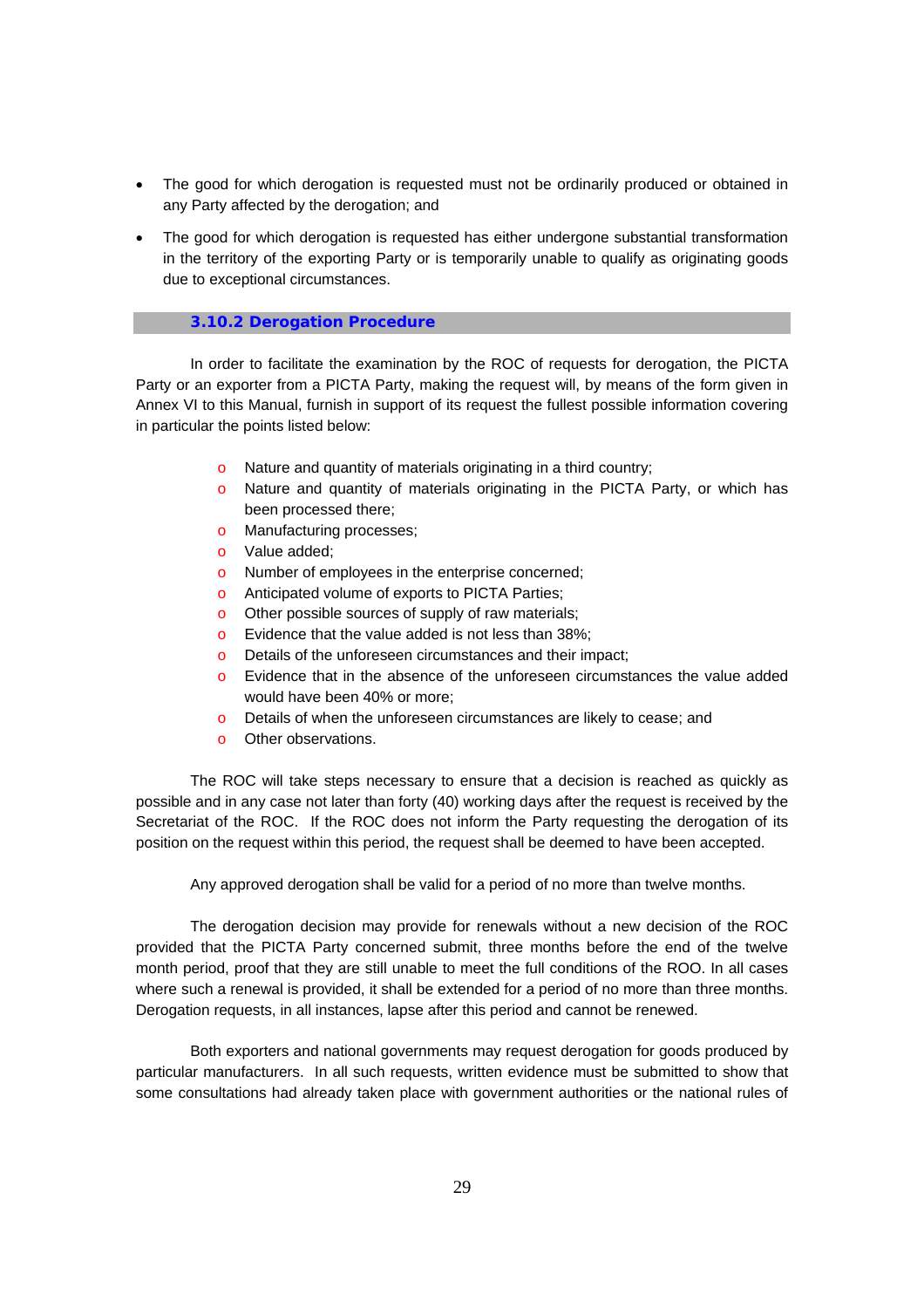- The good for which derogation is requested must not be ordinarily produced or obtained in any Party affected by the derogation; and
- The good for which derogation is requested has either undergone substantial transformation in the territory of the exporting Party or is temporarily unable to qualify as originating goods due to exceptional circumstances.

### 3.10.2 Derogation Procedure

In order to facilitate the examination by the ROC of requests for derogation, the PICTA Party or an exporter from a PICTA Party, making the request will, by means of the form given in Annex VI to this Manual, furnish in support of its request the fullest possible information covering in particular the points listed below:

- Nature and quantity of materials originating in a third country;
- Nature and quantity of materials originating in the PICTA Party, or which has been processed there;
- Manufacturing processes;
- Value added;
- Number of employees in the enterprise concerned;
- Anticipated volume of exports to PICTA Parties;
- Other possible sources of supply of raw materials;
- Evidence that the value added is not less than 38%;
- Details of the unforeseen circumstances and their impact;
- Evidence that in the absence of the unforeseen circumstances the value added would have been 40% or more;
- Details of when the unforeseen circumstances are likely to cease; and
- Other observations.

The ROC will take steps necessary to ensure that a decision is reached as quickly as possible and in any case not later than forty (40) working days after the request is received by the Secretariat of the ROC. If the ROC does not inform the Party requesting the derogation of its position on the request within this period, the request shall be deemed to have been accepted.

Any approved derogation shall be valid for a period of no more than twelve months.

The derogation decision may provide for renewals without a new decision of the ROC provided that the PICTA Party concerned submit, three months before the end of the twelve month period, proof that they are still unable to meet the full conditions of the ROO. In all cases where such a renewal is provided, it shall be extended for a period of no more than three months. Derogation requests, in all instances, lapse after this period and cannot be renewed.

Both exporters and national governments may request derogation for goods produced by particular manufacturers. In all such requests, written evidence must be submitted to show that some consultations had already taken place with government authorities or the national rules of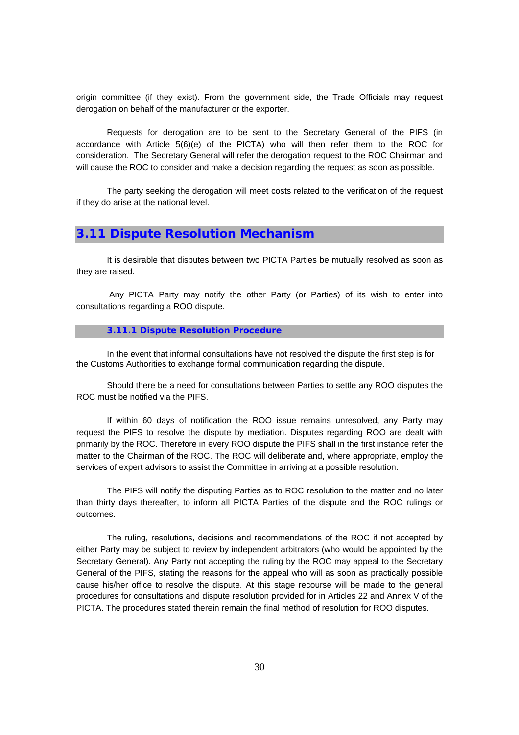origin committee (if they exist). From the government side, the Trade Officials may request derogation on behalf of the manufacturer or the exporter.

Requests for derogation are to be sent to the Secretary General of the PIFS (in accordance with Article 5(6)(e) of the PICTA) who will then refer them to the ROC for consideration. The Secretary General will refer the derogation request to the ROC Chairman and will cause the ROC to consider and make a decision regarding the request as soon as possible.

The party seeking the derogation will meet costs related to the verification of the request if they do arise at the national level.

## 3.11 Dispute Resolution Mechanism

It is desirable that disputes between two PICTA Parties be mutually resolved as soon as they are raised.

Any PICTA Party may notify the other Party (or Parties) of its wish to enter into consultations regarding a ROO dispute.

### 3.11.1 Dispute Resolution Procedure

In the event that informal consultations have not resolved the dispute the first step is for the Customs Authorities to exchange formal communication regarding the dispute.

Should there be a need for consultations between Parties to settle any ROO disputes the ROC must be notified via the PIFS.

If within 60 days of notification the ROO issue remains unresolved, any Party may request the PIFS to resolve the dispute by mediation. Disputes regarding ROO are dealt with primarily by the ROC. Therefore in every ROO dispute the PIFS shall in the first instance refer the matter to the Chairman of the ROC. The ROC will deliberate and, where appropriate, employ the services of expert advisors to assist the Committee in arriving at a possible resolution.

The PIFS will notify the disputing Parties as to ROC resolution to the matter and no later than thirty days thereafter, to inform all PICTA Parties of the dispute and the ROC rulings or outcomes.

The ruling, resolutions, decisions and recommendations of the ROC if not accepted by either Party may be subject to review by independent arbitrators (who would be appointed by the Secretary General). Any Party not accepting the ruling by the ROC may appeal to the Secretary General of the PIFS, stating the reasons for the appeal who will as soon as practically possible cause his/her office to resolve the dispute. At this stage recourse will be made to the general procedures for consultations and dispute resolution provided for in Articles 22 and Annex V of the PICTA. The procedures stated therein remain the final method of resolution for ROO disputes.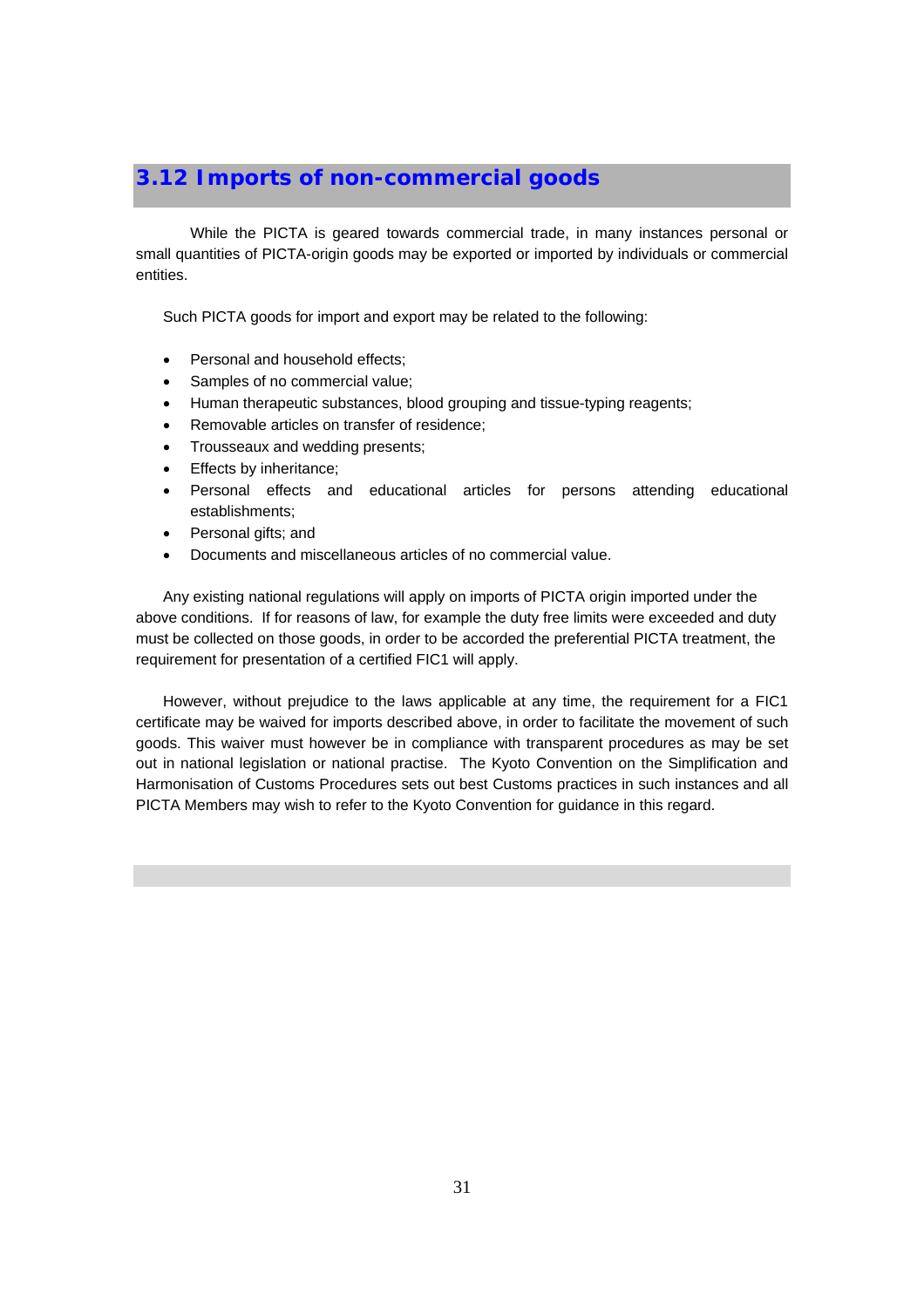## 3.12 Imports of non-commercial goods

While the PICTA is geared towards commercial trade, in many instances personal or small quantities of PICTA-origin goods may be exported or imported by individuals or commercial entities.

Such PICTA goods for import and export may be related to the following:

- Personal and household effects;
- Samples of no commercial value;
- Human therapeutic substances, blood grouping and tissue-typing reagents;
- Removable articles on transfer of residence;
- Trousseaux and wedding presents;
- Effects by inheritance;
- Personal effects and educational articles for persons attending educational establishments;
- Personal gifts; and
- Documents and miscellaneous articles of no commercial value.

Any existing national regulations will apply on imports of PICTA origin imported under the above conditions. If for reasons of law, for example the duty free limits were exceeded and duty must be collected on those goods, in order to be accorded the preferential PICTA treatment, the requirement for presentation of a certified FIC1 will apply.

However, without prejudice to the laws applicable at any time, the requirement for a FIC1 certificate may be waived for imports described above, in order to facilitate the movement of such goods. This waiver must however be in compliance with transparent procedures as may be set out in national legislation or national practise. The Kyoto Convention on the Simplification and Harmonisation of Customs Procedures sets out best Customs practices in such instances and all PICTA Members may wish to refer to the Kyoto Convention for guidance in this regard.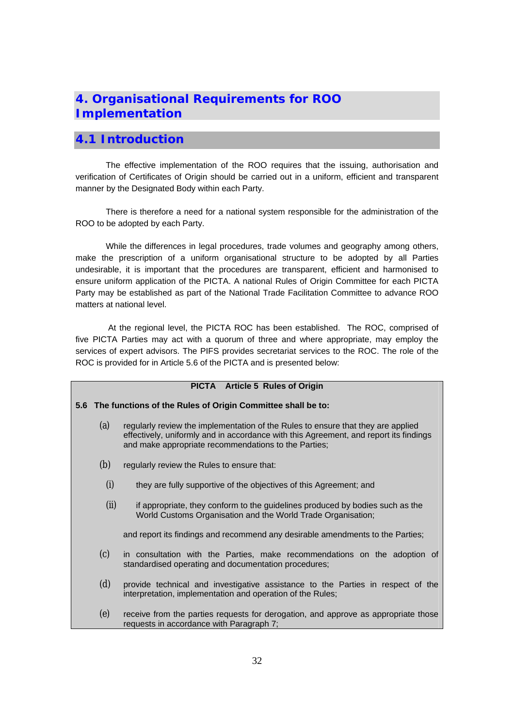# 4. Organisational Requirements for ROO Implementation

## 4.1 Introduction

The effective implementation of the ROO requires that the issuing, authorisation and verification of Certificates of Origin should be carried out in a uniform, efficient and transparent manner by the Designated Body within each Party.

There is therefore a need for a national system responsible for the administration of the ROO to be adopted by each Party.

While the differences in legal procedures, trade volumes and geography among others, make the prescription of a uniform organisational structure to be adopted by all Parties undesirable, it is important that the procedures are transparent, efficient and harmonised to ensure uniform application of the PICTA. A national Rules of Origin Committee for each PICTA Party may be established as part of the National Trade Facilitation Committee to advance ROO matters at national level.

At the regional level, the PICTA ROC has been established. The ROC, comprised of five PICTA Parties may act with a quorum of three and where appropriate, may employ the services of expert advisors. The PIFS provides secretariat services to the ROC. The role of the ROC is provided for in Article 5.6 of the PICTA and is presented below:

**PICTA Article 5 Rules of Origin**

**5.6 The functions of the Rules of Origin Committee shall be to:**

(a) regularly review the implementation of the Rules to ensure that they are applied effectively, uniformly and in accordance with this Agreement, and report its findings and make appropriate recommendations to the Parties;

(b) regularly review the Rules to ensure that:

  (i) they are fully supportive of the objectives of this Agreement; and

  (ii) if appropriate, they conform to the guidelines produced by bodies such as the World Customs Organisation and the World Trade Organisation;

  and report its findings and recommend any desirable amendments to the Parties;

(c) in consultation with the Parties, make recommendations on the adoption of standardised operating and documentation procedures;

(d) provide technical and investigative assistance to the Parties in respect of the interpretation, implementation and operation of the Rules;

(e) receive from the parties requests for derogation, and approve as appropriate those requests in accordance with Paragraph 7;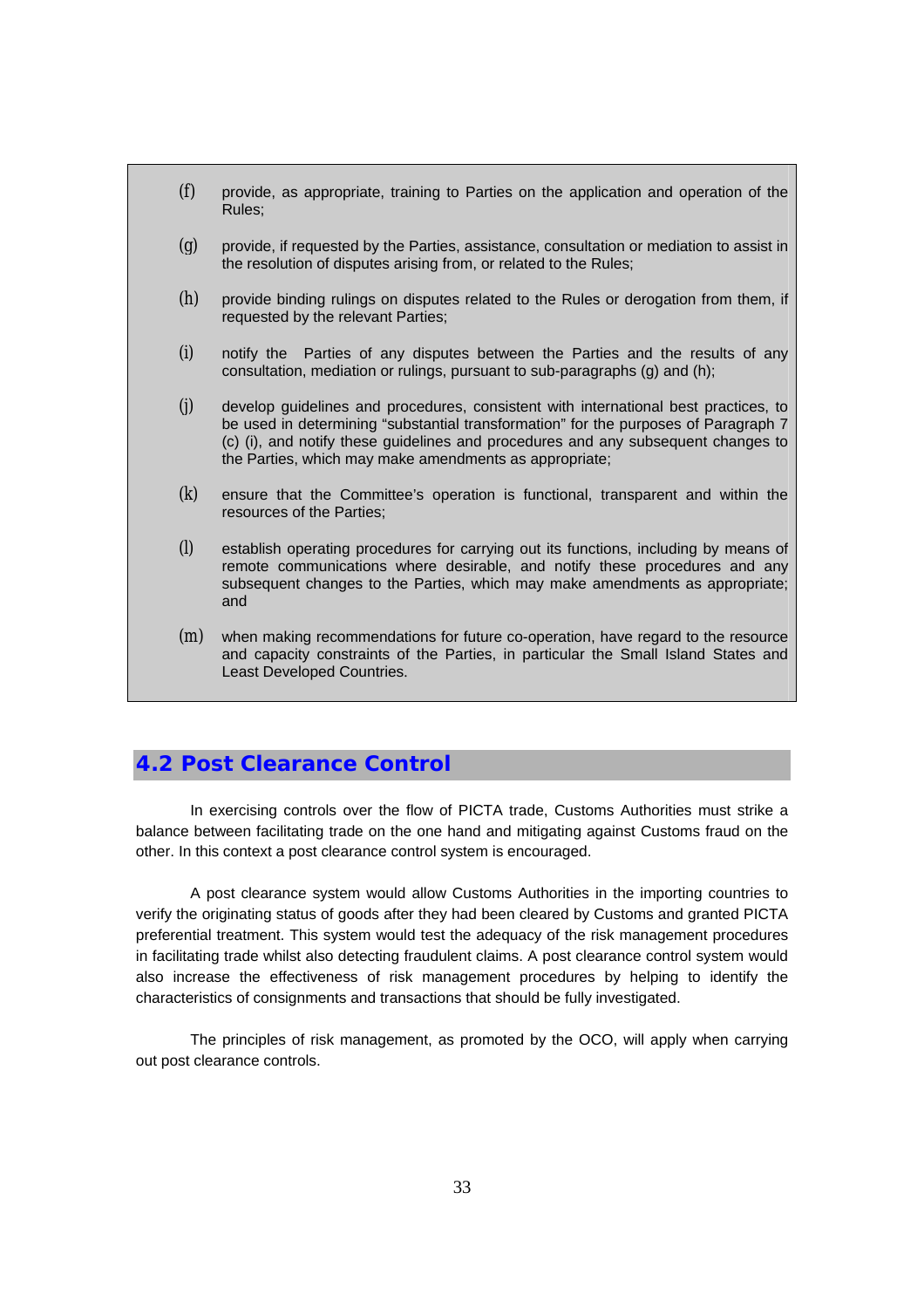(f) provide, as appropriate, training to Parties on the application and operation of the Rules;

(g) provide, if requested by the Parties, assistance, consultation or mediation to assist in the resolution of disputes arising from, or related to the Rules;

(h) provide binding rulings on disputes related to the Rules or derogation from them, if requested by the relevant Parties;

(i) notify the Parties of any disputes between the Parties and the results of any consultation, mediation or rulings, pursuant to sub-paragraphs (g) and (h);

(j) develop guidelines and procedures, consistent with international best practices, to be used in determining "substantial transformation" for the purposes of Paragraph 7 (c) (i), and notify these guidelines and procedures and any subsequent changes to the Parties, which may make amendments as appropriate;

(k) ensure that the Committee's operation is functional, transparent and within the resources of the Parties;

(l) establish operating procedures for carrying out its functions, including by means of remote communications where desirable, and notify these procedures and any subsequent changes to the Parties, which may make amendments as appropriate; and

(m) when making recommendations for future co-operation, have regard to the resource and capacity constraints of the Parties, in particular the Small Island States and Least Developed Countries.

## 4.2 Post Clearance Control

In exercising controls over the flow of PICTA trade, Customs Authorities must strike a balance between facilitating trade on the one hand and mitigating against Customs fraud on the other. In this context a post clearance control system is encouraged.

A post clearance system would allow Customs Authorities in the importing countries to verify the originating status of goods after they had been cleared by Customs and granted PICTA preferential treatment. This system would test the adequacy of the risk management procedures in facilitating trade whilst also detecting fraudulent claims. A post clearance control system would also increase the effectiveness of risk management procedures by helping to identify the characteristics of consignments and transactions that should be fully investigated.

The principles of risk management, as promoted by the OCO, will apply when carrying out post clearance controls.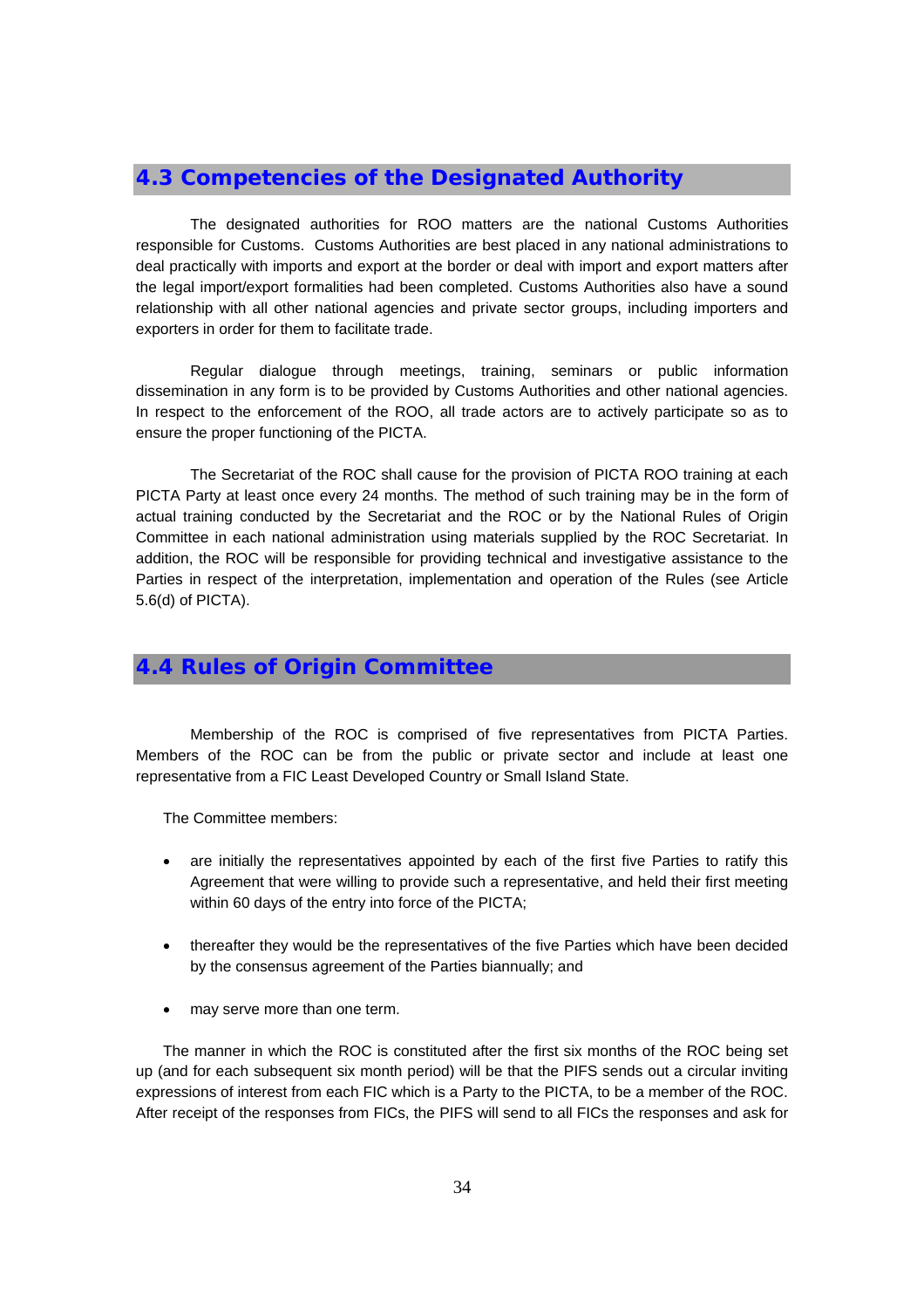## 4.3 Competencies of the Designated Authority

The designated authorities for ROO matters are the national Customs Authorities responsible for Customs. Customs Authorities are best placed in any national administrations to deal practically with imports and export at the border or deal with import and export matters after the legal import/export formalities had been completed. Customs Authorities also have a sound relationship with all other national agencies and private sector groups, including importers and exporters in order for them to facilitate trade.

Regular dialogue through meetings, training, seminars or public information dissemination in any form is to be provided by Customs Authorities and other national agencies. In respect to the enforcement of the ROO, all trade actors are to actively participate so as to ensure the proper functioning of the PICTA.

The Secretariat of the ROC shall cause for the provision of PICTA ROO training at each PICTA Party at least once every 24 months. The method of such training may be in the form of actual training conducted by the Secretariat and the ROC or by the National Rules of Origin Committee in each national administration using materials supplied by the ROC Secretariat. In addition, the ROC will be responsible for providing technical and investigative assistance to the Parties in respect of the interpretation, implementation and operation of the Rules (see Article 5.6(d) of PICTA).

## 4.4 Rules of Origin Committee

Membership of the ROC is comprised of five representatives from PICTA Parties. Members of the ROC can be from the public or private sector and include at least one representative from a FIC Least Developed Country or Small Island State.

The Committee members:

- are initially the representatives appointed by each of the first five Parties to ratify this Agreement that were willing to provide such a representative, and held their first meeting within 60 days of the entry into force of the PICTA;
- thereafter they would be the representatives of the five Parties which have been decided by the consensus agreement of the Parties biannually; and
- may serve more than one term.

The manner in which the ROC is constituted after the first six months of the ROC being set up (and for each subsequent six month period) will be that the PIFS sends out a circular inviting expressions of interest from each FIC which is a Party to the PICTA, to be a member of the ROC. After receipt of the responses from FICs, the PIFS will send to all FICs the responses and ask for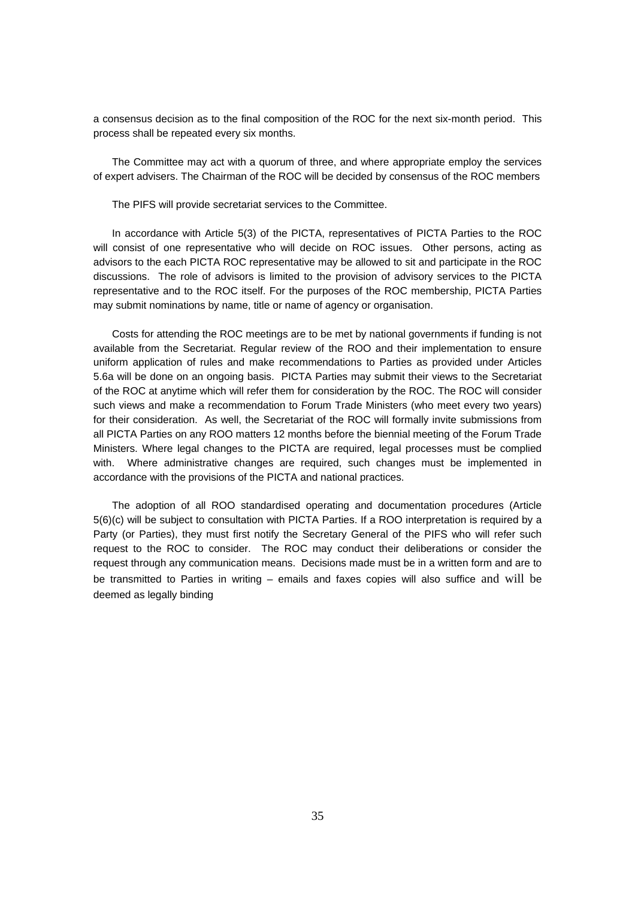a consensus decision as to the final composition of the ROC for the next six-month period. This process shall be repeated every six months.

The Committee may act with a quorum of three, and where appropriate employ the services of expert advisers. The Chairman of the ROC will be decided by consensus of the ROC members

The PIFS will provide secretariat services to the Committee.

In accordance with Article 5(3) of the PICTA, representatives of PICTA Parties to the ROC will consist of one representative who will decide on ROC issues. Other persons, acting as advisors to the each PICTA ROC representative may be allowed to sit and participate in the ROC discussions. The role of advisors is limited to the provision of advisory services to the PICTA representative and to the ROC itself. For the purposes of the ROC membership, PICTA Parties may submit nominations by name, title or name of agency or organisation.

Costs for attending the ROC meetings are to be met by national governments if funding is not available from the Secretariat. Regular review of the ROO and their implementation to ensure uniform application of rules and make recommendations to Parties as provided under Articles 5.6a will be done on an ongoing basis. PICTA Parties may submit their views to the Secretariat of the ROC at anytime which will refer them for consideration by the ROC. The ROC will consider such views and make a recommendation to Forum Trade Ministers (who meet every two years) for their consideration. As well, the Secretariat of the ROC will formally invite submissions from all PICTA Parties on any ROO matters 12 months before the biennial meeting of the Forum Trade Ministers. Where legal changes to the PICTA are required, legal processes must be complied with. Where administrative changes are required, such changes must be implemented in accordance with the provisions of the PICTA and national practices.

The adoption of all ROO standardised operating and documentation procedures (Article 5(6)(c) will be subject to consultation with PICTA Parties. If a ROO interpretation is required by a Party (or Parties), they must first notify the Secretary General of the PIFS who will refer such request to the ROC to consider. The ROC may conduct their deliberations or consider the request through any communication means. Decisions made must be in a written form and are to be transmitted to Parties in writing – emails and faxes copies will also suffice and will be deemed as legally binding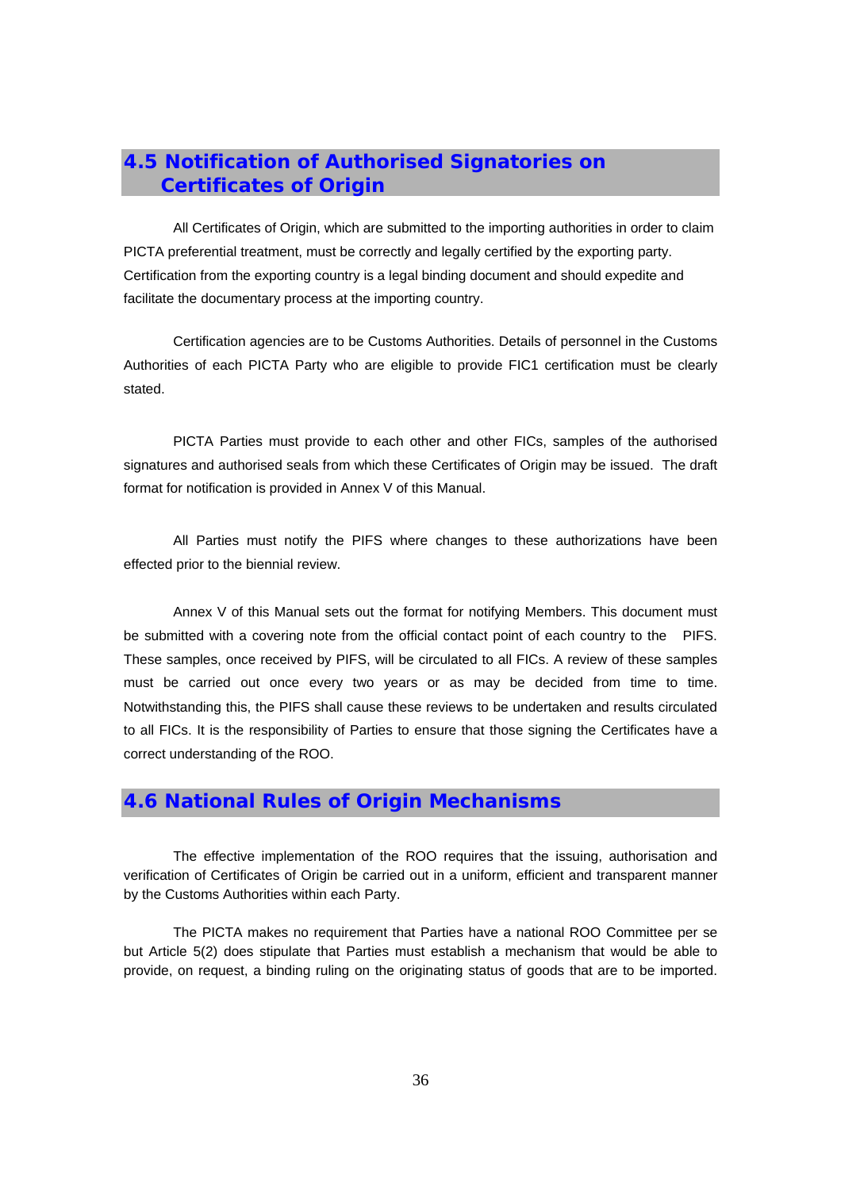## 4.5 Notification of Authorised Signatories on Certificates of Origin

All Certificates of Origin, which are submitted to the importing authorities in order to claim PICTA preferential treatment, must be correctly and legally certified by the exporting party. Certification from the exporting country is a legal binding document and should expedite and facilitate the documentary process at the importing country.

Certification agencies are to be Customs Authorities. Details of personnel in the Customs Authorities of each PICTA Party who are eligible to provide FIC1 certification must be clearly stated.

PICTA Parties must provide to each other and other FICs, samples of the authorised signatures and authorised seals from which these Certificates of Origin may be issued. The draft format for notification is provided in Annex V of this Manual.

All Parties must notify the PIFS where changes to these authorizations have been effected prior to the biennial review.

Annex V of this Manual sets out the format for notifying Members. This document must be submitted with a covering note from the official contact point of each country to the PIFS. These samples, once received by PIFS, will be circulated to all FICs. A review of these samples must be carried out once every two years or as may be decided from time to time. Notwithstanding this, the PIFS shall cause these reviews to be undertaken and results circulated to all FICs. It is the responsibility of Parties to ensure that those signing the Certificates have a correct understanding of the ROO.

## 4.6 National Rules of Origin Mechanisms

The effective implementation of the ROO requires that the issuing, authorisation and verification of Certificates of Origin be carried out in a uniform, efficient and transparent manner by the Customs Authorities within each Party.

The PICTA makes no requirement that Parties have a national ROO Committee per se but Article 5(2) does stipulate that Parties must establish a mechanism that would be able to provide, on request, a binding ruling on the originating status of goods that are to be imported.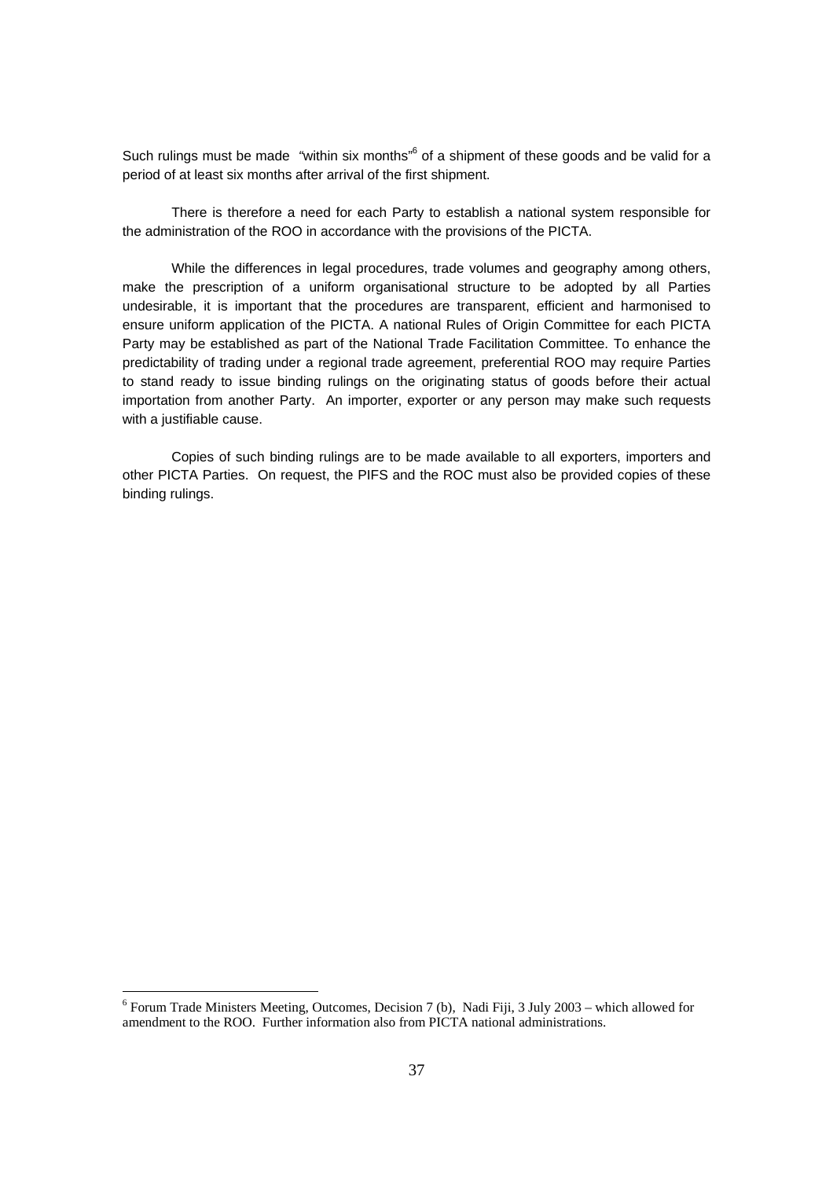Such rulings must be made "within six months"[6] of a shipment of these goods and be valid for a period of at least six months after arrival of the first shipment.

There is therefore a need for each Party to establish a national system responsible for the administration of the ROO in accordance with the provisions of the PICTA.

While the differences in legal procedures, trade volumes and geography among others, make the prescription of a uniform organisational structure to be adopted by all Parties undesirable, it is important that the procedures are transparent, efficient and harmonised to ensure uniform application of the PICTA. A national Rules of Origin Committee for each PICTA Party may be established as part of the National Trade Facilitation Committee. To enhance the predictability of trading under a regional trade agreement, preferential ROO may require Parties to stand ready to issue binding rulings on the originating status of goods before their actual importation from another Party. An importer, exporter or any person may make such requests with a justifiable cause.

Copies of such binding rulings are to be made available to all exporters, importers and other PICTA Parties. On request, the PIFS and the ROC must also be provided copies of these binding rulings.

---

[6] Forum Trade Ministers Meeting, Outcomes, Decision 7 (b), Nadi Fiji, 3 July 2003 – which allowed for amendment to the ROO. Further information also from PICTA national administrations.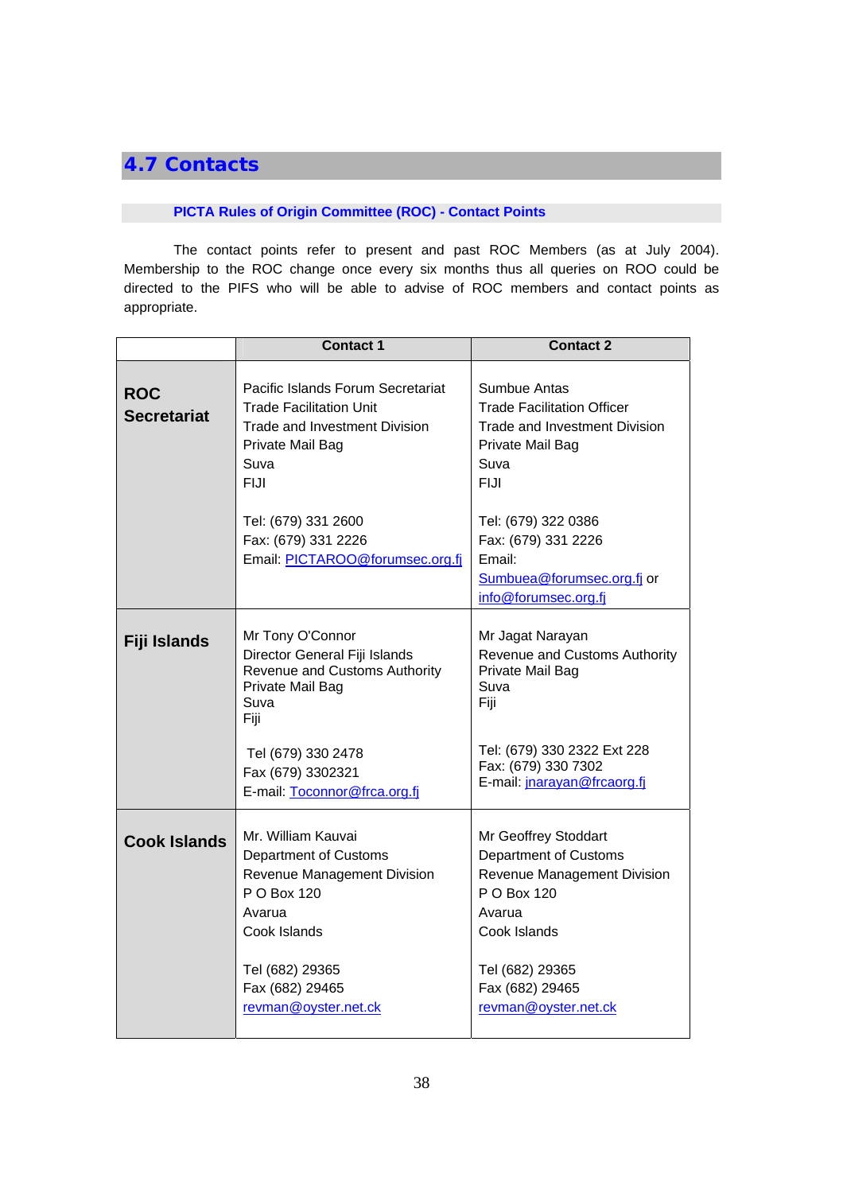## 4.7 Contacts

### PICTA Rules of Origin Committee (ROC) - Contact Points

The contact points refer to present and past ROC Members (as at July 2004). Membership to the ROC change once every six months thus all queries on ROO could be directed to the PIFS who will be able to advise of ROC members and contact points as appropriate.

| | Contact 1 | Contact 2 |
|---|---|---|
| **ROC Secretariat** | Pacific Islands Forum Secretariat<br>Trade Facilitation Unit<br>Trade and Investment Division<br>Private Mail Bag<br>Suva<br>FIJI<br><br>Tel: (679) 331 2600<br>Fax: (679) 331 2226<br>Email: PICTAROO@forumsec.org.fj | Sumbue Antas<br>Trade Facilitation Officer<br>Trade and Investment Division<br>Private Mail Bag<br>Suva<br>FIJI<br><br>Tel: (679) 322 0386<br>Fax: (679) 331 2226<br>Email:<br>Sumbuea@forumsec.org.fj or<br>info@forumsec.org.fj |
| **Fiji Islands** | Mr Tony O'Connor<br>Director General Fiji Islands<br>Revenue and Customs Authority<br>Private Mail Bag<br>Suva<br>Fiji<br><br>Tel (679) 330 2478<br>Fax (679) 3302321<br>E-mail: Toconnor@frca.org.fj | Mr Jagat Narayan<br>Revenue and Customs Authority<br>Private Mail Bag<br>Suva<br>Fiji<br><br>Tel: (679) 330 2322 Ext 228<br>Fax: (679) 330 7302<br>E-mail: jnarayan@frcaorg.fj |
| **Cook Islands** | Mr. William Kauvai<br>Department of Customs<br>Revenue Management Division<br>P O Box 120<br>Avarua<br>Cook Islands<br><br>Tel (682) 29365<br>Fax (682) 29465<br>revman@oyster.net.ck | Mr Geoffrey Stoddart<br>Department of Customs<br>Revenue Management Division<br>P O Box 120<br>Avarua<br>Cook Islands<br><br>Tel (682) 29365<br>Fax (682) 29465<br>revman@oyster.net.ck |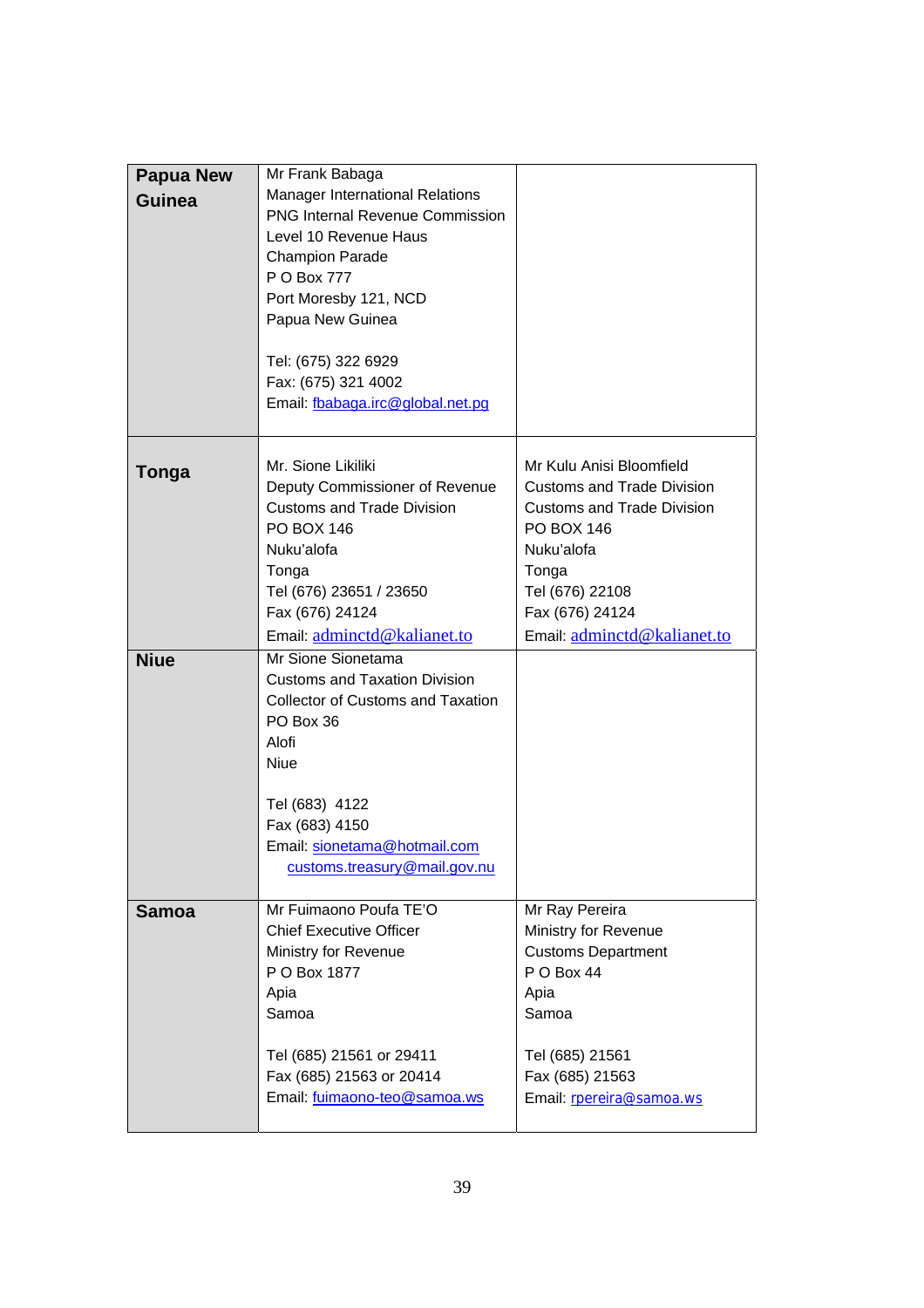| | | |
|---|---|---|
| **Papua New Guinea** | Mr Frank Babaga<br>Manager International Relations<br>PNG Internal Revenue Commission<br>Level 10 Revenue Haus<br>Champion Parade<br>P O Box 777<br>Port Moresby 121, NCD<br>Papua New Guinea<br><br>Tel: (675) 322 6929<br>Fax: (675) 321 4002<br>Email: fbabaga.irc@global.net.pg | |
| **Tonga** | Mr. Sione Likiliki<br>Deputy Commissioner of Revenue<br>Customs and Trade Division<br>PO BOX 146<br>Nuku'alofa<br>Tonga<br>Tel (676) 23651 / 23650<br>Fax (676) 24124<br>Email: adminctd@kalianet.to | Mr Kulu Anisi Bloomfield<br>Customs and Trade Division<br>Customs and Trade Division<br>PO BOX 146<br>Nuku'alofa<br>Tonga<br>Tel (676) 22108<br>Fax (676) 24124<br>Email: adminctd@kalianet.to |
| **Niue** | Mr Sione Sionetama<br>Customs and Taxation Division<br>Collector of Customs and Taxation<br>PO Box 36<br>Alofi<br>Niue<br><br>Tel (683) 4122<br>Fax (683) 4150<br>Email: sionetama@hotmail.com<br>customs.treasury@mail.gov.nu | |
| **Samoa** | Mr Fuimaono Poufa TE'O<br>Chief Executive Officer<br>Ministry for Revenue<br>P O Box 1877<br>Apia<br>Samoa<br><br>Tel (685) 21561 or 29411<br>Fax (685) 21563 or 20414<br>Email: fuimaono-teo@samoa.ws | Mr Ray Pereira<br>Ministry for Revenue<br>Customs Department<br>P O Box 44<br>Apia<br>Samoa<br><br>Tel (685) 21561<br>Fax (685) 21563<br>Email: rpereira@samoa.ws |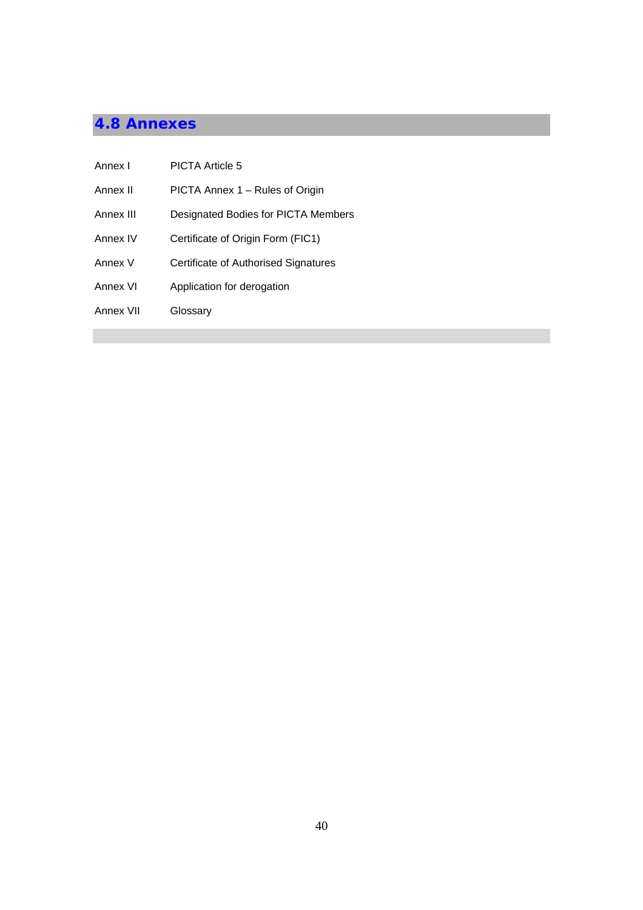## 4.8 Annexes

| | |
|---|---|
| Annex I | PICTA Article 5 |
| Annex II | PICTA Annex 1 – Rules of Origin |
| Annex III | Designated Bodies for PICTA Members |
| Annex IV | Certificate of Origin Form (FIC1) |
| Annex V | Certificate of Authorised Signatures |
| Annex VI | Application for derogation |
| Annex VII | Glossary |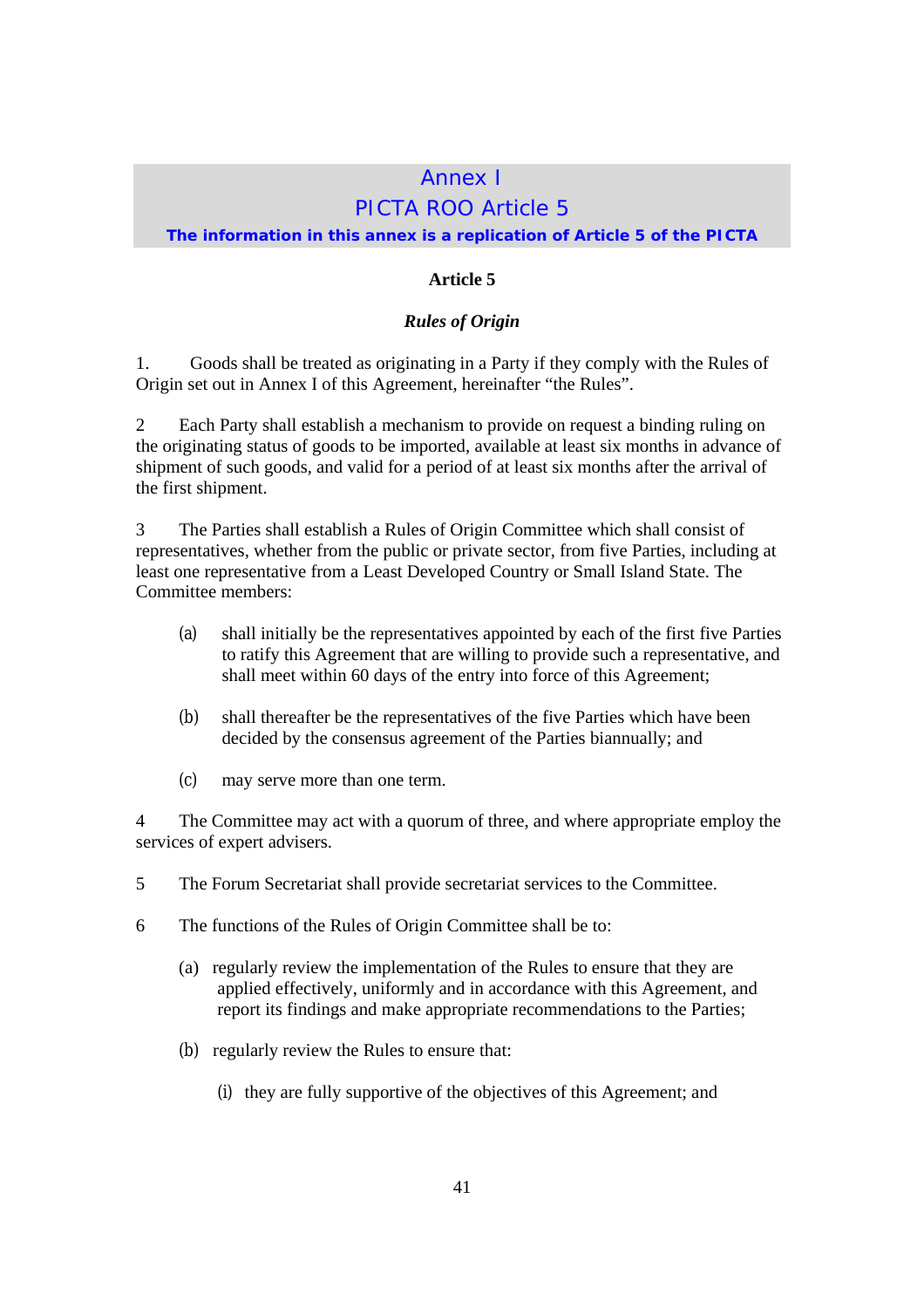# Annex I

## PICTA ROO Article 5

**The information in this annex is a replication of Article 5 of the PICTA**

### Article 5

### *Rules of Origin*

1. Goods shall be treated as originating in a Party if they comply with the Rules of Origin set out in Annex I of this Agreement, hereinafter “the Rules”.

2 Each Party shall establish a mechanism to provide on request a binding ruling on the originating status of goods to be imported, available at least six months in advance of shipment of such goods, and valid for a period of at least six months after the arrival of the first shipment.

3 The Parties shall establish a Rules of Origin Committee which shall consist of representatives, whether from the public or private sector, from five Parties, including at least one representative from a Least Developed Country or Small Island State. The Committee members:

(a) shall initially be the representatives appointed by each of the first five Parties to ratify this Agreement that are willing to provide such a representative, and shall meet within 60 days of the entry into force of this Agreement;

(b) shall thereafter be the representatives of the five Parties which have been decided by the consensus agreement of the Parties biannually; and

(c) may serve more than one term.

4 The Committee may act with a quorum of three, and where appropriate employ the services of expert advisers.

5 The Forum Secretariat shall provide secretariat services to the Committee.

6 The functions of the Rules of Origin Committee shall be to:

(a) regularly review the implementation of the Rules to ensure that they are applied effectively, uniformly and in accordance with this Agreement, and report its findings and make appropriate recommendations to the Parties;

(b) regularly review the Rules to ensure that:

(i) they are fully supportive of the objectives of this Agreement; and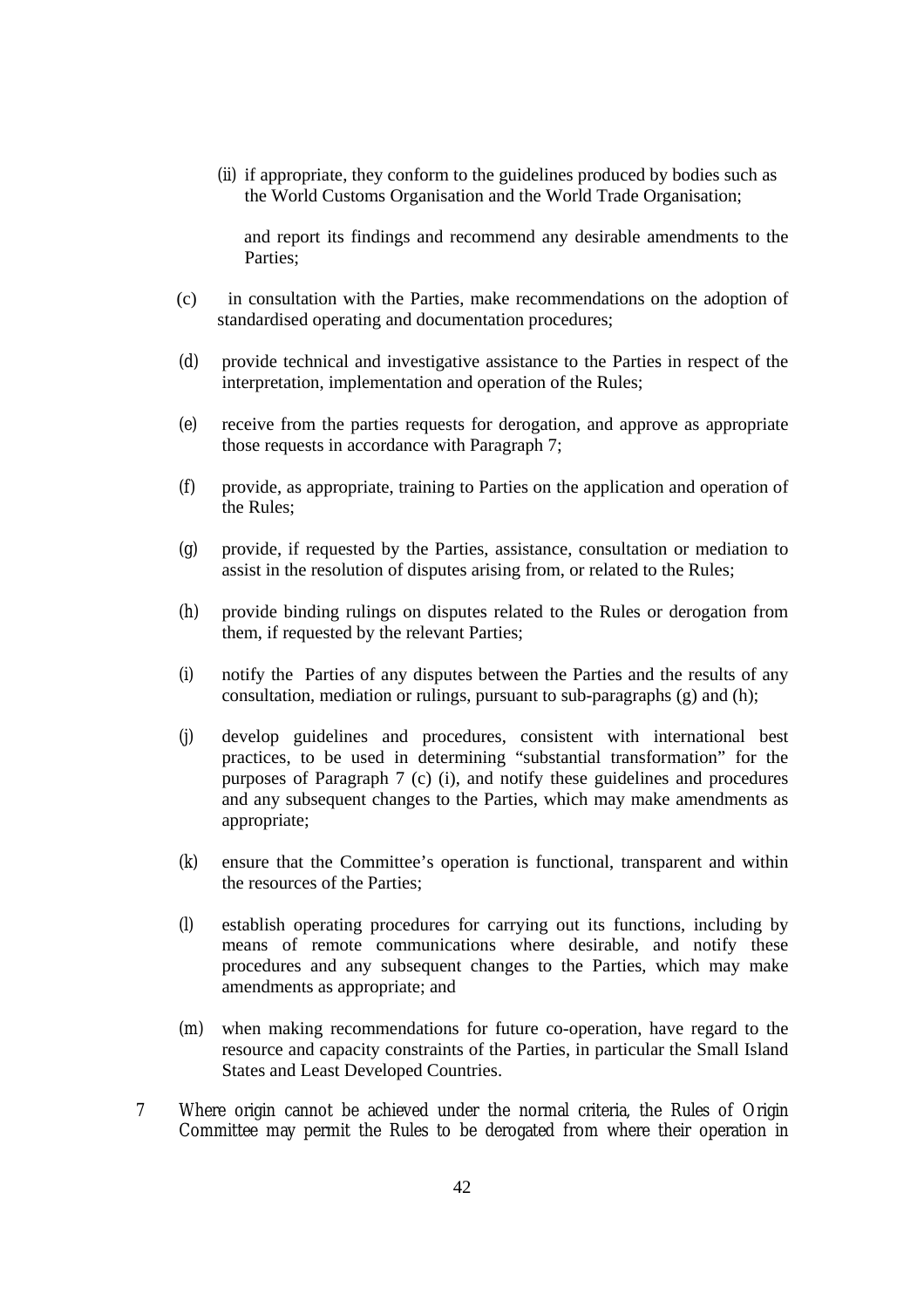(ii) if appropriate, they conform to the guidelines produced by bodies such as the World Customs Organisation and the World Trade Organisation;

and report its findings and recommend any desirable amendments to the Parties;

(c) in consultation with the Parties, make recommendations on the adoption of standardised operating and documentation procedures;

(d) provide technical and investigative assistance to the Parties in respect of the interpretation, implementation and operation of the Rules;

(e) receive from the parties requests for derogation, and approve as appropriate those requests in accordance with Paragraph 7;

(f) provide, as appropriate, training to Parties on the application and operation of the Rules;

(g) provide, if requested by the Parties, assistance, consultation or mediation to assist in the resolution of disputes arising from, or related to the Rules;

(h) provide binding rulings on disputes related to the Rules or derogation from them, if requested by the relevant Parties;

(i) notify the Parties of any disputes between the Parties and the results of any consultation, mediation or rulings, pursuant to sub-paragraphs (g) and (h);

(j) develop guidelines and procedures, consistent with international best practices, to be used in determining "substantial transformation" for the purposes of Paragraph 7 (c) (i), and notify these guidelines and procedures and any subsequent changes to the Parties, which may make amendments as appropriate;

(k) ensure that the Committee's operation is functional, transparent and within the resources of the Parties;

(l) establish operating procedures for carrying out its functions, including by means of remote communications where desirable, and notify these procedures and any subsequent changes to the Parties, which may make amendments as appropriate; and

(m) when making recommendations for future co-operation, have regard to the resource and capacity constraints of the Parties, in particular the Small Island States and Least Developed Countries.

7 Where origin cannot be achieved under the normal criteria, the Rules of Origin Committee may permit the Rules to be derogated from where their operation in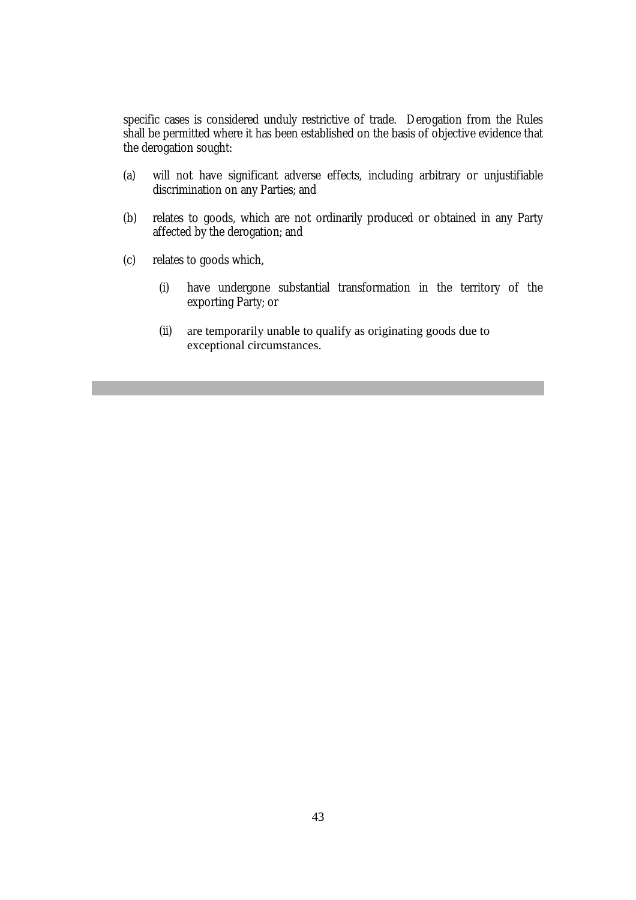specific cases is considered unduly restrictive of trade. Derogation from the Rules shall be permitted where it has been established on the basis of objective evidence that the derogation sought:

(a) will not have significant adverse effects, including arbitrary or unjustifiable discrimination on any Parties; and

(b) relates to goods, which are not ordinarily produced or obtained in any Party affected by the derogation; and

(c) relates to goods which,

  (i) have undergone substantial transformation in the territory of the exporting Party; or

  (ii) are temporarily unable to qualify as originating goods due to exceptional circumstances.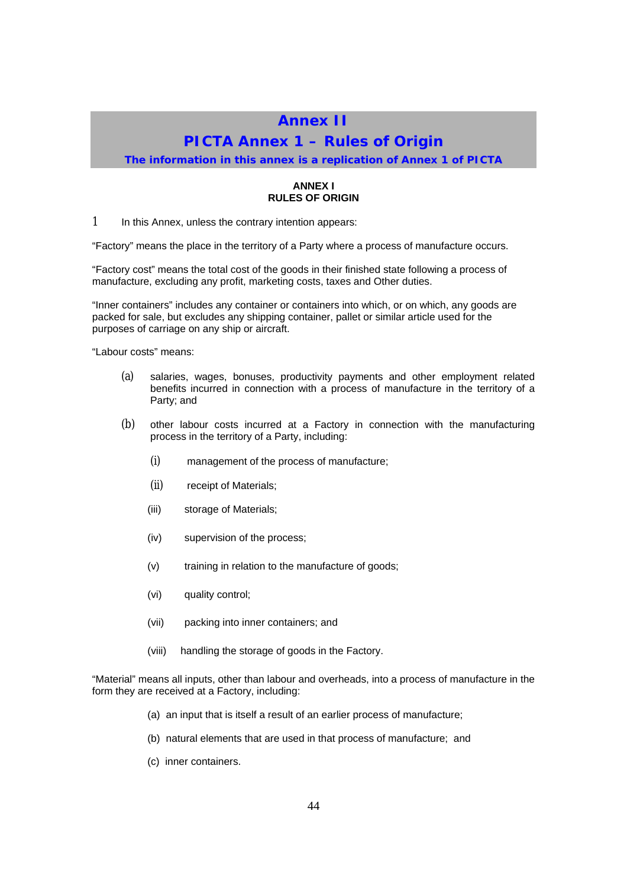# Annex II

## PICTA Annex 1 – Rules of Origin

**The information in this annex is a replication of Annex 1 of PICTA**

**ANNEX I**
**RULES OF ORIGIN**

1 In this Annex, unless the contrary intention appears:

"Factory" means the place in the territory of a Party where a process of manufacture occurs.

"Factory cost" means the total cost of the goods in their finished state following a process of manufacture, excluding any profit, marketing costs, taxes and Other duties.

"Inner containers" includes any container or containers into which, or on which, any goods are packed for sale, but excludes any shipping container, pallet or similar article used for the purposes of carriage on any ship or aircraft.

"Labour costs" means:

(a) salaries, wages, bonuses, productivity payments and other employment related benefits incurred in connection with a process of manufacture in the territory of a Party; and

(b) other labour costs incurred at a Factory in connection with the manufacturing process in the territory of a Party, including:

- (i) management of the process of manufacture;
- (ii) receipt of Materials;
- (iii) storage of Materials;
- (iv) supervision of the process;
- (v) training in relation to the manufacture of goods;
- (vi) quality control;
- (vii) packing into inner containers; and
- (viii) handling the storage of goods in the Factory.

"Material" means all inputs, other than labour and overheads, into a process of manufacture in the form they are received at a Factory, including:

(a) an input that is itself a result of an earlier process of manufacture;

(b) natural elements that are used in that process of manufacture; and

(c) inner containers.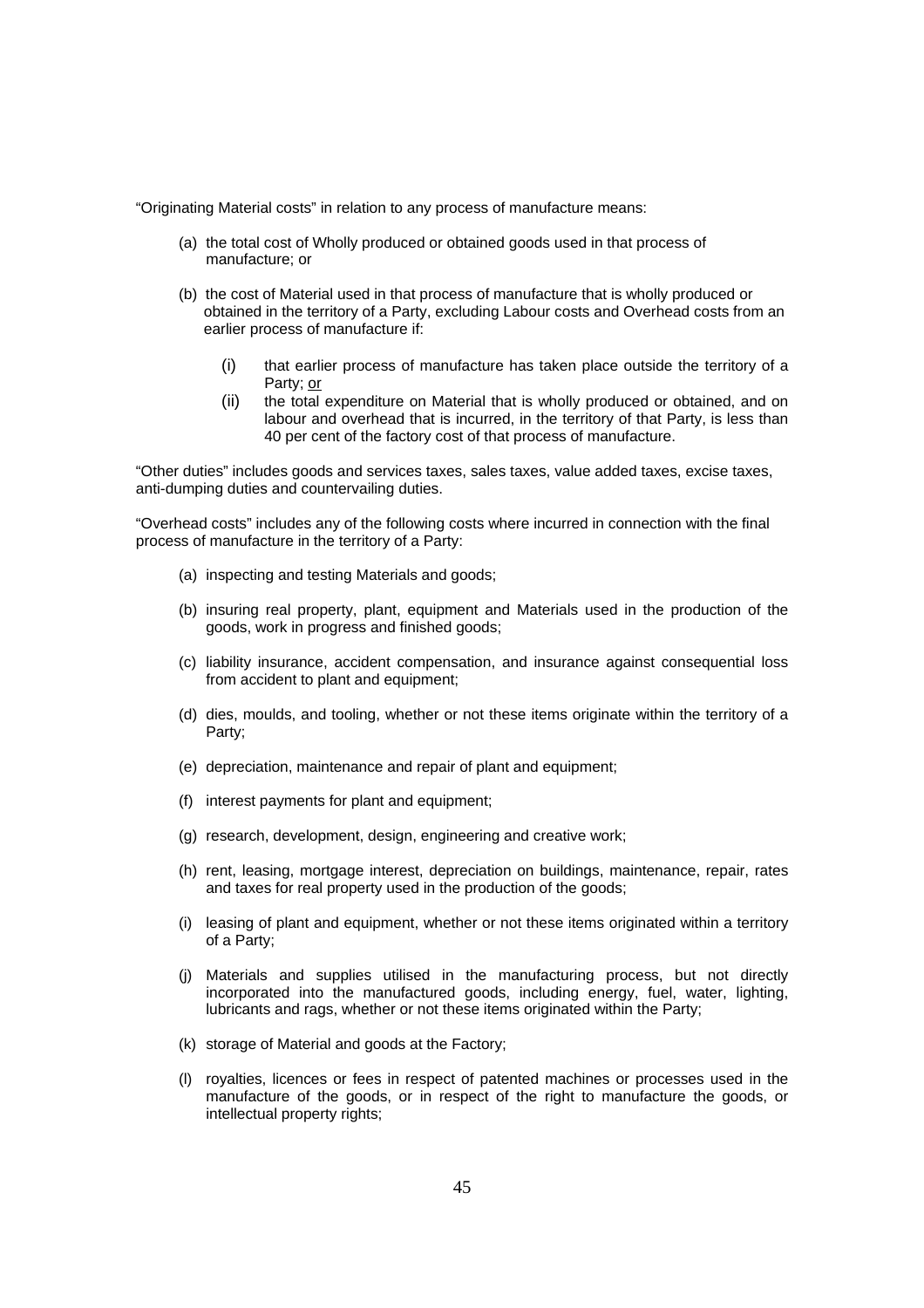"Originating Material costs" in relation to any process of manufacture means:

(a) the total cost of Wholly produced or obtained goods used in that process of manufacture; or

(b) the cost of Material used in that process of manufacture that is wholly produced or obtained in the territory of a Party, excluding Labour costs and Overhead costs from an earlier process of manufacture if:

   (i) that earlier process of manufacture has taken place outside the territory of a Party; or
   (ii) the total expenditure on Material that is wholly produced or obtained, and on labour and overhead that is incurred, in the territory of that Party, is less than 40 per cent of the factory cost of that process of manufacture.

"Other duties" includes goods and services taxes, sales taxes, value added taxes, excise taxes, anti-dumping duties and countervailing duties.

"Overhead costs" includes any of the following costs where incurred in connection with the final process of manufacture in the territory of a Party:

(a) inspecting and testing Materials and goods;

(b) insuring real property, plant, equipment and Materials used in the production of the goods, work in progress and finished goods;

(c) liability insurance, accident compensation, and insurance against consequential loss from accident to plant and equipment;

(d) dies, moulds, and tooling, whether or not these items originate within the territory of a Party;

(e) depreciation, maintenance and repair of plant and equipment;

(f) interest payments for plant and equipment;

(g) research, development, design, engineering and creative work;

(h) rent, leasing, mortgage interest, depreciation on buildings, maintenance, repair, rates and taxes for real property used in the production of the goods;

(i) leasing of plant and equipment, whether or not these items originated within a territory of a Party;

(j) Materials and supplies utilised in the manufacturing process, but not directly incorporated into the manufactured goods, including energy, fuel, water, lighting, lubricants and rags, whether or not these items originated within the Party;

(k) storage of Material and goods at the Factory;

(l) royalties, licences or fees in respect of patented machines or processes used in the manufacture of the goods, or in respect of the right to manufacture the goods, or intellectual property rights;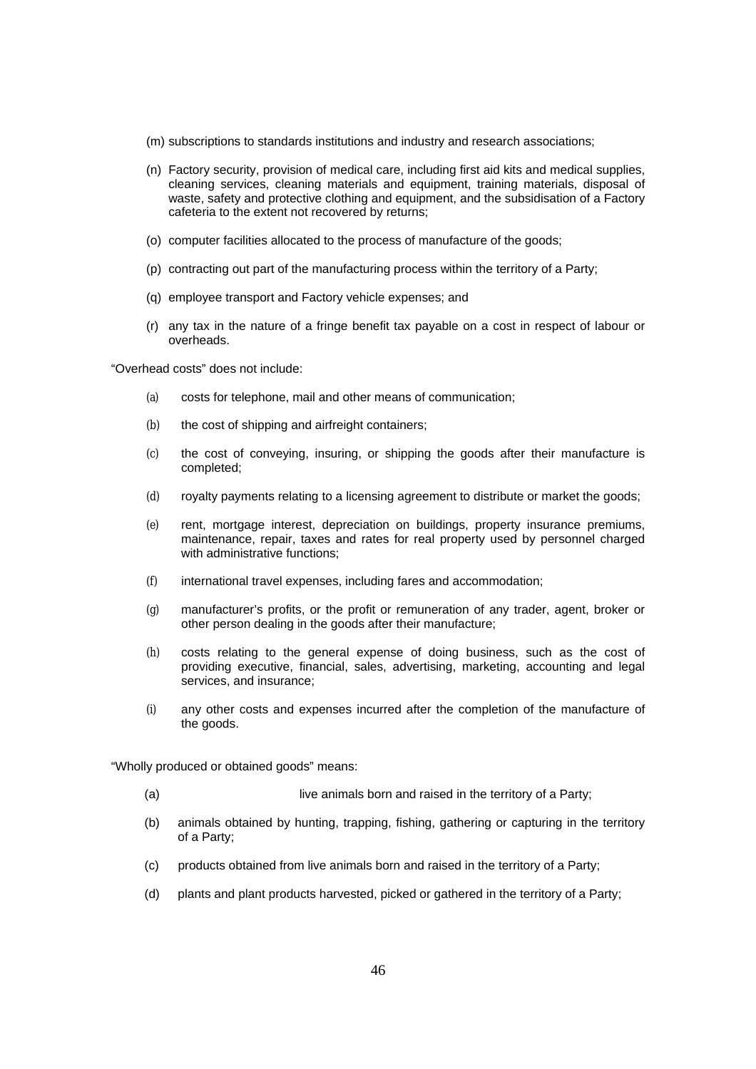(m) subscriptions to standards institutions and industry and research associations;

(n) Factory security, provision of medical care, including first aid kits and medical supplies, cleaning services, cleaning materials and equipment, training materials, disposal of waste, safety and protective clothing and equipment, and the subsidisation of a Factory cafeteria to the extent not recovered by returns;

(o) computer facilities allocated to the process of manufacture of the goods;

(p) contracting out part of the manufacturing process within the territory of a Party;

(q) employee transport and Factory vehicle expenses; and

(r) any tax in the nature of a fringe benefit tax payable on a cost in respect of labour or overheads.

"Overhead costs" does not include:

(a) costs for telephone, mail and other means of communication;

(b) the cost of shipping and airfreight containers;

(c) the cost of conveying, insuring, or shipping the goods after their manufacture is completed;

(d) royalty payments relating to a licensing agreement to distribute or market the goods;

(e) rent, mortgage interest, depreciation on buildings, property insurance premiums, maintenance, repair, taxes and rates for real property used by personnel charged with administrative functions;

(f) international travel expenses, including fares and accommodation;

(g) manufacturer's profits, or the profit or remuneration of any trader, agent, broker or other person dealing in the goods after their manufacture;

(h) costs relating to the general expense of doing business, such as the cost of providing executive, financial, sales, advertising, marketing, accounting and legal services, and insurance;

(i) any other costs and expenses incurred after the completion of the manufacture of the goods.

"Wholly produced or obtained goods" means:

(a) live animals born and raised in the territory of a Party;

(b) animals obtained by hunting, trapping, fishing, gathering or capturing in the territory of a Party;

(c) products obtained from live animals born and raised in the territory of a Party;

(d) plants and plant products harvested, picked or gathered in the territory of a Party;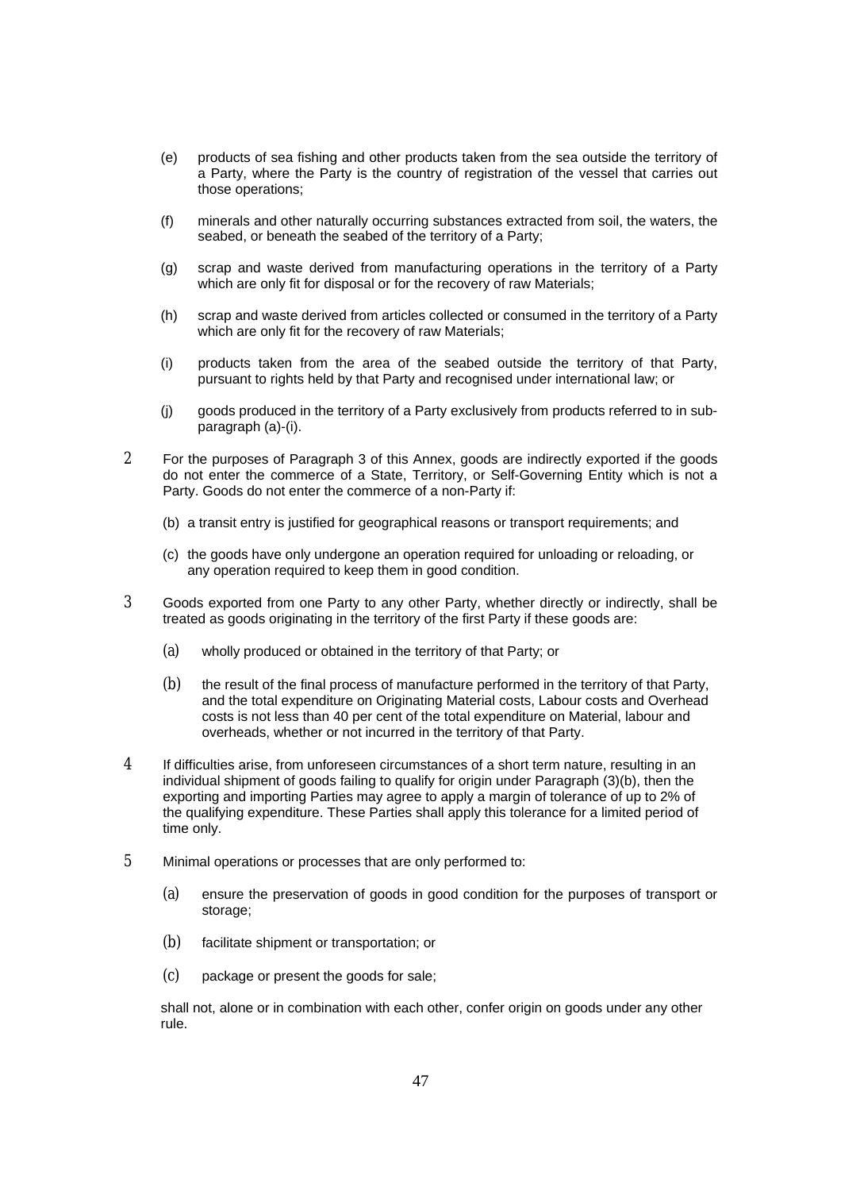(e) products of sea fishing and other products taken from the sea outside the territory of a Party, where the Party is the country of registration of the vessel that carries out those operations;

(f) minerals and other naturally occurring substances extracted from soil, the waters, the seabed, or beneath the seabed of the territory of a Party;

(g) scrap and waste derived from manufacturing operations in the territory of a Party which are only fit for disposal or for the recovery of raw Materials;

(h) scrap and waste derived from articles collected or consumed in the territory of a Party which are only fit for the recovery of raw Materials;

(i) products taken from the area of the seabed outside the territory of that Party, pursuant to rights held by that Party and recognised under international law; or

(j) goods produced in the territory of a Party exclusively from products referred to in sub-paragraph (a)-(i).

2 For the purposes of Paragraph 3 of this Annex, goods are indirectly exported if the goods do not enter the commerce of a State, Territory, or Self-Governing Entity which is not a Party. Goods do not enter the commerce of a non-Party if:

(b) a transit entry is justified for geographical reasons or transport requirements; and

(c) the goods have only undergone an operation required for unloading or reloading, or any operation required to keep them in good condition.

3 Goods exported from one Party to any other Party, whether directly or indirectly, shall be treated as goods originating in the territory of the first Party if these goods are:

(a) wholly produced or obtained in the territory of that Party; or

(b) the result of the final process of manufacture performed in the territory of that Party, and the total expenditure on Originating Material costs, Labour costs and Overhead costs is not less than 40 per cent of the total expenditure on Material, labour and overheads, whether or not incurred in the territory of that Party.

4 If difficulties arise, from unforeseen circumstances of a short term nature, resulting in an individual shipment of goods failing to qualify for origin under Paragraph (3)(b), then the exporting and importing Parties may agree to apply a margin of tolerance of up to 2% of the qualifying expenditure. These Parties shall apply this tolerance for a limited period of time only.

5 Minimal operations or processes that are only performed to:

(a) ensure the preservation of goods in good condition for the purposes of transport or storage;

(b) facilitate shipment or transportation; or

(c) package or present the goods for sale;

shall not, alone or in combination with each other, confer origin on goods under any other rule.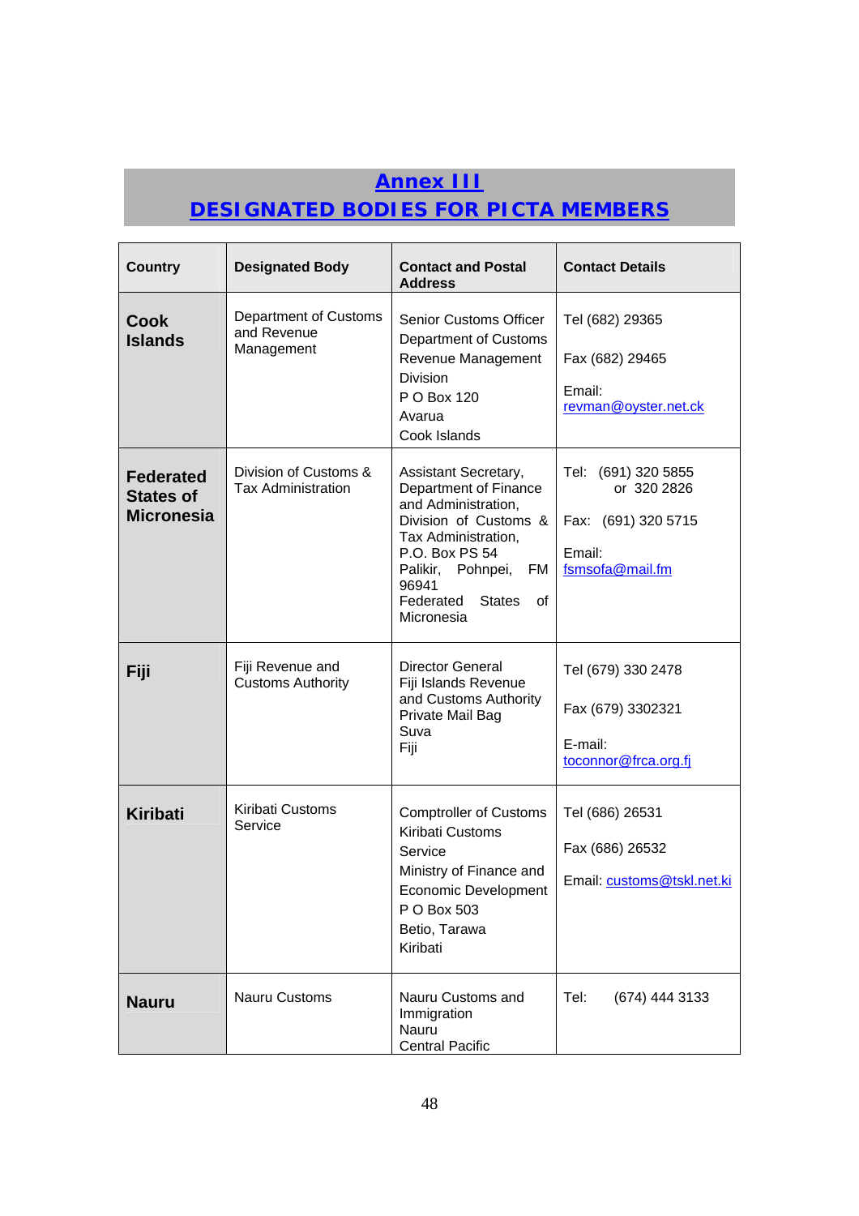## Annex III

## DESIGNATED BODIES FOR PICTA MEMBERS

| Country | Designated Body | Contact and Postal Address | Contact Details |
|---|---|---|---|
| **Cook Islands** | Department of Customs and Revenue Management | Senior Customs Officer<br>Department of Customs Revenue Management Division<br>P O Box 120<br>Avarua<br>Cook Islands | Tel (682) 29365<br><br>Fax (682) 29465<br><br>Email: revman@oyster.net.ck |
| **Federated States of Micronesia** | Division of Customs & Tax Administration | Assistant Secretary, Department of Finance and Administration, Division of Customs & Tax Administration, P.O. Box PS 54<br>Palikir, Pohnpei, FM 96941<br>Federated States of Micronesia | Tel: (691) 320 5855 or 320 2826<br><br>Fax: (691) 320 5715<br><br>Email: fsmsofa@mail.fm |
| **Fiji** | Fiji Revenue and Customs Authority | Director General<br>Fiji Islands Revenue and Customs Authority<br>Private Mail Bag<br>Suva<br>Fiji | Tel (679) 330 2478<br><br>Fax (679) 3302321<br><br>E-mail: toconnor@frca.org.fj |
| **Kiribati** | Kiribati Customs Service | Comptroller of Customs<br>Kiribati Customs Service<br>Ministry of Finance and Economic Development<br>P O Box 503<br>Betio, Tarawa<br>Kiribati | Tel (686) 26531<br><br>Fax (686) 26532<br><br>Email: customs@tskl.net.ki |
| **Nauru** | Nauru Customs | Nauru Customs and Immigration<br>Nauru<br>Central Pacific | Tel: (674) 444 3133 |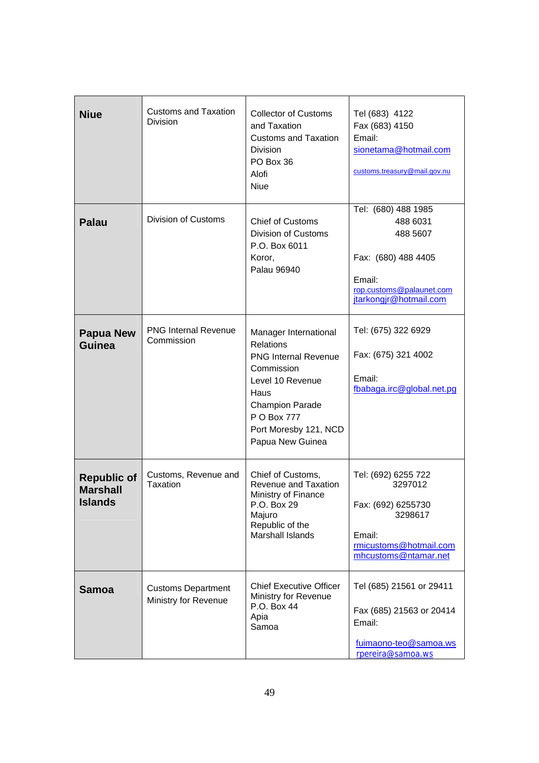| | | | |
|---|---|---|---|
| **Niue** | Customs and Taxation Division | Collector of Customs and Taxation<br>Customs and Taxation Division<br>PO Box 36<br>Alofi<br>Niue | Tel (683) 4122<br>Fax (683) 4150<br>Email:<br>sionetama@hotmail.com<br><br>customs.treasury@mail.gov.nu |
| **Palau** | Division of Customs | Chief of Customs<br>Division of Customs<br>P.O. Box 6011<br>Koror,<br>Palau 96940 | Tel: (680) 488 1985<br>488 6031<br>488 5607<br><br>Fax: (680) 488 4405<br><br>Email:<br>rop.customs@palaunet.com<br>jtarkongjr@hotmail.com |
| **Papua New Guinea** | PNG Internal Revenue Commission | Manager International Relations<br>PNG Internal Revenue Commission<br>Level 10 Revenue Haus<br>Champion Parade<br>P O Box 777<br>Port Moresby 121, NCD<br>Papua New Guinea | Tel: (675) 322 6929<br><br>Fax: (675) 321 4002<br><br>Email:<br>fbabaga.irc@global.net.pg |
| **Republic of Marshall Islands** | Customs, Revenue and Taxation | Chief of Customs, Revenue and Taxation<br>Ministry of Finance<br>P.O. Box 29<br>Majuro<br>Republic of the Marshall Islands | Tel: (692) 6255 722<br>3297012<br><br>Fax: (692) 6255730<br>3298617<br><br>Email:<br>rmicustoms@hotmail.com<br>mhcustoms@ntamar.net |
| **Samoa** | Customs Department Ministry for Revenue | Chief Executive Officer<br>Ministry for Revenue<br>P.O. Box 44<br>Apia<br>Samoa | Tel (685) 21561 or 29411<br><br>Fax (685) 21563 or 20414<br>Email:<br><br>fuimaono-teo@samoa.ws<br>rpereira@samoa.ws |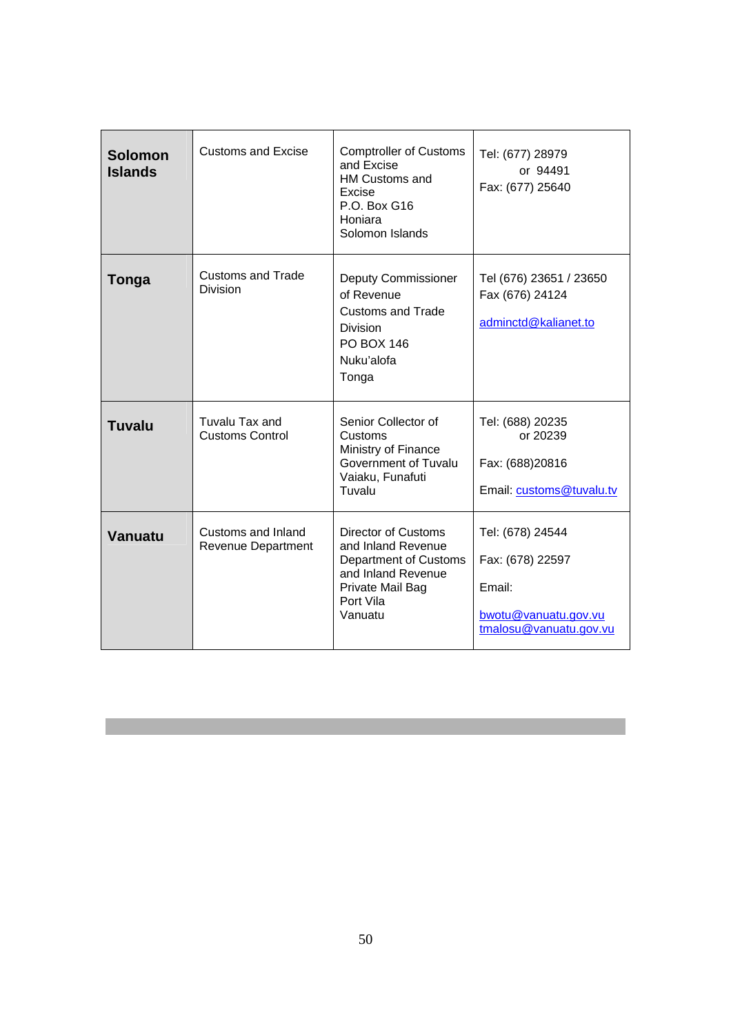| | | | |
|---|---|---|---|
| **Solomon Islands** | Customs and Excise | Comptroller of Customs and Excise<br>HM Customs and Excise<br>P.O. Box G16<br>Honiara<br>Solomon Islands | Tel: (677) 28979<br>or 94491<br>Fax: (677) 25640 |
| **Tonga** | Customs and Trade Division | Deputy Commissioner of Revenue<br>Customs and Trade Division<br>PO BOX 146<br>Nuku'alofa<br>Tonga | Tel (676) 23651 / 23650<br>Fax (676) 24124<br>adminctd@kalianet.to |
| **Tuvalu** | Tuvalu Tax and Customs Control | Senior Collector of Customs<br>Ministry of Finance<br>Government of Tuvalu<br>Vaiaku, Funafuti<br>Tuvalu | Tel: (688) 20235<br>or 20239<br>Fax: (688)20816<br>Email: customs@tuvalu.tv |
| **Vanuatu** | Customs and Inland Revenue Department | Director of Customs and Inland Revenue<br>Department of Customs and Inland Revenue<br>Private Mail Bag<br>Port Vila<br>Vanuatu | Tel: (678) 24544<br>Fax: (678) 22597<br>Email:<br>bwotu@vanuatu.gov.vu<br>tmalosu@vanuatu.gov.vu |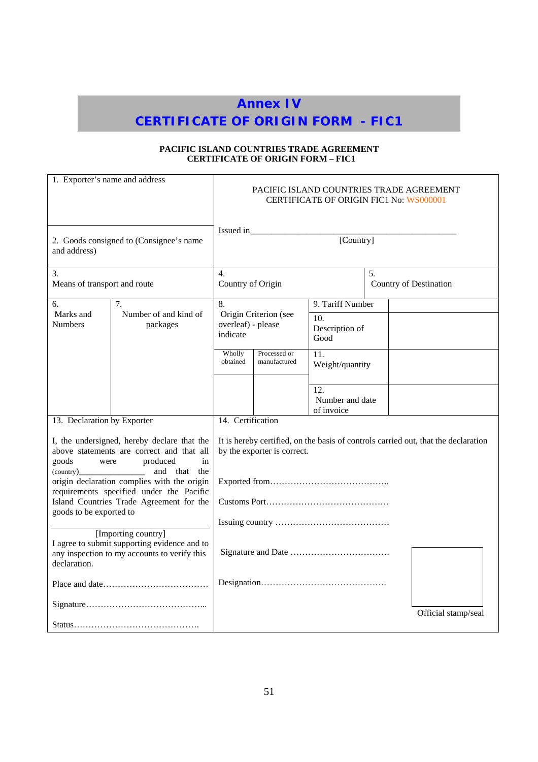# Annex IV
# CERTIFICATE OF ORIGIN FORM - FIC1

**PACIFIC ISLAND COUNTRIES TRADE AGREEMENT**
**CERTIFICATE OF ORIGIN FORM – FIC1**

| | | | | |
|---|---|---|---|---|
| 1. Exporter's name and address | PACIFIC ISLAND COUNTRIES TRADE AGREEMENT<br>CERTIFICATE OF ORIGIN FIC1 No: WS000001 | | | |
| 2. Goods consigned to (Consignee's name and address) | Issued in______________________________________________<br>[Country] | | | |
| 3.<br>Means of transport and route | 4.<br>Country of Origin | | 5.<br>Country of Destination | |
| 6.<br>Marks and Numbers | 7.<br>Number of and kind of packages | 8.<br>Origin Criterion (see overleaf) - please indicate<br>Wholly obtained / Processed or manufactured | 9. Tariff Number | |
| | | | 10.<br>Description of Good | |
| | | | 11.<br>Weight/quantity | |
| | | | 12.<br>Number and date of invoice | |

| 13. Declaration by Exporter | 14. Certification |
|---|---|
| I, the undersigned, hereby declare that the above statements are correct and that all goods were produced in (country)________________ and that the origin declaration complies with the origin requirements specified under the Pacific Island Countries Trade Agreement for the goods to be exported to<br>______________________________<br>[Importing country]<br>I agree to submit supporting evidence and to any inspection to my accounts to verify this declaration.<br><br>Place and date………………………………<br><br>Signature…………………………………...<br><br>Status…………………………………… | It is hereby certified, on the basis of controls carried out, that the declaration by the exporter is correct.<br><br>Exported from…………………………………..<br><br>Customs Port……………………………………<br><br>Issuing country …………………………………<br><br>Signature and Date ……………………………<br><br>Designation…………………………………….<br><br>Official stamp/seal |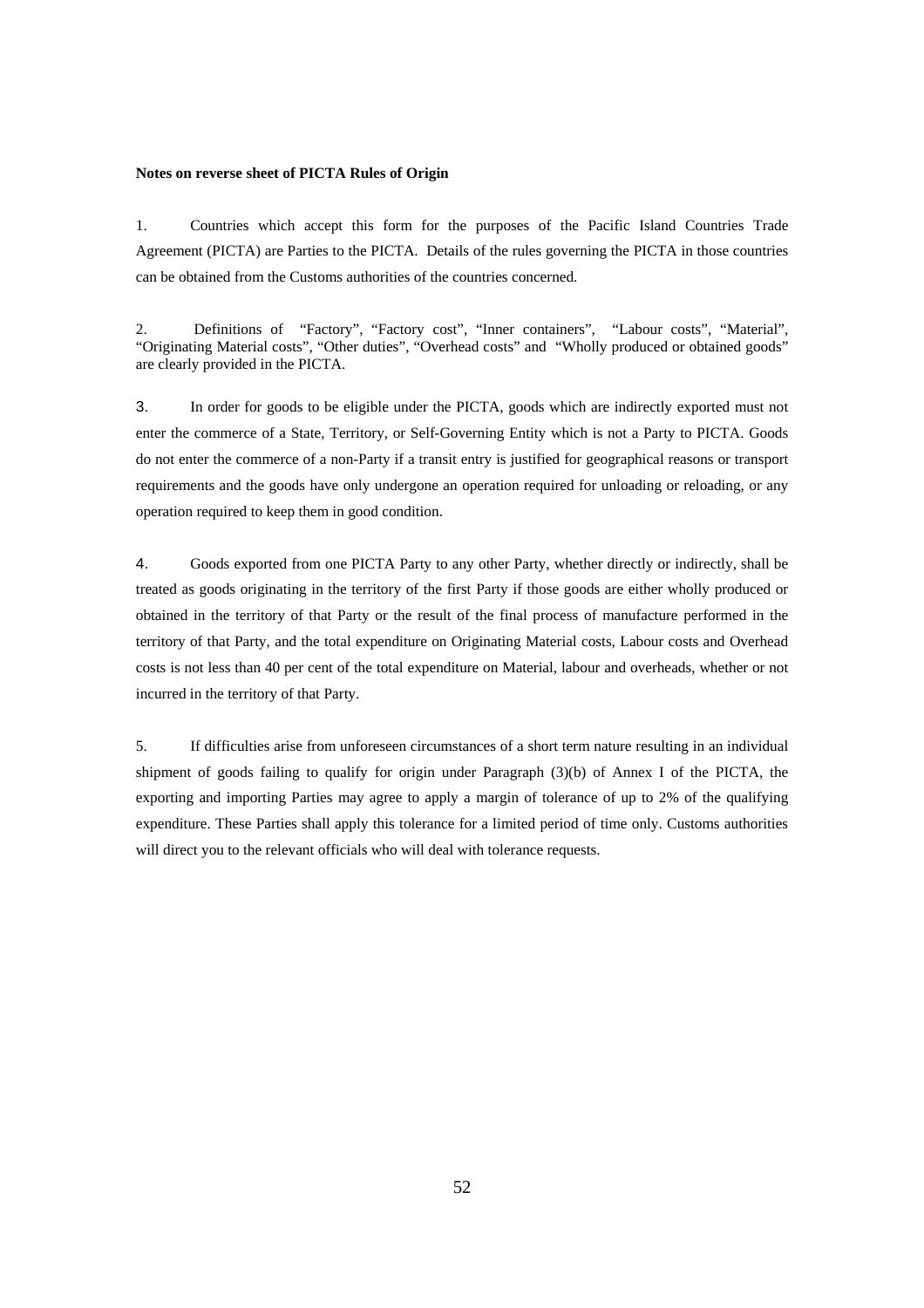**Notes on reverse sheet of PICTA Rules of Origin**

1. Countries which accept this form for the purposes of the Pacific Island Countries Trade Agreement (PICTA) are Parties to the PICTA. Details of the rules governing the PICTA in those countries can be obtained from the Customs authorities of the countries concerned.

2. Definitions of "Factory", "Factory cost", "Inner containers", "Labour costs", "Material", "Originating Material costs", "Other duties", "Overhead costs" and "Wholly produced or obtained goods" are clearly provided in the PICTA.

3. In order for goods to be eligible under the PICTA, goods which are indirectly exported must not enter the commerce of a State, Territory, or Self-Governing Entity which is not a Party to PICTA. Goods do not enter the commerce of a non-Party if a transit entry is justified for geographical reasons or transport requirements and the goods have only undergone an operation required for unloading or reloading, or any operation required to keep them in good condition.

4. Goods exported from one PICTA Party to any other Party, whether directly or indirectly, shall be treated as goods originating in the territory of the first Party if those goods are either wholly produced or obtained in the territory of that Party or the result of the final process of manufacture performed in the territory of that Party, and the total expenditure on Originating Material costs, Labour costs and Overhead costs is not less than 40 per cent of the total expenditure on Material, labour and overheads, whether or not incurred in the territory of that Party.

5. If difficulties arise from unforeseen circumstances of a short term nature resulting in an individual shipment of goods failing to qualify for origin under Paragraph (3)(b) of Annex I of the PICTA, the exporting and importing Parties may agree to apply a margin of tolerance of up to 2% of the qualifying expenditure. These Parties shall apply this tolerance for a limited period of time only. Customs authorities will direct you to the relevant officials who will deal with tolerance requests.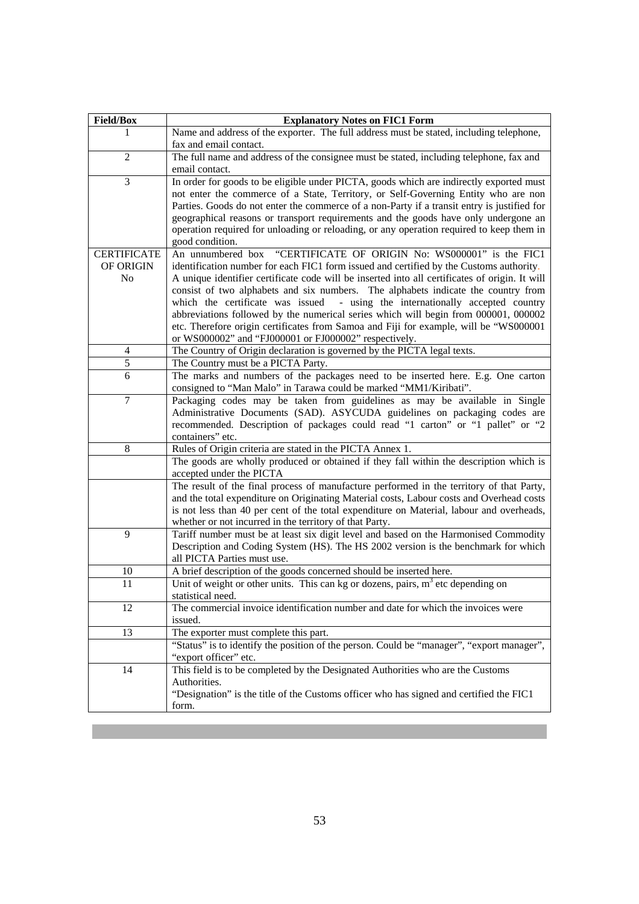| Field/Box | Explanatory Notes on FIC1 Form |
|---|---|
| 1 | Name and address of the exporter. The full address must be stated, including telephone, fax and email contact. |
| 2 | The full name and address of the consignee must be stated, including telephone, fax and email contact. |
| 3 | In order for goods to be eligible under PICTA, goods which are indirectly exported must not enter the commerce of a State, Territory, or Self-Governing Entity who are non Parties. Goods do not enter the commerce of a non-Party if a transit entry is justified for geographical reasons or transport requirements and the goods have only undergone an operation required for unloading or reloading, or any operation required to keep them in good condition. |
| CERTIFICATE OF ORIGIN No | An unnumbered box "CERTIFICATE OF ORIGIN No: WS000001" is the FIC1 identification number for each FIC1 form issued and certified by the Customs authority. A unique identifier certificate code will be inserted into all certificates of origin. It will consist of two alphabets and six numbers. The alphabets indicate the country from which the certificate was issued - using the internationally accepted country abbreviations followed by the numerical series which will begin from 000001, 000002 etc. Therefore origin certificates from Samoa and Fiji for example, will be "WS000001 or WS000002" and "FJ000001 or FJ000002" respectively. |
| 4 | The Country of Origin declaration is governed by the PICTA legal texts. |
| 5 | The Country must be a PICTA Party. |
| 6 | The marks and numbers of the packages need to be inserted here. E.g. One carton consigned to "Man Malo" in Tarawa could be marked "MM1/Kiribati". |
| 7 | Packaging codes may be taken from guidelines as may be available in Single Administrative Documents (SAD). ASYCUDA guidelines on packaging codes are recommended. Description of packages could read "1 carton" or "1 pallet" or "2 containers" etc. |
| 8 | Rules of Origin criteria are stated in the PICTA Annex 1. |
| | The goods are wholly produced or obtained if they fall within the description which is accepted under the PICTA |
| | The result of the final process of manufacture performed in the territory of that Party, and the total expenditure on Originating Material costs, Labour costs and Overhead costs is not less than 40 per cent of the total expenditure on Material, labour and overheads, whether or not incurred in the territory of that Party. |
| 9 | Tariff number must be at least six digit level and based on the Harmonised Commodity Description and Coding System (HS). The HS 2002 version is the benchmark for which all PICTA Parties must use. |
| 10 | A brief description of the goods concerned should be inserted here. |
| 11 | Unit of weight or other units. This can kg or dozens, pairs, $m^3$ etc depending on statistical need. |
| 12 | The commercial invoice identification number and date for which the invoices were issued. |
| 13 | The exporter must complete this part. |
| | "Status" is to identify the position of the person. Could be "manager", "export manager", "export officer" etc. |
| 14 | This field is to be completed by the Designated Authorities who are the Customs Authorities. "Designation" is the title of the Customs officer who has signed and certified the FIC1 form. |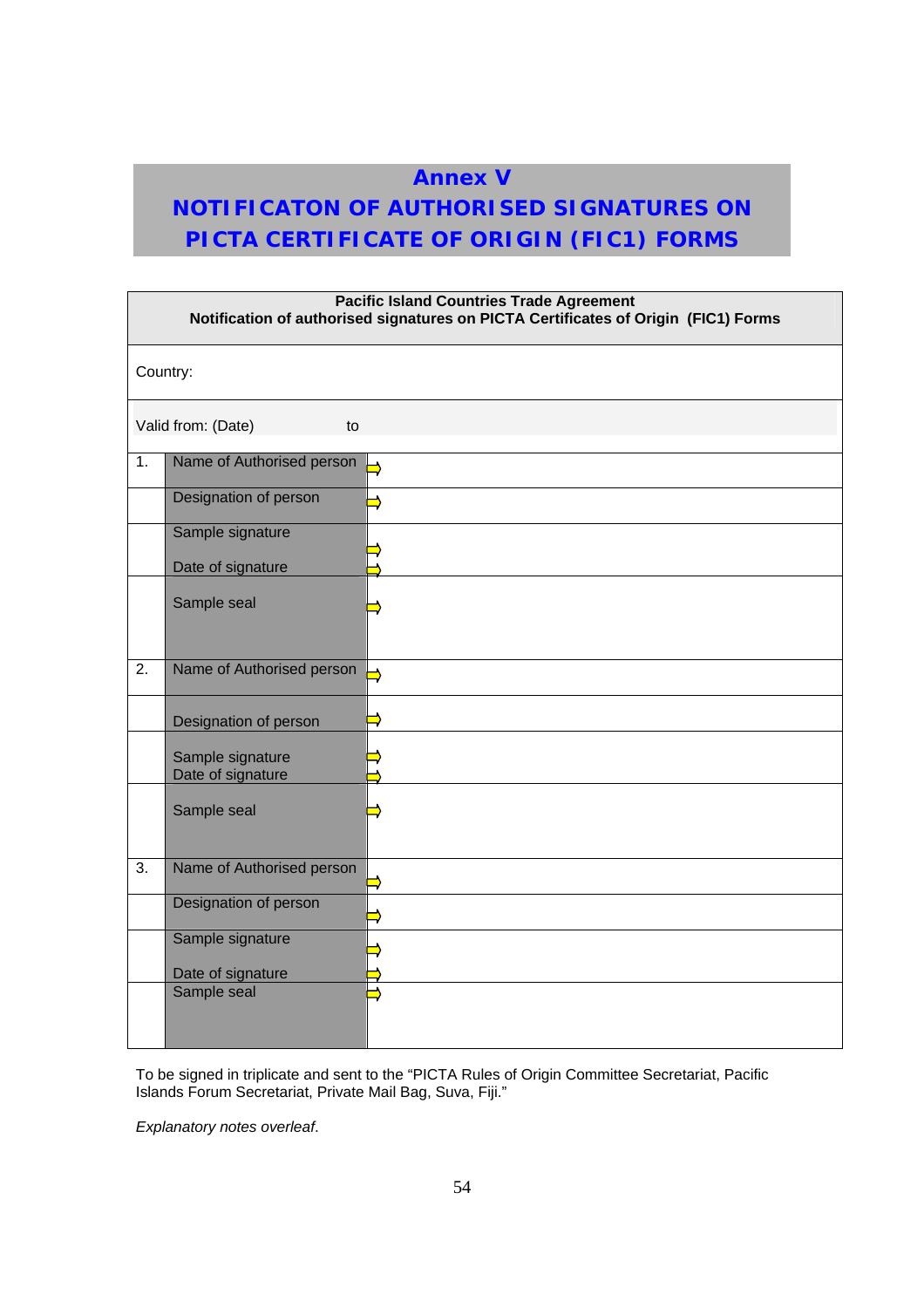# Annex V

# NOTIFICATON OF AUTHORISED SIGNATURES ON PICTA CERTIFICATE OF ORIGIN (FIC1) FORMS

| Pacific Island Countries Trade Agreement<br>Notification of authorised signatures on PICTA Certificates of Origin (FIC1) Forms | | |
|---|---|---|
| Country: | | |
| Valid from: (Date) to | | |
| 1. | Name of Authorised person | ⇨ |
| | Designation of person | ⇨ |
| | Sample signature<br>Date of signature | ⇨<br>⇨ |
| | Sample seal | ⇨ |
| 2. | Name of Authorised person | ⇨ |
| | Designation of person | ⇨ |
| | Sample signature<br>Date of signature | ⇨<br>⇨ |
| | Sample seal | ⇨ |
| 3. | Name of Authorised person | ⇨ |
| | Designation of person | ⇨ |
| | Sample signature<br>Date of signature | ⇨<br>⇨ |
| | Sample seal | ⇨ |

To be signed in triplicate and sent to the "PICTA Rules of Origin Committee Secretariat, Pacific Islands Forum Secretariat, Private Mail Bag, Suva, Fiji."

*Explanatory notes overleaf*.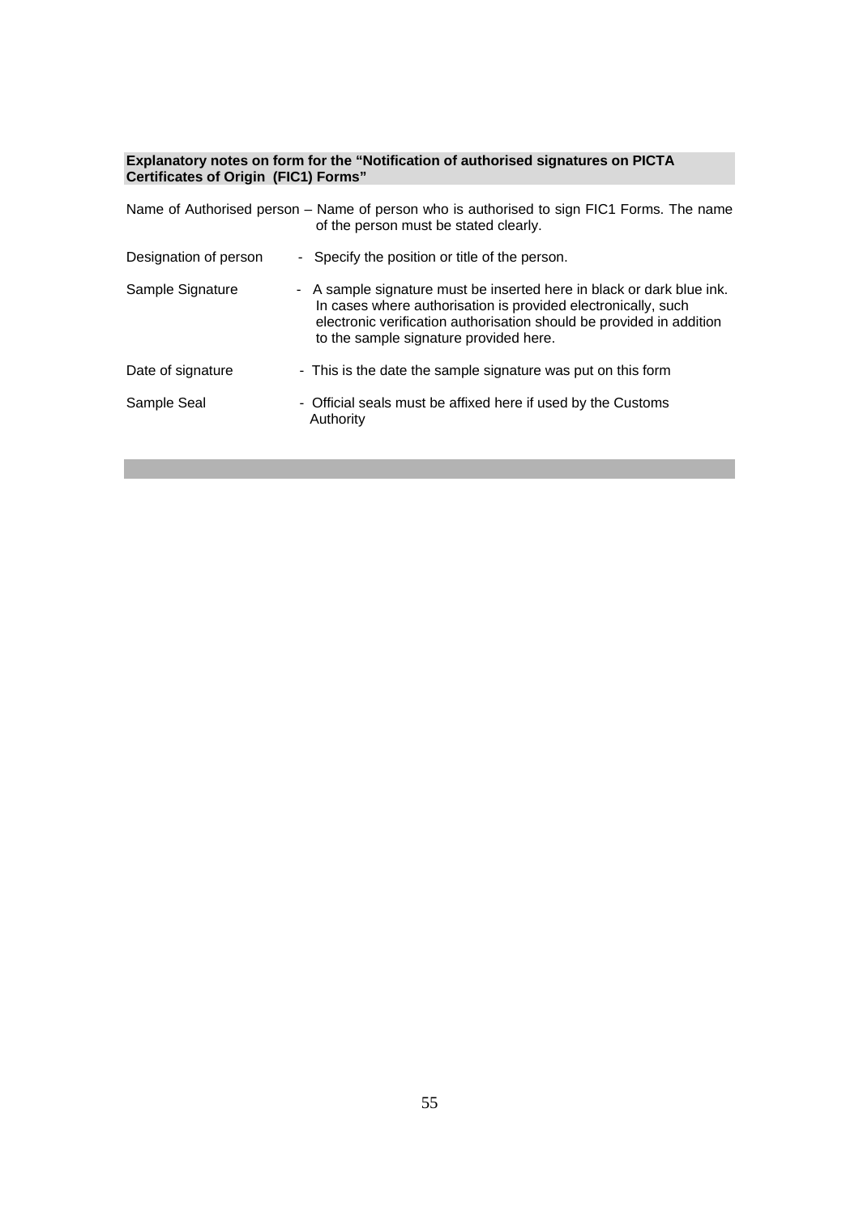**Explanatory notes on form for the "Notification of authorised signatures on PICTA Certificates of Origin (FIC1) Forms"**

Name of Authorised person – Name of person who is authorised to sign FIC1 Forms. The name of the person must be stated clearly.

Designation of person - Specify the position or title of the person.

Sample Signature - A sample signature must be inserted here in black or dark blue ink. In cases where authorisation is provided electronically, such electronic verification authorisation should be provided in addition to the sample signature provided here.

Date of signature - This is the date the sample signature was put on this form

Sample Seal - Official seals must be affixed here if used by the Customs Authority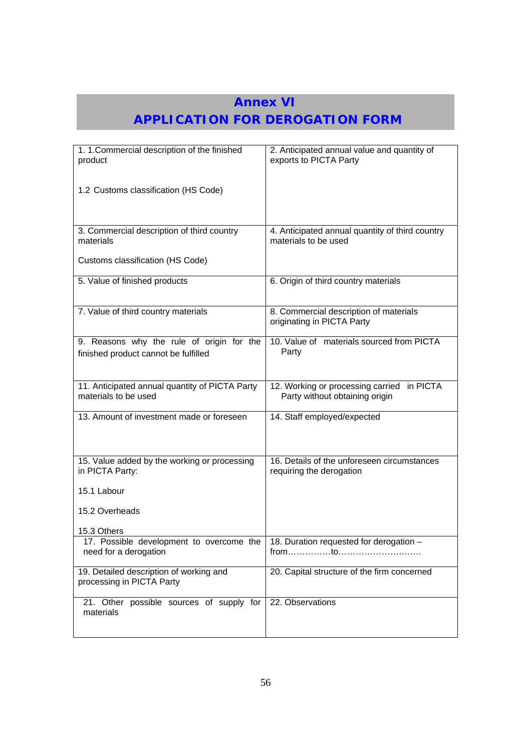# Annex VI
# APPLICATION FOR DEROGATION FORM

| | |
|---|---|
| 1. 1.Commercial description of the finished product<br><br>1.2 Customs classification (HS Code) | 2. Anticipated annual value and quantity of exports to PICTA Party |
| 3. Commercial description of third country materials<br><br>Customs classification (HS Code) | 4. Anticipated annual quantity of third country materials to be used |
| 5. Value of finished products | 6. Origin of third country materials |
| 7. Value of third country materials | 8. Commercial description of materials originating in PICTA Party |
| 9. Reasons why the rule of origin for the finished product cannot be fulfilled | 10. Value of materials sourced from PICTA Party |
| 11. Anticipated annual quantity of PICTA Party materials to be used | 12. Working or processing carried in PICTA Party without obtaining origin |
| 13. Amount of investment made or foreseen | 14. Staff employed/expected |
| 15. Value added by the working or processing in PICTA Party:<br><br>15.1 Labour<br><br>15.2 Overheads<br><br>15.3 Others | 16. Details of the unforeseen circumstances requiring the derogation |
| 17. Possible development to overcome the need for a derogation | 18. Duration requested for derogation – from……………to………………………. |
| 19. Detailed description of working and processing in PICTA Party | 20. Capital structure of the firm concerned |
| 21. Other possible sources of supply for materials | 22. Observations |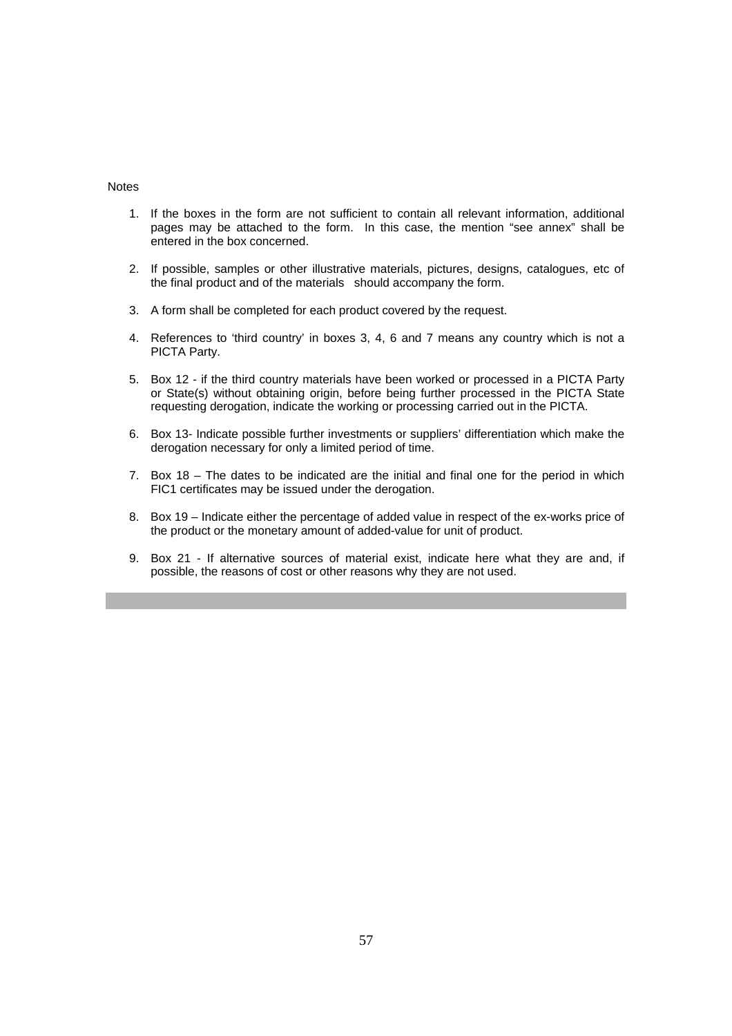Notes

1. If the boxes in the form are not sufficient to contain all relevant information, additional pages may be attached to the form. In this case, the mention "see annex" shall be entered in the box concerned.

2. If possible, samples or other illustrative materials, pictures, designs, catalogues, etc of the final product and of the materials should accompany the form.

3. A form shall be completed for each product covered by the request.

4. References to 'third country' in boxes 3, 4, 6 and 7 means any country which is not a PICTA Party.

5. Box 12 - if the third country materials have been worked or processed in a PICTA Party or State(s) without obtaining origin, before being further processed in the PICTA State requesting derogation, indicate the working or processing carried out in the PICTA.

6. Box 13- Indicate possible further investments or suppliers' differentiation which make the derogation necessary for only a limited period of time.

7. Box 18 – The dates to be indicated are the initial and final one for the period in which FIC1 certificates may be issued under the derogation.

8. Box 19 – Indicate either the percentage of added value in respect of the ex-works price of the product or the monetary amount of added-value for unit of product.

9. Box 21 - If alternative sources of material exist, indicate here what they are and, if possible, the reasons of cost or other reasons why they are not used.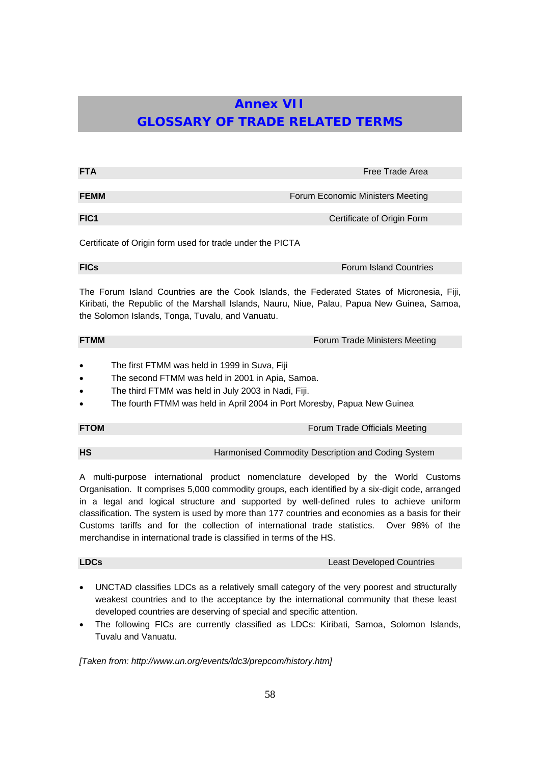# Annex VII
# GLOSSARY OF TRADE RELATED TERMS

| | |
|---|---|
| **FTA** | Free Trade Area |

| | |
|---|---|
| **FEMM** | Forum Economic Ministers Meeting |

| | |
|---|---|
| **FIC1** | Certificate of Origin Form |

Certificate of Origin form used for trade under the PICTA

| | |
|---|---|
| **FICs** | Forum Island Countries |

The Forum Island Countries are the Cook Islands, the Federated States of Micronesia, Fiji, Kiribati, the Republic of the Marshall Islands, Nauru, Niue, Palau, Papua New Guinea, Samoa, the Solomon Islands, Tonga, Tuvalu, and Vanuatu.

| | |
|---|---|
| **FTMM** | Forum Trade Ministers Meeting |

- The first FTMM was held in 1999 in Suva, Fiji
- The second FTMM was held in 2001 in Apia, Samoa.
- The third FTMM was held in July 2003 in Nadi, Fiji.
- The fourth FTMM was held in April 2004 in Port Moresby, Papua New Guinea

| | |
|---|---|
| **FTOM** | Forum Trade Officials Meeting |

| | |
|---|---|
| **HS** | Harmonised Commodity Description and Coding System |

A multi-purpose international product nomenclature developed by the World Customs Organisation. It comprises 5,000 commodity groups, each identified by a six-digit code, arranged in a legal and logical structure and supported by well-defined rules to achieve uniform classification. The system is used by more than 177 countries and economies as a basis for their Customs tariffs and for the collection of international trade statistics. Over 98% of the merchandise in international trade is classified in terms of the HS.

| | |
|---|---|
| **LDCs** | Least Developed Countries |

- UNCTAD classifies LDCs as a relatively small category of the very poorest and structurally weakest countries and to the acceptance by the international community that these least developed countries are deserving of special and specific attention.
- The following FICs are currently classified as LDCs: Kiribati, Samoa, Solomon Islands, Tuvalu and Vanuatu.

*[Taken from: http://www.un.org/events/ldc3/prepcom/history.htm]*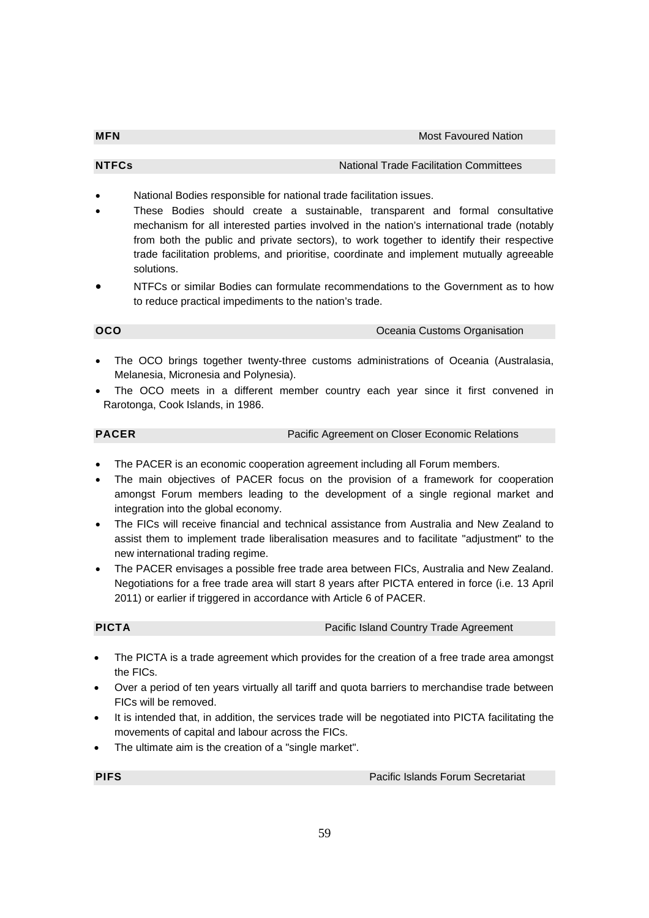**MFN** Most Favoured Nation

**NTFCs** National Trade Facilitation Committees

- National Bodies responsible for national trade facilitation issues.
- These Bodies should create a sustainable, transparent and formal consultative mechanism for all interested parties involved in the nation's international trade (notably from both the public and private sectors), to work together to identify their respective trade facilitation problems, and prioritise, coordinate and implement mutually agreeable solutions.
- NTFCs or similar Bodies can formulate recommendations to the Government as to how to reduce practical impediments to the nation's trade.

**OCO** Oceania Customs Organisation

- The OCO brings together twenty-three customs administrations of Oceania (Australasia, Melanesia, Micronesia and Polynesia).
- The OCO meets in a different member country each year since it first convened in Rarotonga, Cook Islands, in 1986.

**PACER** Pacific Agreement on Closer Economic Relations

- The PACER is an economic cooperation agreement including all Forum members.
- The main objectives of PACER focus on the provision of a framework for cooperation amongst Forum members leading to the development of a single regional market and integration into the global economy.
- The FICs will receive financial and technical assistance from Australia and New Zealand to assist them to implement trade liberalisation measures and to facilitate "adjustment" to the new international trading regime.
- The PACER envisages a possible free trade area between FICs, Australia and New Zealand. Negotiations for a free trade area will start 8 years after PICTA entered in force (i.e. 13 April 2011) or earlier if triggered in accordance with Article 6 of PACER.

**PICTA** Pacific Island Country Trade Agreement

- The PICTA is a trade agreement which provides for the creation of a free trade area amongst the FICs.
- Over a period of ten years virtually all tariff and quota barriers to merchandise trade between FICs will be removed.
- It is intended that, in addition, the services trade will be negotiated into PICTA facilitating the movements of capital and labour across the FICs.
- The ultimate aim is the creation of a "single market".

**PIFS** Pacific Islands Forum Secretariat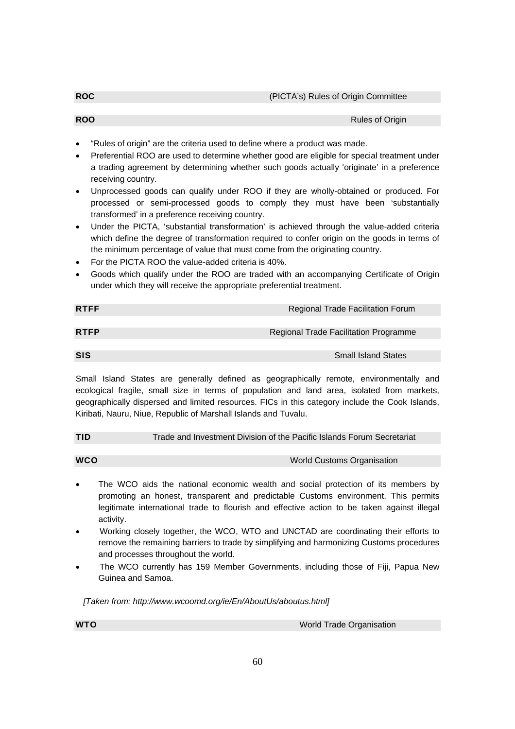| **ROC** | (PICTA's) Rules of Origin Committee |
|---|---|

| **ROO** | Rules of Origin |
|---|---|

- "Rules of origin" are the criteria used to define where a product was made.
- Preferential ROO are used to determine whether good are eligible for special treatment under a trading agreement by determining whether such goods actually 'originate' in a preference receiving country.
- Unprocessed goods can qualify under ROO if they are wholly-obtained or produced. For processed or semi-processed goods to comply they must have been 'substantially transformed' in a preference receiving country.
- Under the PICTA, 'substantial transformation' is achieved through the value-added criteria which define the degree of transformation required to confer origin on the goods in terms of the minimum percentage of value that must come from the originating country.
- For the PICTA ROO the value-added criteria is 40%.
- Goods which qualify under the ROO are traded with an accompanying Certificate of Origin under which they will receive the appropriate preferential treatment.

| **RTFF** | Regional Trade Facilitation Forum |
|---|---|

| **RTFP** | Regional Trade Facilitation Programme |
|---|---|

| **SIS** | Small Island States |
|---|---|

Small Island States are generally defined as geographically remote, environmentally and ecological fragile, small size in terms of population and land area, isolated from markets, geographically dispersed and limited resources. FICs in this category include the Cook Islands, Kiribati, Nauru, Niue, Republic of Marshall Islands and Tuvalu.

| **TID** | Trade and Investment Division of the Pacific Islands Forum Secretariat |
|---|---|

| **WCO** | World Customs Organisation |
|---|---|

- The WCO aids the national economic wealth and social protection of its members by promoting an honest, transparent and predictable Customs environment. This permits legitimate international trade to flourish and effective action to be taken against illegal activity.
- Working closely together, the WCO, WTO and UNCTAD are coordinating their efforts to remove the remaining barriers to trade by simplifying and harmonizing Customs procedures and processes throughout the world.
- The WCO currently has 159 Member Governments, including those of Fiji, Papua New Guinea and Samoa.

*[Taken from: http://www.wcoomd.org/ie/En/AboutUs/aboutus.html]*

| **WTO** | World Trade Organisation |
|---|---|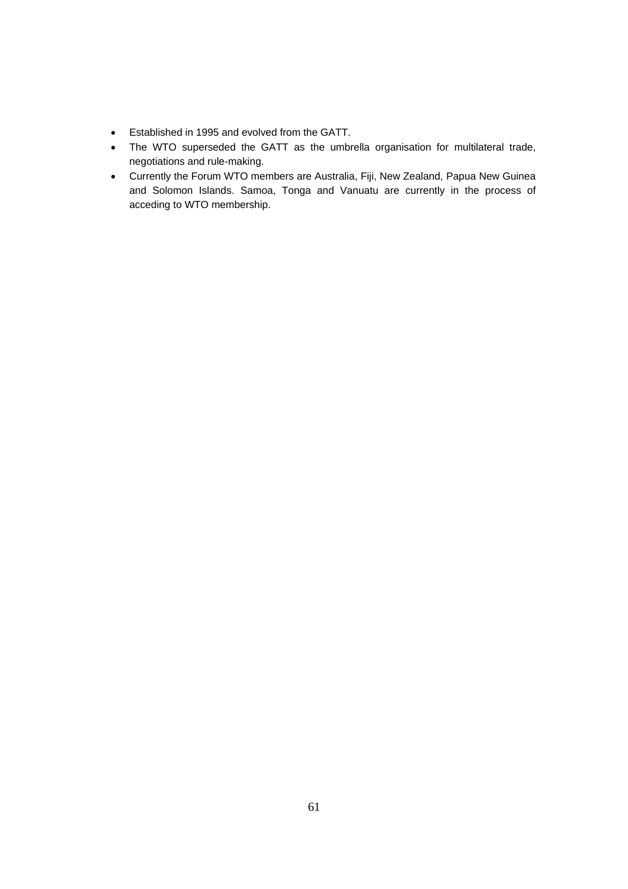- Established in 1995 and evolved from the GATT.
- The WTO superseded the GATT as the umbrella organisation for multilateral trade, negotiations and rule-making.
- Currently the Forum WTO members are Australia, Fiji, New Zealand, Papua New Guinea and Solomon Islands. Samoa, Tonga and Vanuatu are currently in the process of acceding to WTO membership.